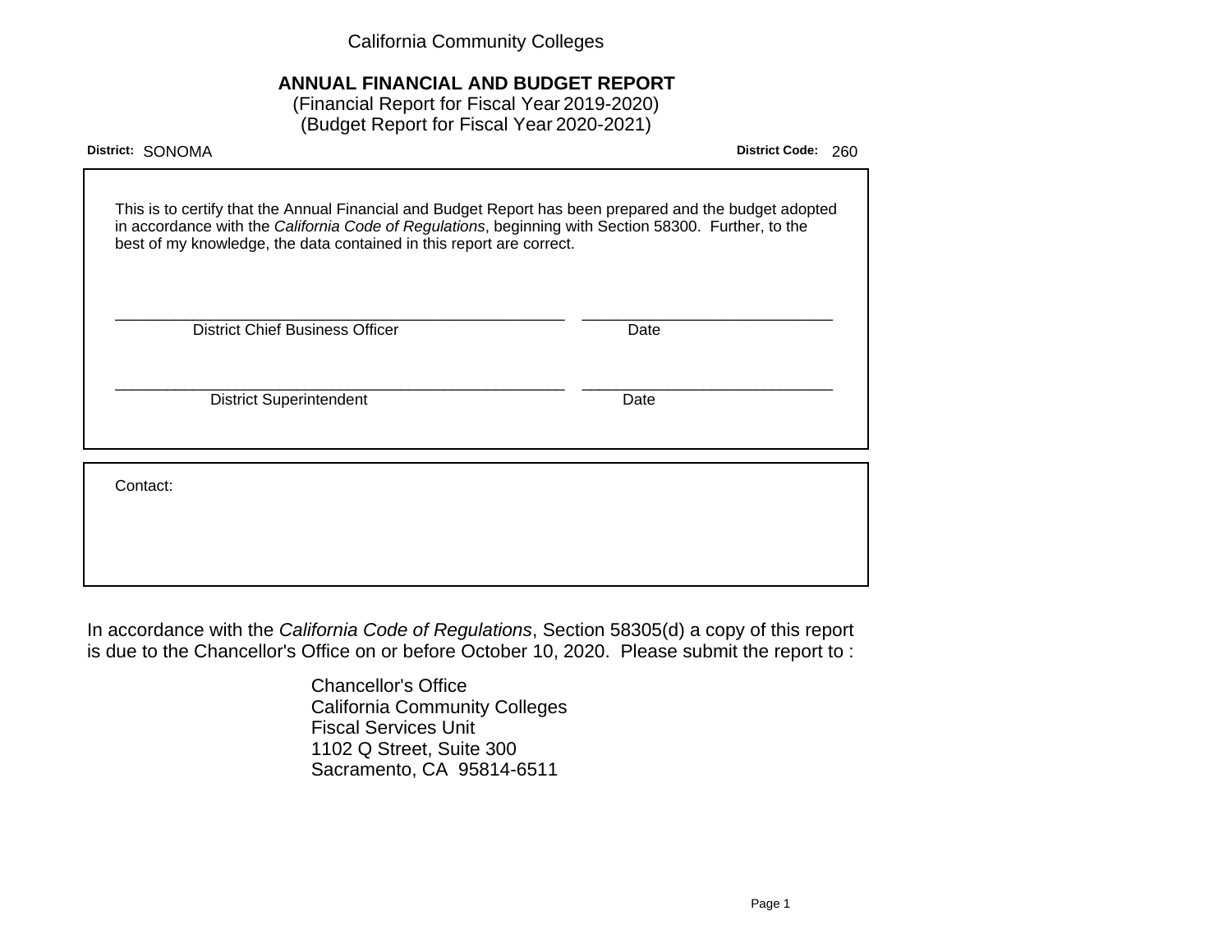California Community Colleges

# ANNUAL FINANCIAL AND BUDGET REPORT

(Financial Report for Fiscal Year 2019-2020)
(Budget Report for Fiscal Year 2020-2021)

**District:** SONOMA **District Code:** 260

This is to certify that the Annual Financial and Budget Report has been prepared and the budget adopted in accordance with the *California Code of Regulations*, beginning with Section 58300. Further, to the best of my knowledge, the data contained in this report are correct.

_____________________________________________ ________________________
District Chief Business Officer Date

_____________________________________________ ________________________
District Superintendent Date

Contact:

In accordance with the *California Code of Regulations*, Section 58305(d) a copy of this report is due to the Chancellor's Office on or before October 10, 2020. Please submit the report to :

Chancellor's Office
California Community Colleges
Fiscal Services Unit
1102 Q Street, Suite 300
Sacramento, CA 95814-6511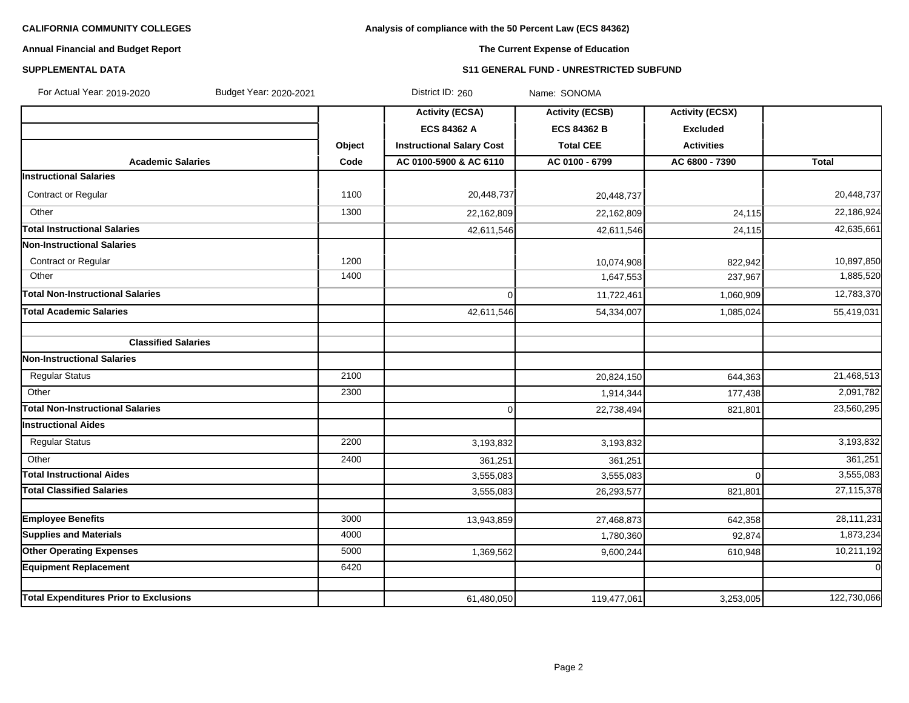**CALIFORNIA COMMUNITY COLLEGES**

**Annual Financial and Budget Report**

**SUPPLEMENTAL DATA**

**Analysis of compliance with the 50 Percent Law (ECS 84362)**

**The Current Expense of Education**

**S11 GENERAL FUND - UNRESTRICTED SUBFUND**

For Actual Year: 2019-2020 Budget Year: 2020-2021 District ID: 260 Name: SONOMA

| | | Activity (ECSA) | Activity (ECSB) | Activity (ECSX) | |
|---|---|---|---|---|---|
| | | ECS 84362 A | ECS 84362 B | Excluded | |
| | Object | Instructional Salary Cost | Total CEE | Activities | |
| **Academic Salaries** | Code | AC 0100-5900 & AC 6110 | AC 0100 - 6799 | AC 6800 - 7390 | Total |
| **Instructional Salaries** | | | | | |
| Contract or Regular | 1100 | 20,448,737 | 20,448,737 | | 20,448,737 |
| Other | 1300 | 22,162,809 | 22,162,809 | 24,115 | 22,186,924 |
| **Total Instructional Salaries** | | 42,611,546 | 42,611,546 | 24,115 | 42,635,661 |
| **Non-Instructional Salaries** | | | | | |
| Contract or Regular | 1200 | | 10,074,908 | 822,942 | 10,897,850 |
| Other | 1400 | | 1,647,553 | 237,967 | 1,885,520 |
| **Total Non-Instructional Salaries** | | 0 | 11,722,461 | 1,060,909 | 12,783,370 |
| **Total Academic Salaries** | | 42,611,546 | 54,334,007 | 1,085,024 | 55,419,031 |
| | | | | | |
| **Classified Salaries** | | | | | |
| **Non-Instructional Salaries** | | | | | |
| Regular Status | 2100 | | 20,824,150 | 644,363 | 21,468,513 |
| Other | 2300 | | 1,914,344 | 177,438 | 2,091,782 |
| **Total Non-Instructional Salaries** | | 0 | 22,738,494 | 821,801 | 23,560,295 |
| **Instructional Aides** | | | | | |
| Regular Status | 2200 | 3,193,832 | 3,193,832 | | 3,193,832 |
| Other | 2400 | 361,251 | 361,251 | | 361,251 |
| **Total Instructional Aides** | | 3,555,083 | 3,555,083 | 0 | 3,555,083 |
| **Total Classified Salaries** | | 3,555,083 | 26,293,577 | 821,801 | 27,115,378 |
| | | | | | |
| **Employee Benefits** | 3000 | 13,943,859 | 27,468,873 | 642,358 | 28,111,231 |
| **Supplies and Materials** | 4000 | | 1,780,360 | 92,874 | 1,873,234 |
| **Other Operating Expenses** | 5000 | 1,369,562 | 9,600,244 | 610,948 | 10,211,192 |
| **Equipment Replacement** | 6420 | | | | 0 |
| | | | | | |
| **Total Expenditures Prior to Exclusions** | | 61,480,050 | 119,477,061 | 3,253,005 | 122,730,066 |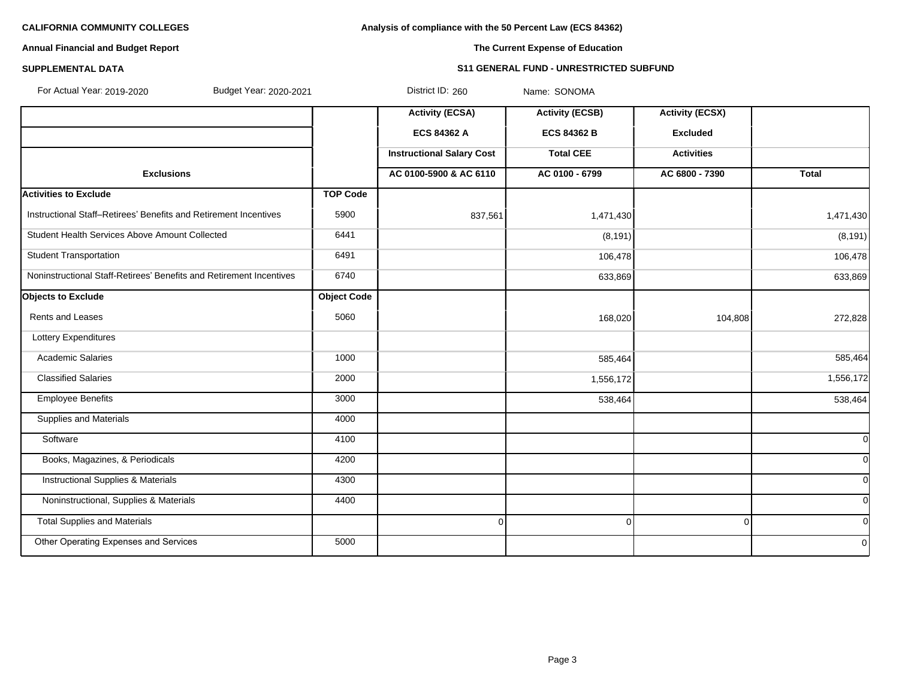**CALIFORNIA COMMUNITY COLLEGES**

**Annual Financial and Budget Report**

**SUPPLEMENTAL DATA**

**Analysis of compliance with the 50 Percent Law (ECS 84362)**

**The Current Expense of Education**

**S11 GENERAL FUND - UNRESTRICTED SUBFUND**

For Actual Year: 2019-2020 Budget Year: 2020-2021 District ID: 260 Name: SONOMA

| | | Activity (ECSA) | Activity (ECSB) | Activity (ECSX) | |
|---|---|---|---|---|---|
| | | ECS 84362 A | ECS 84362 B | Excluded | |
| | | Instructional Salary Cost | Total CEE | Activities | |
| **Exclusions** | | AC 0100-5900 & AC 6110 | AC 0100 - 6799 | AC 6800 - 7390 | Total |
| **Activities to Exclude** | **TOP Code** | | | | |
| Instructional Staff–Retirees' Benefits and Retirement Incentives | 5900 | 837,561 | 1,471,430 | | 1,471,430 |
| Student Health Services Above Amount Collected | 6441 | | (8,191) | | (8,191) |
| Student Transportation | 6491 | | 106,478 | | 106,478 |
| Noninstructional Staff-Retirees' Benefits and Retirement Incentives | 6740 | | 633,869 | | 633,869 |
| **Objects to Exclude** | **Object Code** | | | | |
| Rents and Leases | 5060 | | 168,020 | 104,808 | 272,828 |
| Lottery Expenditures | | | | | |
| Academic Salaries | 1000 | | 585,464 | | 585,464 |
| Classified Salaries | 2000 | | 1,556,172 | | 1,556,172 |
| Employee Benefits | 3000 | | 538,464 | | 538,464 |
| Supplies and Materials | 4000 | | | | |
| Software | 4100 | | | | 0 |
| Books, Magazines, & Periodicals | 4200 | | | | 0 |
| Instructional Supplies & Materials | 4300 | | | | 0 |
| Noninstructional, Supplies & Materials | 4400 | | | | 0 |
| Total Supplies and Materials | | 0 | 0 | 0 | 0 |
| Other Operating Expenses and Services | 5000 | | | | 0 |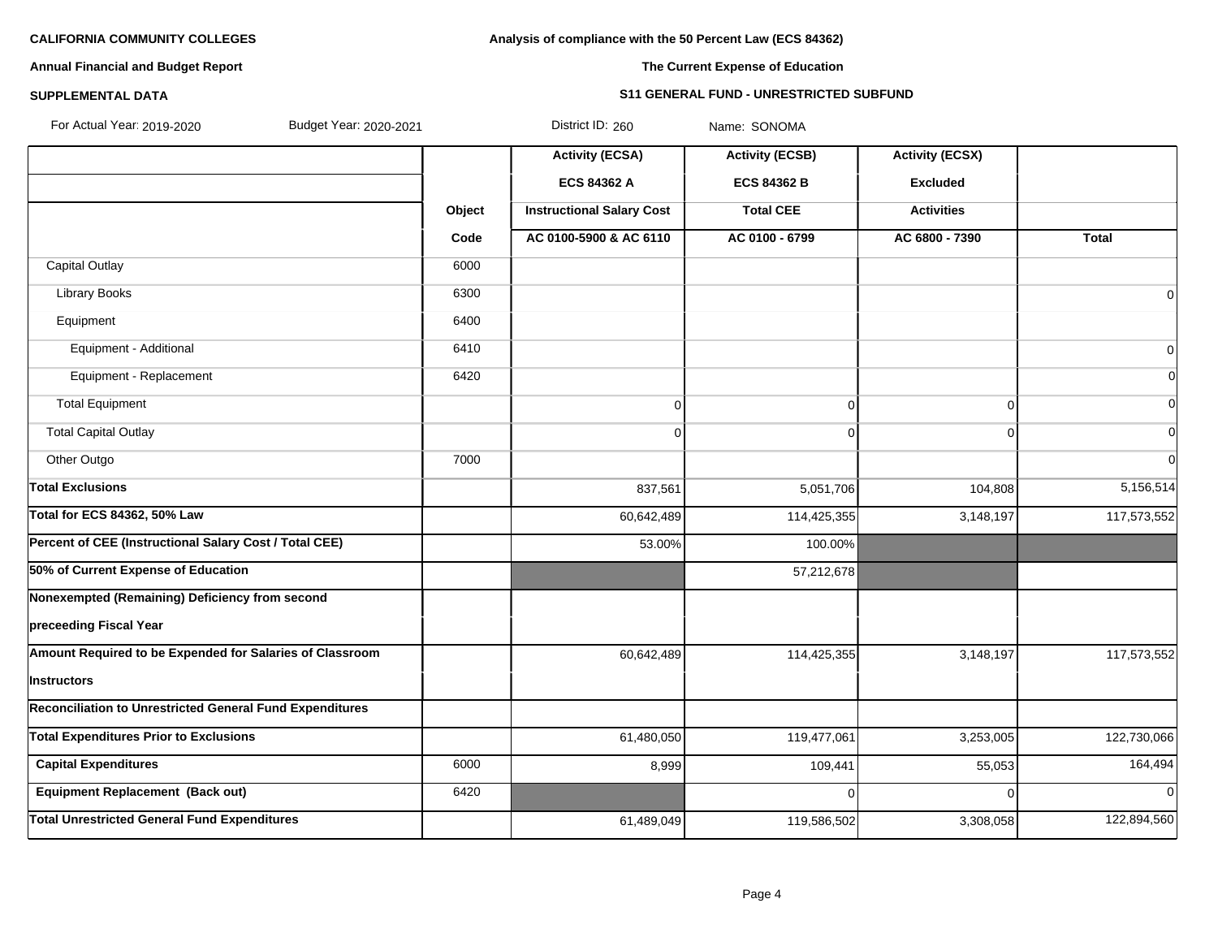**CALIFORNIA COMMUNITY COLLEGES**

**Annual Financial and Budget Report**

**SUPPLEMENTAL DATA**

**Analysis of compliance with the 50 Percent Law (ECS 84362)**

**The Current Expense of Education**

**S11 GENERAL FUND - UNRESTRICTED SUBFUND**

For Actual Year: 2019-2020 Budget Year: 2020-2021 District ID: 260 Name: SONOMA

| | Object Code | Activity (ECSA) ECS 84362 A Instructional Salary Cost AC 0100-5900 & AC 6110 | Activity (ECSB) ECS 84362 B Total CEE AC 0100 - 6799 | Activity (ECSX) Excluded Activities AC 6800 - 7390 | Total |
|---|---|---|---|---|---|
| Capital Outlay | 6000 | | | | |
| Library Books | 6300 | | | | 0 |
| Equipment | 6400 | | | | |
| Equipment - Additional | 6410 | | | | 0 |
| Equipment - Replacement | 6420 | | | | 0 |
| Total Equipment | | 0 | 0 | 0 | 0 |
| Total Capital Outlay | | 0 | 0 | 0 | 0 |
| Other Outgo | 7000 | | | | 0 |
| **Total Exclusions** | | 837,561 | 5,051,706 | 104,808 | 5,156,514 |
| **Total for ECS 84362, 50% Law** | | 60,642,489 | 114,425,355 | 3,148,197 | 117,573,552 |
| **Percent of CEE (Instructional Salary Cost / Total CEE)** | | 53.00% | 100.00% | | |
| **50% of Current Expense of Education** | | | 57,212,678 | | |
| **Nonexempted (Remaining) Deficiency from second preceeding Fiscal Year** | | | | | |
| **Amount Required to be Expended for Salaries of Classroom Instructors** | | 60,642,489 | 114,425,355 | 3,148,197 | 117,573,552 |
| **Reconciliation to Unrestricted General Fund Expenditures** | | | | | |
| **Total Expenditures Prior to Exclusions** | | 61,480,050 | 119,477,061 | 3,253,005 | 122,730,066 |
| **Capital Expenditures** | 6000 | 8,999 | 109,441 | 55,053 | 164,494 |
| **Equipment Replacement (Back out)** | 6420 | | 0 | 0 | 0 |
| **Total Unrestricted General Fund Expenditures** | | 61,489,049 | 119,586,502 | 3,308,058 | 122,894,560 |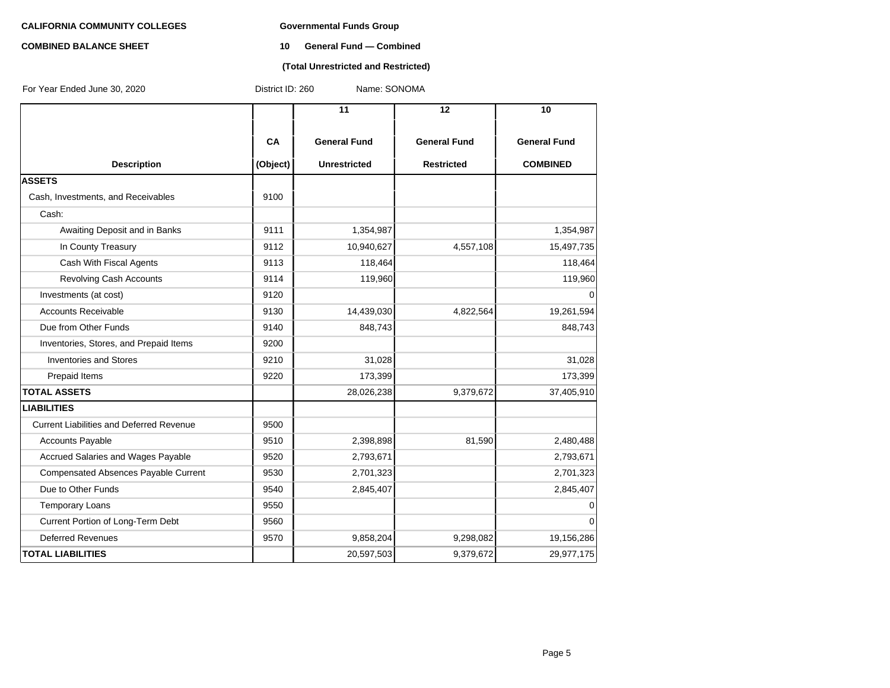**CALIFORNIA COMMUNITY COLLEGES** **Governmental Funds Group**

**COMBINED BALANCE SHEET** **10 General Fund — Combined**

**(Total Unrestricted and Restricted)**

For Year Ended June 30, 2020 District ID: 260 Name: SONOMA

| Description | CA (Object) | 11 General Fund Unrestricted | 12 General Fund Restricted | 10 General Fund COMBINED |
|---|---|---|---|---|
| **ASSETS** | | | | |
| Cash, Investments, and Receivables | 9100 | | | |
| Cash: | | | | |
| Awaiting Deposit and in Banks | 9111 | 1,354,987 | | 1,354,987 |
| In County Treasury | 9112 | 10,940,627 | 4,557,108 | 15,497,735 |
| Cash With Fiscal Agents | 9113 | 118,464 | | 118,464 |
| Revolving Cash Accounts | 9114 | 119,960 | | 119,960 |
| Investments (at cost) | 9120 | | | 0 |
| Accounts Receivable | 9130 | 14,439,030 | 4,822,564 | 19,261,594 |
| Due from Other Funds | 9140 | 848,743 | | 848,743 |
| Inventories, Stores, and Prepaid Items | 9200 | | | |
| Inventories and Stores | 9210 | 31,028 | | 31,028 |
| Prepaid Items | 9220 | 173,399 | | 173,399 |
| **TOTAL ASSETS** | | 28,026,238 | 9,379,672 | 37,405,910 |
| **LIABILITIES** | | | | |
| Current Liabilities and Deferred Revenue | 9500 | | | |
| Accounts Payable | 9510 | 2,398,898 | 81,590 | 2,480,488 |
| Accrued Salaries and Wages Payable | 9520 | 2,793,671 | | 2,793,671 |
| Compensated Absences Payable Current | 9530 | 2,701,323 | | 2,701,323 |
| Due to Other Funds | 9540 | 2,845,407 | | 2,845,407 |
| Temporary Loans | 9550 | | | 0 |
| Current Portion of Long-Term Debt | 9560 | | | 0 |
| Deferred Revenues | 9570 | 9,858,204 | 9,298,082 | 19,156,286 |
| **TOTAL LIABILITIES** | | 20,597,503 | 9,379,672 | 29,977,175 |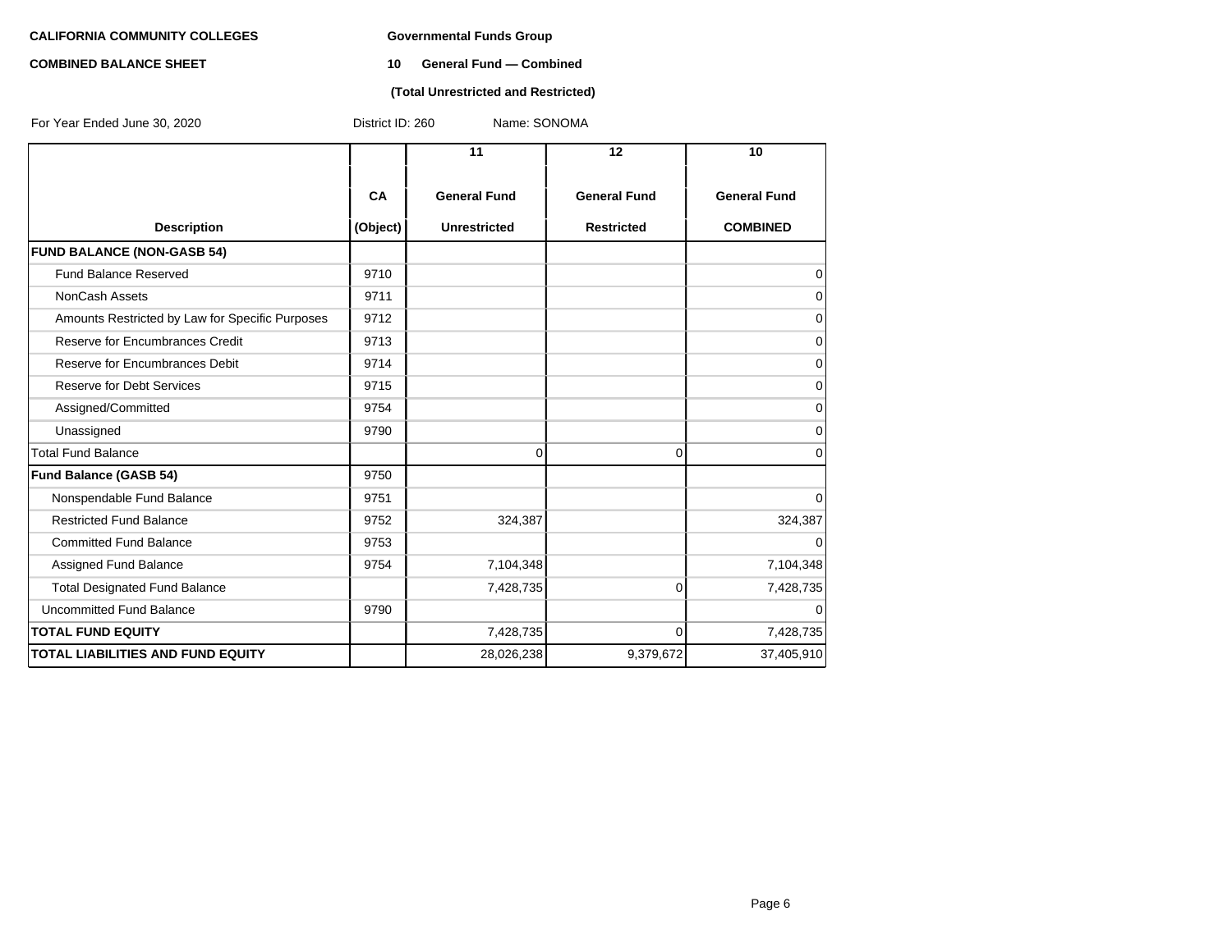**CALIFORNIA COMMUNITY COLLEGES**

**COMBINED BALANCE SHEET**

**Governmental Funds Group**

**10 General Fund — Combined**

**(Total Unrestricted and Restricted)**

For Year Ended June 30, 2020 District ID: 260 Name: SONOMA

| Description | CA (Object) | 11 General Fund Unrestricted | 12 General Fund Restricted | 10 General Fund COMBINED |
|---|---|---|---|---|
| **FUND BALANCE (NON-GASB 54)** | | | | |
| Fund Balance Reserved | 9710 | | | 0 |
| NonCash Assets | 9711 | | | 0 |
| Amounts Restricted by Law for Specific Purposes | 9712 | | | 0 |
| Reserve for Encumbrances Credit | 9713 | | | 0 |
| Reserve for Encumbrances Debit | 9714 | | | 0 |
| Reserve for Debt Services | 9715 | | | 0 |
| Assigned/Committed | 9754 | | | 0 |
| Unassigned | 9790 | | | 0 |
| Total Fund Balance | | 0 | 0 | 0 |
| **Fund Balance (GASB 54)** | 9750 | | | |
| Nonspendable Fund Balance | 9751 | | | 0 |
| Restricted Fund Balance | 9752 | 324,387 | | 324,387 |
| Committed Fund Balance | 9753 | | | 0 |
| Assigned Fund Balance | 9754 | 7,104,348 | | 7,104,348 |
| Total Designated Fund Balance | | 7,428,735 | 0 | 7,428,735 |
| Uncommitted Fund Balance | 9790 | | | 0 |
| **TOTAL FUND EQUITY** | | 7,428,735 | 0 | 7,428,735 |
| **TOTAL LIABILITIES AND FUND EQUITY** | | 28,026,238 | 9,379,672 | 37,405,910 |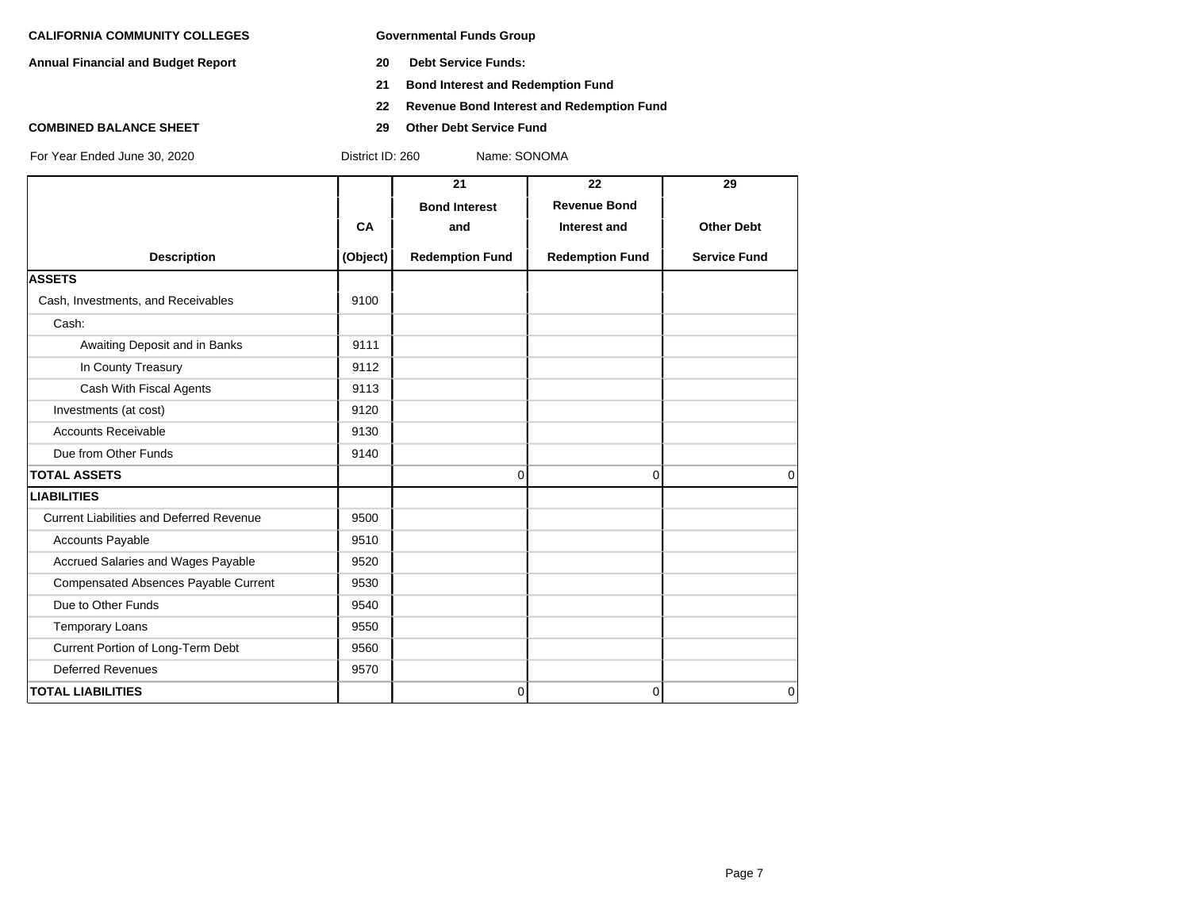**CALIFORNIA COMMUNITY COLLEGES**

**Annual Financial and Budget Report**

**COMBINED BALANCE SHEET**

**Governmental Funds Group**

**20 Debt Service Funds:**

**21 Bond Interest and Redemption Fund**

**22 Revenue Bond Interest and Redemption Fund**

**29 Other Debt Service Fund**

For Year Ended June 30, 2020 District ID: 260 Name: SONOMA

| Description | CA (Object) | 21 Bond Interest and Redemption Fund | 22 Revenue Bond Interest and Redemption Fund | 29 Other Debt Service Fund |
|---|---|---|---|---|
| **ASSETS** | | | | |
| Cash, Investments, and Receivables | 9100 | | | |
| Cash: | | | | |
| Awaiting Deposit and in Banks | 9111 | | | |
| In County Treasury | 9112 | | | |
| Cash With Fiscal Agents | 9113 | | | |
| Investments (at cost) | 9120 | | | |
| Accounts Receivable | 9130 | | | |
| Due from Other Funds | 9140 | | | |
| **TOTAL ASSETS** | | 0 | 0 | 0 |
| **LIABILITIES** | | | | |
| Current Liabilities and Deferred Revenue | 9500 | | | |
| Accounts Payable | 9510 | | | |
| Accrued Salaries and Wages Payable | 9520 | | | |
| Compensated Absences Payable Current | 9530 | | | |
| Due to Other Funds | 9540 | | | |
| Temporary Loans | 9550 | | | |
| Current Portion of Long-Term Debt | 9560 | | | |
| Deferred Revenues | 9570 | | | |
| **TOTAL LIABILITIES** | | 0 | 0 | 0 |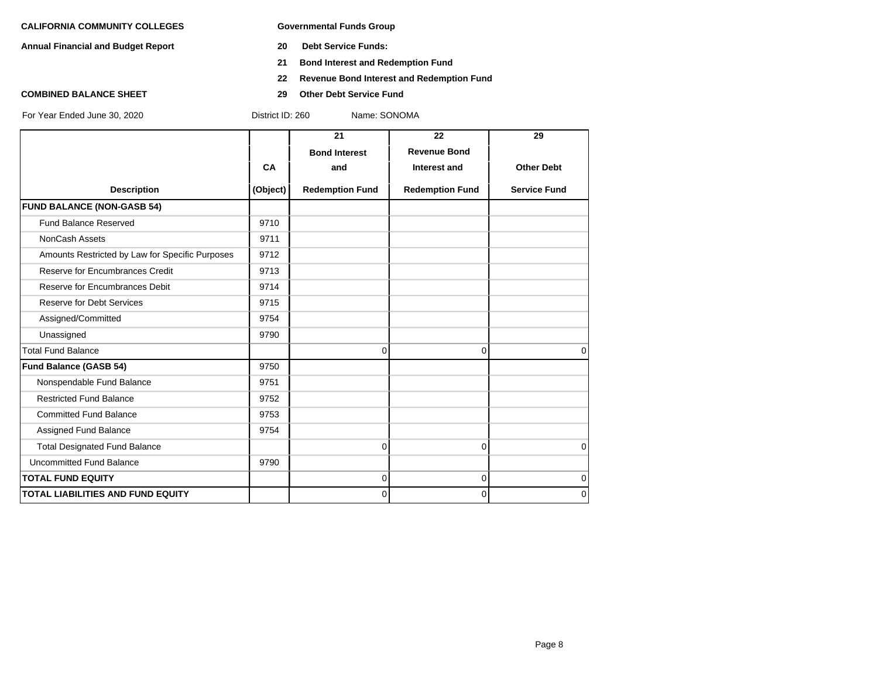**CALIFORNIA COMMUNITY COLLEGES**

**Annual Financial and Budget Report**

**COMBINED BALANCE SHEET**

**Governmental Funds Group**

**20 Debt Service Funds:**

**21 Bond Interest and Redemption Fund**

**22 Revenue Bond Interest and Redemption Fund**

**29 Other Debt Service Fund**

For Year Ended June 30, 2020 District ID: 260 Name: SONOMA

| Description | CA (Object) | 21 Bond Interest and Redemption Fund | 22 Revenue Bond Interest and Redemption Fund | 29 Other Debt Service Fund |
|---|---|---|---|---|
| **FUND BALANCE (NON-GASB 54)** | | | | |
| Fund Balance Reserved | 9710 | | | |
| NonCash Assets | 9711 | | | |
| Amounts Restricted by Law for Specific Purposes | 9712 | | | |
| Reserve for Encumbrances Credit | 9713 | | | |
| Reserve for Encumbrances Debit | 9714 | | | |
| Reserve for Debt Services | 9715 | | | |
| Assigned/Committed | 9754 | | | |
| Unassigned | 9790 | | | |
| Total Fund Balance | | 0 | 0 | 0 |
| **Fund Balance (GASB 54)** | 9750 | | | |
| Nonspendable Fund Balance | 9751 | | | |
| Restricted Fund Balance | 9752 | | | |
| Committed Fund Balance | 9753 | | | |
| Assigned Fund Balance | 9754 | | | |
| Total Designated Fund Balance | | 0 | 0 | 0 |
| Uncommitted Fund Balance | 9790 | | | |
| **TOTAL FUND EQUITY** | | 0 | 0 | 0 |
| **TOTAL LIABILITIES AND FUND EQUITY** | | 0 | 0 | 0 |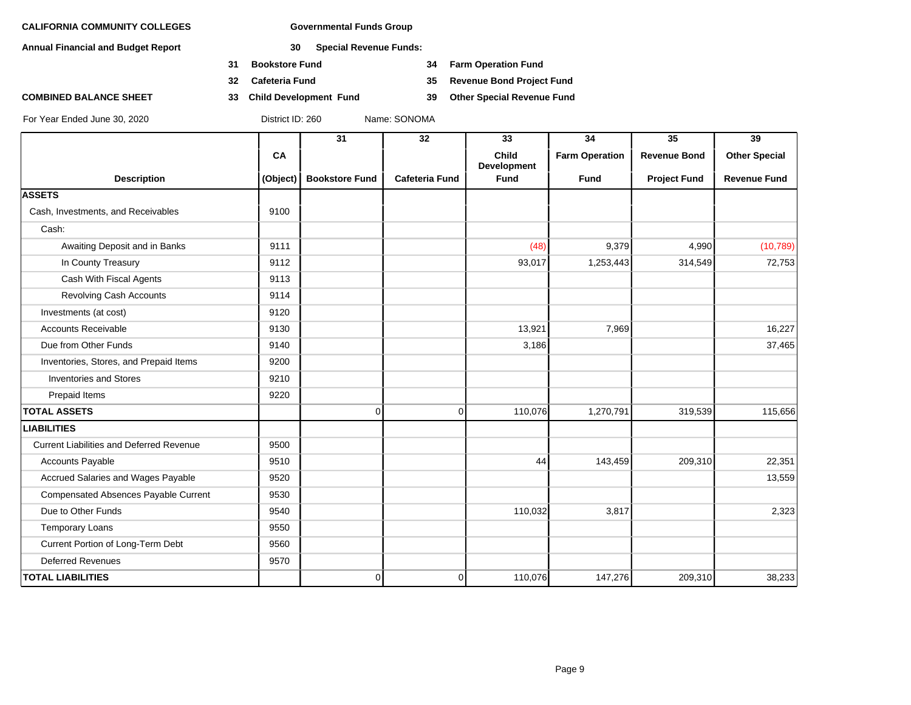**CALIFORNIA COMMUNITY COLLEGES**

**Annual Financial and Budget Report**

**COMBINED BALANCE SHEET**

**Governmental Funds Group**

**30 Special Revenue Funds:**

- **31 Bookstore Fund**
- **32 Cafeteria Fund**
- **33 Child Development Fund**
- **34 Farm Operation Fund**
- **35 Revenue Bond Project Fund**
- **39 Other Special Revenue Fund**

For Year Ended June 30, 2020 District ID: 260 Name: SONOMA

| Description | CA (Object) | 31 Bookstore Fund | 32 Cafeteria Fund | 33 Child Development Fund | 34 Farm Operation Fund | 35 Revenue Bond Project Fund | 39 Other Special Revenue Fund |
|---|---|---|---|---|---|---|---|
| **ASSETS** | | | | | | | |
| Cash, Investments, and Receivables | 9100 | | | | | | |
| Cash: | | | | | | | |
| Awaiting Deposit and in Banks | 9111 | | | (48) | 9,379 | 4,990 | (10,789) |
| In County Treasury | 9112 | | | 93,017 | 1,253,443 | 314,549 | 72,753 |
| Cash With Fiscal Agents | 9113 | | | | | | |
| Revolving Cash Accounts | 9114 | | | | | | |
| Investments (at cost) | 9120 | | | | | | |
| Accounts Receivable | 9130 | | | 13,921 | 7,969 | | 16,227 |
| Due from Other Funds | 9140 | | | 3,186 | | | 37,465 |
| Inventories, Stores, and Prepaid Items | 9200 | | | | | | |
| Inventories and Stores | 9210 | | | | | | |
| Prepaid Items | 9220 | | | | | | |
| **TOTAL ASSETS** | | 0 | 0 | 110,076 | 1,270,791 | 319,539 | 115,656 |
| **LIABILITIES** | | | | | | | |
| Current Liabilities and Deferred Revenue | 9500 | | | | | | |
| Accounts Payable | 9510 | | | 44 | 143,459 | 209,310 | 22,351 |
| Accrued Salaries and Wages Payable | 9520 | | | | | | 13,559 |
| Compensated Absences Payable Current | 9530 | | | | | | |
| Due to Other Funds | 9540 | | | 110,032 | 3,817 | | 2,323 |
| Temporary Loans | 9550 | | | | | | |
| Current Portion of Long-Term Debt | 9560 | | | | | | |
| Deferred Revenues | 9570 | | | | | | |
| **TOTAL LIABILITIES** | | 0 | 0 | 110,076 | 147,276 | 209,310 | 38,233 |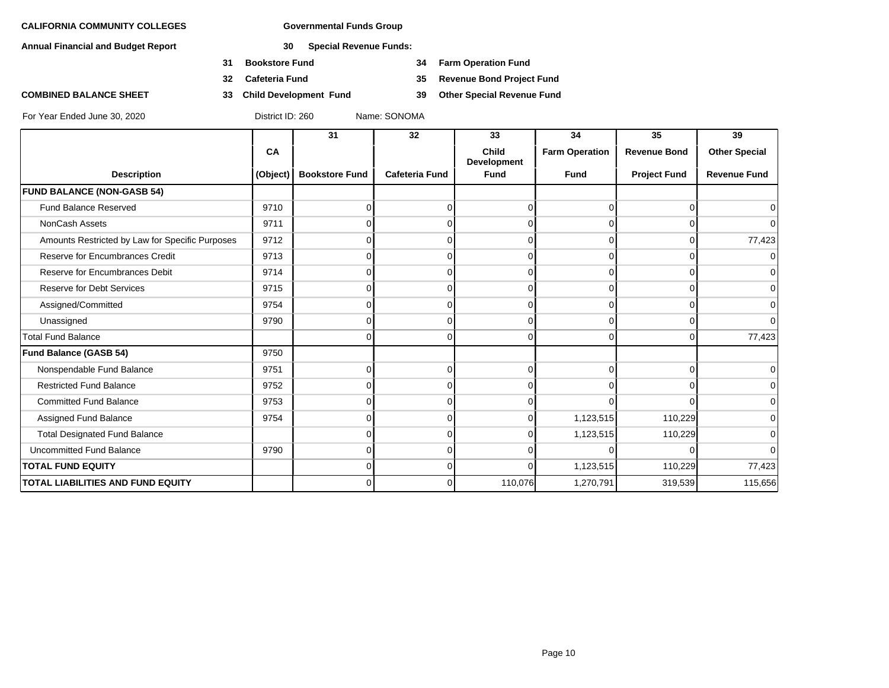**CALIFORNIA COMMUNITY COLLEGES** **Governmental Funds Group**

**Annual Financial and Budget Report** **30 Special Revenue Funds:**

**31 Bookstore Fund** **34 Farm Operation Fund**

**32 Cafeteria Fund** **35 Revenue Bond Project Fund**

**COMBINED BALANCE SHEET** **33 Child Development Fund** **39 Other Special Revenue Fund**

For Year Ended June 30, 2020 District ID: 260 Name: SONOMA

| Description | CA (Object) | 31 Bookstore Fund | 32 Cafeteria Fund | 33 Child Development Fund | 34 Farm Operation Fund | 35 Revenue Bond Project Fund | 39 Other Special Revenue Fund |
|---|---|---|---|---|---|---|---|
| **FUND BALANCE (NON-GASB 54)** | | | | | | | |
| Fund Balance Reserved | 9710 | 0 | 0 | 0 | 0 | 0 | 0 |
| NonCash Assets | 9711 | 0 | 0 | 0 | 0 | 0 | 0 |
| Amounts Restricted by Law for Specific Purposes | 9712 | 0 | 0 | 0 | 0 | 0 | 77,423 |
| Reserve for Encumbrances Credit | 9713 | 0 | 0 | 0 | 0 | 0 | 0 |
| Reserve for Encumbrances Debit | 9714 | 0 | 0 | 0 | 0 | 0 | 0 |
| Reserve for Debt Services | 9715 | 0 | 0 | 0 | 0 | 0 | 0 |
| Assigned/Committed | 9754 | 0 | 0 | 0 | 0 | 0 | 0 |
| Unassigned | 9790 | 0 | 0 | 0 | 0 | 0 | 0 |
| Total Fund Balance | | 0 | 0 | 0 | 0 | 0 | 77,423 |
| **Fund Balance (GASB 54)** | 9750 | | | | | | |
| Nonspendable Fund Balance | 9751 | 0 | 0 | 0 | 0 | 0 | 0 |
| Restricted Fund Balance | 9752 | 0 | 0 | 0 | 0 | 0 | 0 |
| Committed Fund Balance | 9753 | 0 | 0 | 0 | 0 | 0 | 0 |
| Assigned Fund Balance | 9754 | 0 | 0 | 0 | 1,123,515 | 110,229 | 0 |
| Total Designated Fund Balance | | 0 | 0 | 0 | 1,123,515 | 110,229 | 0 |
| Uncommitted Fund Balance | 9790 | 0 | 0 | 0 | 0 | 0 | 0 |
| **TOTAL FUND EQUITY** | | 0 | 0 | 0 | 1,123,515 | 110,229 | 77,423 |
| **TOTAL LIABILITIES AND FUND EQUITY** | | 0 | 0 | 110,076 | 1,270,791 | 319,539 | 115,656 |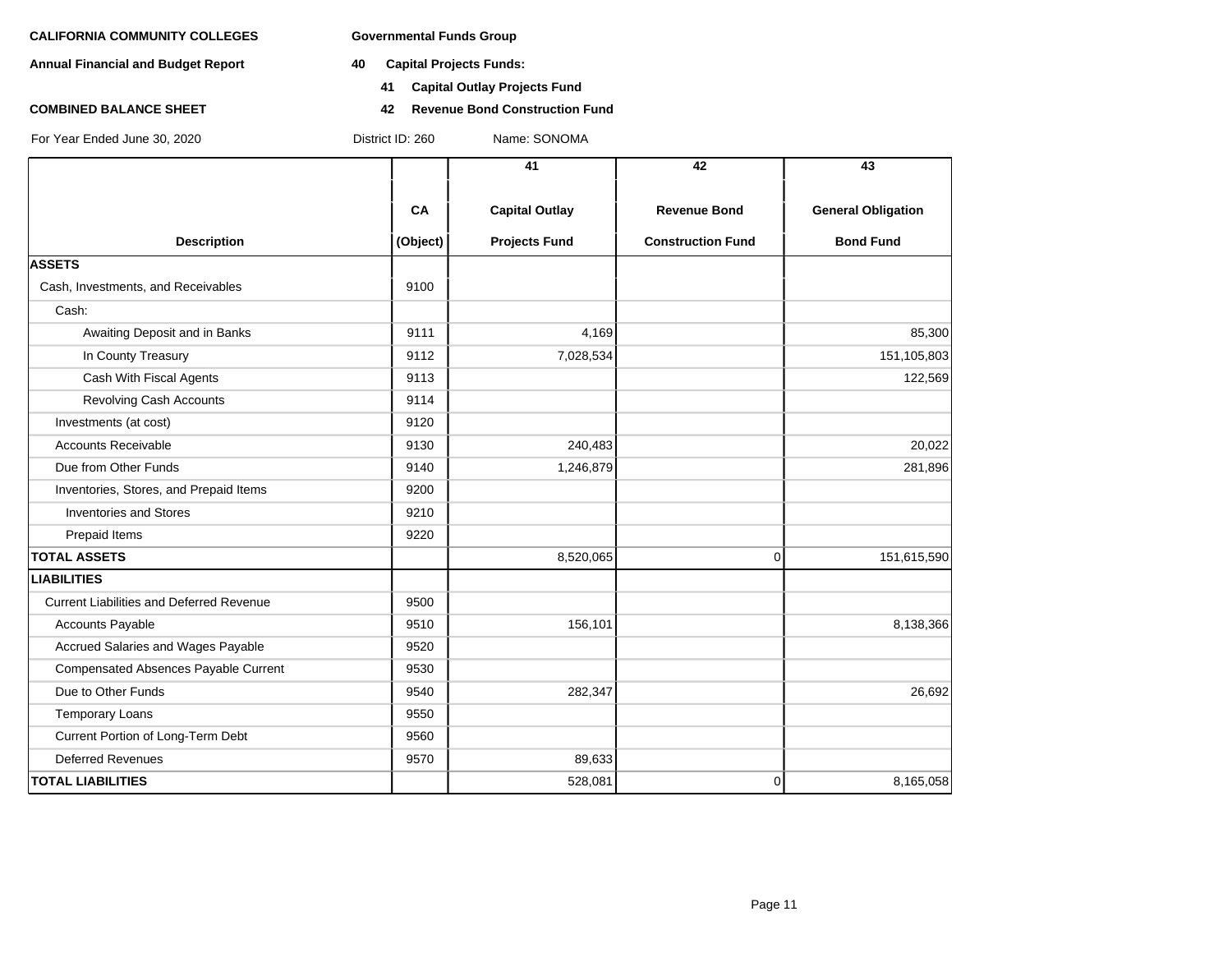**CALIFORNIA COMMUNITY COLLEGES** **Governmental Funds Group**

**Annual Financial and Budget Report** **40 Capital Projects Funds:**

**41 Capital Outlay Projects Fund**

**COMBINED BALANCE SHEET** **42 Revenue Bond Construction Fund**

For Year Ended June 30, 2020 District ID: 260 Name: SONOMA

| Description | CA (Object) | 41 Capital Outlay Projects Fund | 42 Revenue Bond Construction Fund | 43 General Obligation Bond Fund |
|---|---|---|---|---|
| **ASSETS** | | | | |
| Cash, Investments, and Receivables | 9100 | | | |
| Cash: | | | | |
| Awaiting Deposit and in Banks | 9111 | 4,169 | | 85,300 |
| In County Treasury | 9112 | 7,028,534 | | 151,105,803 |
| Cash With Fiscal Agents | 9113 | | | 122,569 |
| Revolving Cash Accounts | 9114 | | | |
| Investments (at cost) | 9120 | | | |
| Accounts Receivable | 9130 | 240,483 | | 20,022 |
| Due from Other Funds | 9140 | 1,246,879 | | 281,896 |
| Inventories, Stores, and Prepaid Items | 9200 | | | |
| Inventories and Stores | 9210 | | | |
| Prepaid Items | 9220 | | | |
| **TOTAL ASSETS** | | 8,520,065 | 0 | 151,615,590 |
| **LIABILITIES** | | | | |
| Current Liabilities and Deferred Revenue | 9500 | | | |
| Accounts Payable | 9510 | 156,101 | | 8,138,366 |
| Accrued Salaries and Wages Payable | 9520 | | | |
| Compensated Absences Payable Current | 9530 | | | |
| Due to Other Funds | 9540 | 282,347 | | 26,692 |
| Temporary Loans | 9550 | | | |
| Current Portion of Long-Term Debt | 9560 | | | |
| Deferred Revenues | 9570 | 89,633 | | |
| **TOTAL LIABILITIES** | | 528,081 | 0 | 8,165,058 |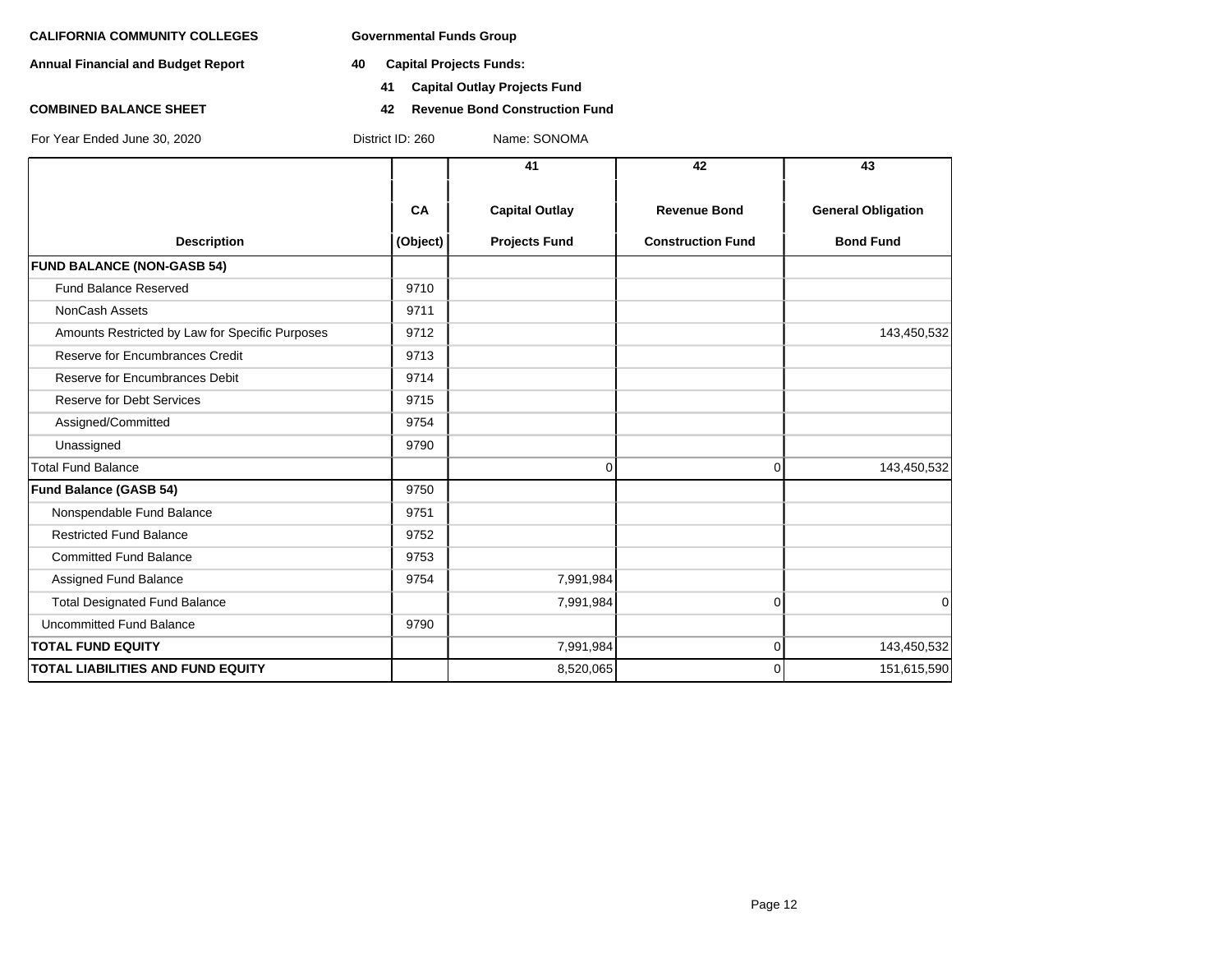**CALIFORNIA COMMUNITY COLLEGES** **Governmental Funds Group**

**Annual Financial and Budget Report** **40 Capital Projects Funds:**

**41 Capital Outlay Projects Fund**

**COMBINED BALANCE SHEET** **42 Revenue Bond Construction Fund**

For Year Ended June 30, 2020 District ID: 260 Name: SONOMA

| Description | CA (Object) | 41 Capital Outlay Projects Fund | 42 Revenue Bond Construction Fund | 43 General Obligation Bond Fund |
|---|---|---|---|---|
| **FUND BALANCE (NON-GASB 54)** | | | | |
| Fund Balance Reserved | 9710 | | | |
| NonCash Assets | 9711 | | | |
| Amounts Restricted by Law for Specific Purposes | 9712 | | | 143,450,532 |
| Reserve for Encumbrances Credit | 9713 | | | |
| Reserve for Encumbrances Debit | 9714 | | | |
| Reserve for Debt Services | 9715 | | | |
| Assigned/Committed | 9754 | | | |
| Unassigned | 9790 | | | |
| Total Fund Balance | | 0 | 0 | 143,450,532 |
| **Fund Balance (GASB 54)** | 9750 | | | |
| Nonspendable Fund Balance | 9751 | | | |
| Restricted Fund Balance | 9752 | | | |
| Committed Fund Balance | 9753 | | | |
| Assigned Fund Balance | 9754 | 7,991,984 | | |
| Total Designated Fund Balance | | 7,991,984 | 0 | 0 |
| Uncommitted Fund Balance | 9790 | | | |
| **TOTAL FUND EQUITY** | | 7,991,984 | 0 | 143,450,532 |
| **TOTAL LIABILITIES AND FUND EQUITY** | | 8,520,065 | 0 | 151,615,590 |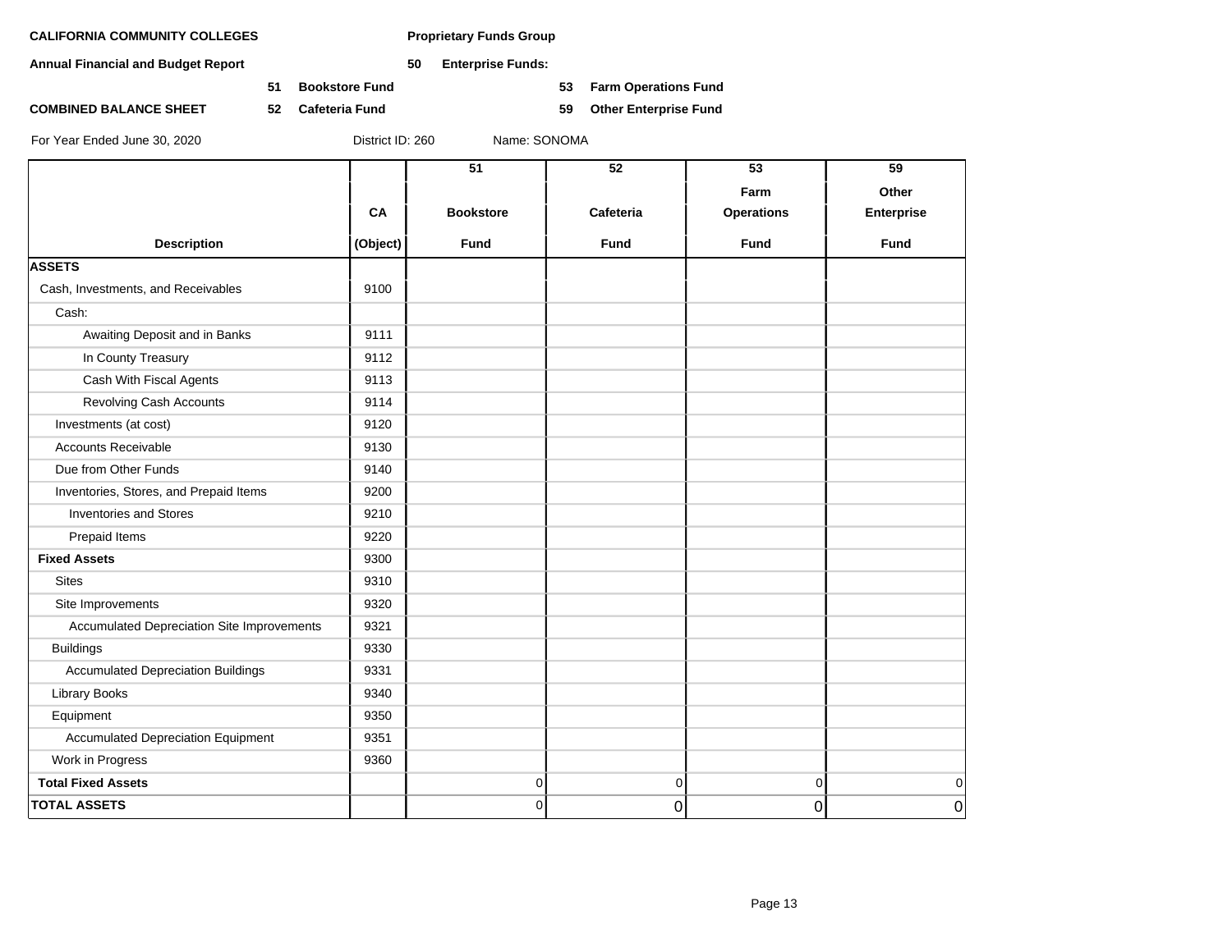**CALIFORNIA COMMUNITY COLLEGES** **Proprietary Funds Group**

**Annual Financial and Budget Report** **50 Enterprise Funds:**

**51 Bookstore Fund** **53 Farm Operations Fund**

**COMBINED BALANCE SHEET** **52 Cafeteria Fund** **59 Other Enterprise Fund**

For Year Ended June 30, 2020 District ID: 260 Name: SONOMA

| Description | CA (Object) | 51 Bookstore Fund | 52 Cafeteria Fund | 53 Farm Operations Fund | 59 Other Enterprise Fund |
|---|---|---|---|---|---|
| **ASSETS** | | | | | |
| Cash, Investments, and Receivables | 9100 | | | | |
| Cash: | | | | | |
| Awaiting Deposit and in Banks | 9111 | | | | |
| In County Treasury | 9112 | | | | |
| Cash With Fiscal Agents | 9113 | | | | |
| Revolving Cash Accounts | 9114 | | | | |
| Investments (at cost) | 9120 | | | | |
| Accounts Receivable | 9130 | | | | |
| Due from Other Funds | 9140 | | | | |
| Inventories, Stores, and Prepaid Items | 9200 | | | | |
| Inventories and Stores | 9210 | | | | |
| Prepaid Items | 9220 | | | | |
| **Fixed Assets** | 9300 | | | | |
| Sites | 9310 | | | | |
| Site Improvements | 9320 | | | | |
| Accumulated Depreciation Site Improvements | 9321 | | | | |
| Buildings | 9330 | | | | |
| Accumulated Depreciation Buildings | 9331 | | | | |
| Library Books | 9340 | | | | |
| Equipment | 9350 | | | | |
| Accumulated Depreciation Equipment | 9351 | | | | |
| Work in Progress | 9360 | | | | |
| **Total Fixed Assets** | | 0 | 0 | 0 | 0 |
| **TOTAL ASSETS** | | 0 | 0 | 0 | 0 |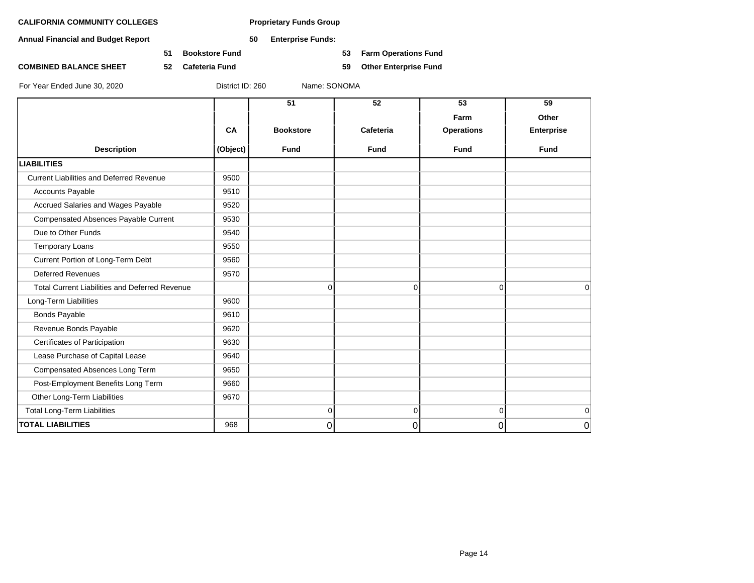**CALIFORNIA COMMUNITY COLLEGES** **Proprietary Funds Group**

**Annual Financial and Budget Report** **50 Enterprise Funds:**

**51 Bookstore Fund** **53 Farm Operations Fund**

**COMBINED BALANCE SHEET** **52 Cafeteria Fund** **59 Other Enterprise Fund**

For Year Ended June 30, 2020 District ID: 260 Name: SONOMA

| Description | CA (Object) | 51 Bookstore Fund | 52 Cafeteria Fund | 53 Farm Operations Fund | 59 Other Enterprise Fund |
|---|---|---|---|---|---|
| **LIABILITIES** | | | | | |
| Current Liabilities and Deferred Revenue | 9500 | | | | |
| Accounts Payable | 9510 | | | | |
| Accrued Salaries and Wages Payable | 9520 | | | | |
| Compensated Absences Payable Current | 9530 | | | | |
| Due to Other Funds | 9540 | | | | |
| Temporary Loans | 9550 | | | | |
| Current Portion of Long-Term Debt | 9560 | | | | |
| Deferred Revenues | 9570 | | | | |
| Total Current Liabilities and Deferred Revenue | | 0 | 0 | 0 | 0 |
| Long-Term Liabilities | 9600 | | | | |
| Bonds Payable | 9610 | | | | |
| Revenue Bonds Payable | 9620 | | | | |
| Certificates of Participation | 9630 | | | | |
| Lease Purchase of Capital Lease | 9640 | | | | |
| Compensated Absences Long Term | 9650 | | | | |
| Post-Employment Benefits Long Term | 9660 | | | | |
| Other Long-Term Liabilities | 9670 | | | | |
| Total Long-Term Liabilities | | 0 | 0 | 0 | 0 |
| **TOTAL LIABILITIES** | 968 | 0 | 0 | 0 | 0 |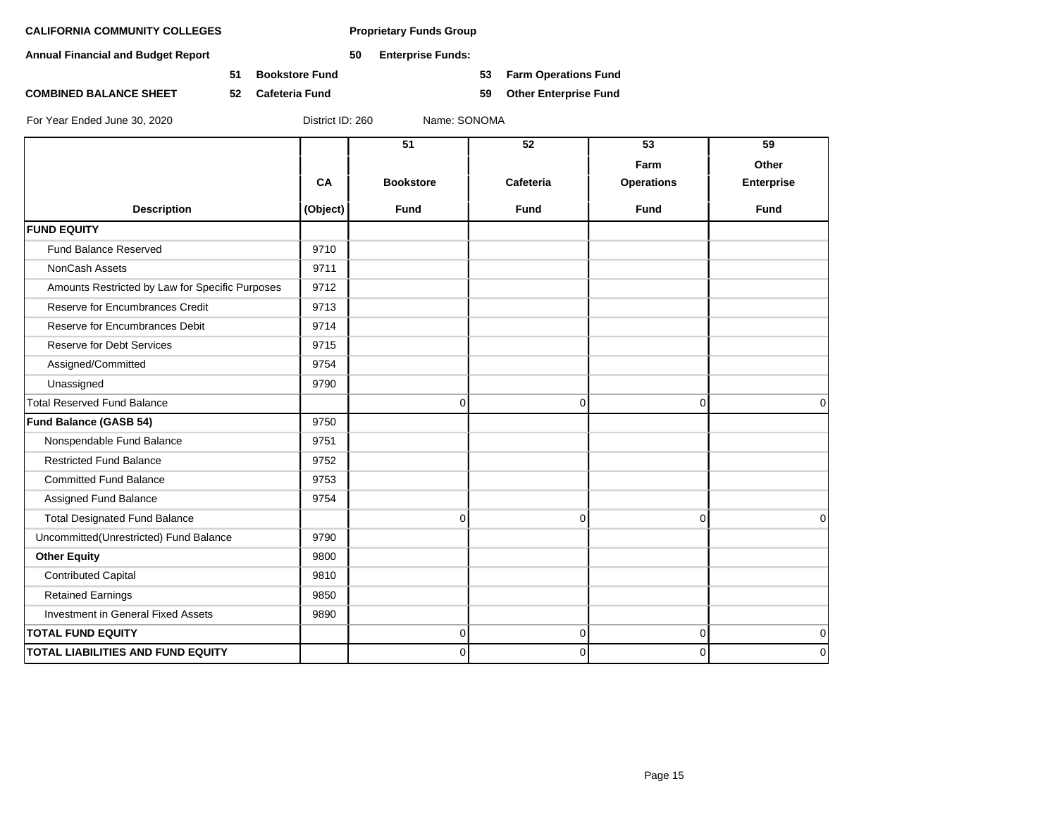**CALIFORNIA COMMUNITY COLLEGES** — **Proprietary Funds Group**

**Annual Financial and Budget Report** — **50 Enterprise Funds:**

**51 Bookstore Fund** — **53 Farm Operations Fund**

**COMBINED BALANCE SHEET** — **52 Cafeteria Fund** — **59 Other Enterprise Fund**

For Year Ended June 30, 2020 — District ID: 260 — Name: SONOMA

| Description | CA (Object) | 51 Bookstore Fund | 52 Cafeteria Fund | 53 Farm Operations Fund | 59 Other Enterprise Fund |
|---|---|---|---|---|---|
| **FUND EQUITY** | | | | | |
| Fund Balance Reserved | 9710 | | | | |
| NonCash Assets | 9711 | | | | |
| Amounts Restricted by Law for Specific Purposes | 9712 | | | | |
| Reserve for Encumbrances Credit | 9713 | | | | |
| Reserve for Encumbrances Debit | 9714 | | | | |
| Reserve for Debt Services | 9715 | | | | |
| Assigned/Committed | 9754 | | | | |
| Unassigned | 9790 | | | | |
| Total Reserved Fund Balance | | 0 | 0 | 0 | 0 |
| **Fund Balance (GASB 54)** | 9750 | | | | |
| Nonspendable Fund Balance | 9751 | | | | |
| Restricted Fund Balance | 9752 | | | | |
| Committed Fund Balance | 9753 | | | | |
| Assigned Fund Balance | 9754 | | | | |
| Total Designated Fund Balance | | 0 | 0 | 0 | 0 |
| Uncommitted(Unrestricted) Fund Balance | 9790 | | | | |
| **Other Equity** | 9800 | | | | |
| Contributed Capital | 9810 | | | | |
| Retained Earnings | 9850 | | | | |
| Investment in General Fixed Assets | 9890 | | | | |
| **TOTAL FUND EQUITY** | | 0 | 0 | 0 | 0 |
| **TOTAL LIABILITIES AND FUND EQUITY** | | 0 | 0 | 0 | 0 |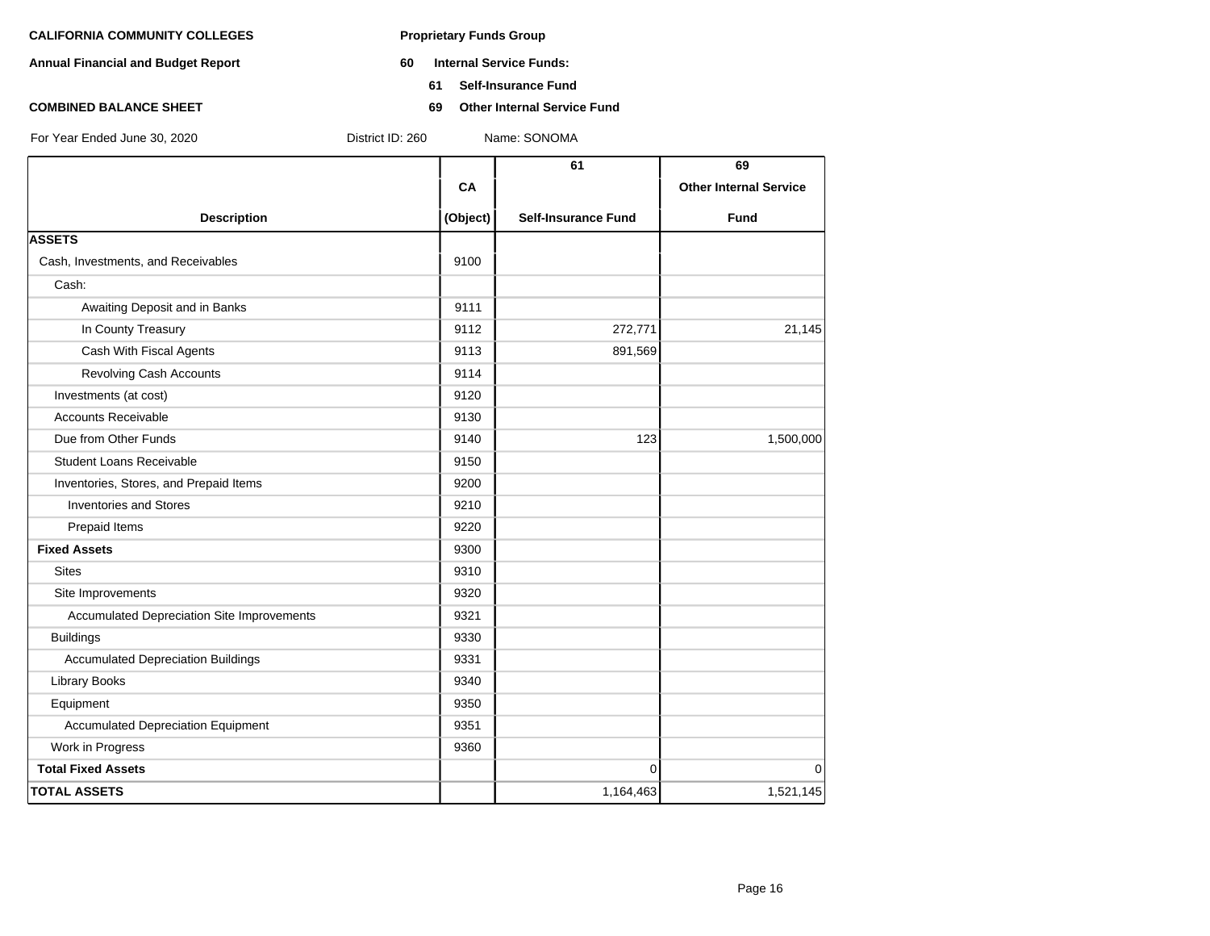**CALIFORNIA COMMUNITY COLLEGES** **Proprietary Funds Group**

**Annual Financial and Budget Report** **60 Internal Service Funds:**

**61 Self-Insurance Fund**

**COMBINED BALANCE SHEET** **69 Other Internal Service Fund**

For Year Ended June 30, 2020 District ID: 260 Name: SONOMA

| Description | CA (Object) | 61 Self-Insurance Fund | 69 Other Internal Service Fund |
|---|---|---|---|
| **ASSETS** | | | |
| Cash, Investments, and Receivables | 9100 | | |
| Cash: | | | |
| Awaiting Deposit and in Banks | 9111 | | |
| In County Treasury | 9112 | 272,771 | 21,145 |
| Cash With Fiscal Agents | 9113 | 891,569 | |
| Revolving Cash Accounts | 9114 | | |
| Investments (at cost) | 9120 | | |
| Accounts Receivable | 9130 | | |
| Due from Other Funds | 9140 | 123 | 1,500,000 |
| Student Loans Receivable | 9150 | | |
| Inventories, Stores, and Prepaid Items | 9200 | | |
| Inventories and Stores | 9210 | | |
| Prepaid Items | 9220 | | |
| **Fixed Assets** | 9300 | | |
| Sites | 9310 | | |
| Site Improvements | 9320 | | |
| Accumulated Depreciation Site Improvements | 9321 | | |
| Buildings | 9330 | | |
| Accumulated Depreciation Buildings | 9331 | | |
| Library Books | 9340 | | |
| Equipment | 9350 | | |
| Accumulated Depreciation Equipment | 9351 | | |
| Work in Progress | 9360 | | |
| **Total Fixed Assets** | | 0 | 0 |
| **TOTAL ASSETS** | | 1,164,463 | 1,521,145 |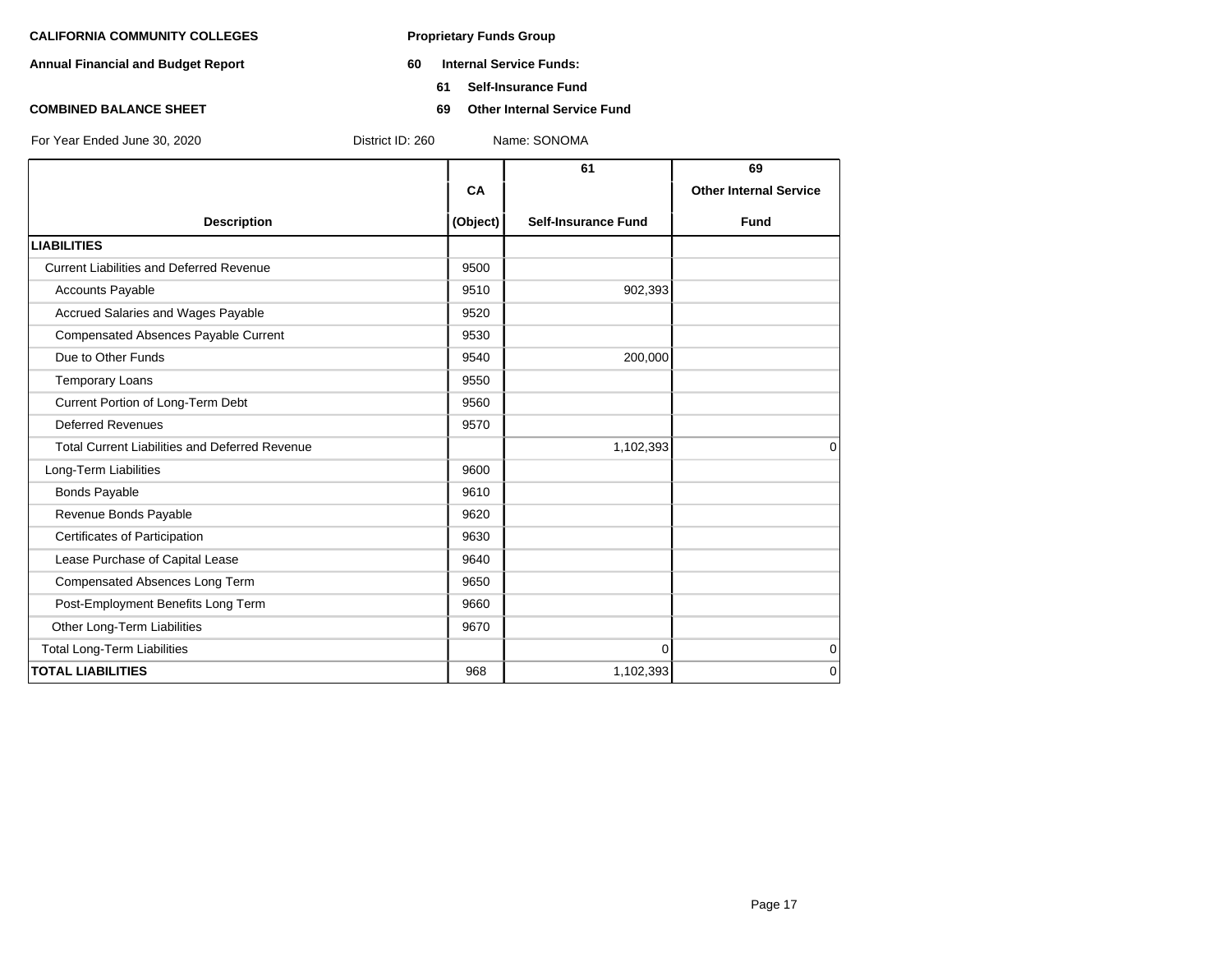**CALIFORNIA COMMUNITY COLLEGES**

**Annual Financial and Budget Report**

**COMBINED BALANCE SHEET**

**Proprietary Funds Group**

**60 Internal Service Funds:**

**61 Self-Insurance Fund**

**69 Other Internal Service Fund**

For Year Ended June 30, 2020 District ID: 260 Name: SONOMA

| Description | CA (Object) | 61 Self-Insurance Fund | 69 Other Internal Service Fund |
|---|---|---|---|
| **LIABILITIES** | | | |
| Current Liabilities and Deferred Revenue | 9500 | | |
| Accounts Payable | 9510 | 902,393 | |
| Accrued Salaries and Wages Payable | 9520 | | |
| Compensated Absences Payable Current | 9530 | | |
| Due to Other Funds | 9540 | 200,000 | |
| Temporary Loans | 9550 | | |
| Current Portion of Long-Term Debt | 9560 | | |
| Deferred Revenues | 9570 | | |
| Total Current Liabilities and Deferred Revenue | | 1,102,393 | 0 |
| Long-Term Liabilities | 9600 | | |
| Bonds Payable | 9610 | | |
| Revenue Bonds Payable | 9620 | | |
| Certificates of Participation | 9630 | | |
| Lease Purchase of Capital Lease | 9640 | | |
| Compensated Absences Long Term | 9650 | | |
| Post-Employment Benefits Long Term | 9660 | | |
| Other Long-Term Liabilities | 9670 | | |
| Total Long-Term Liabilities | | 0 | 0 |
| **TOTAL LIABILITIES** | 968 | 1,102,393 | 0 |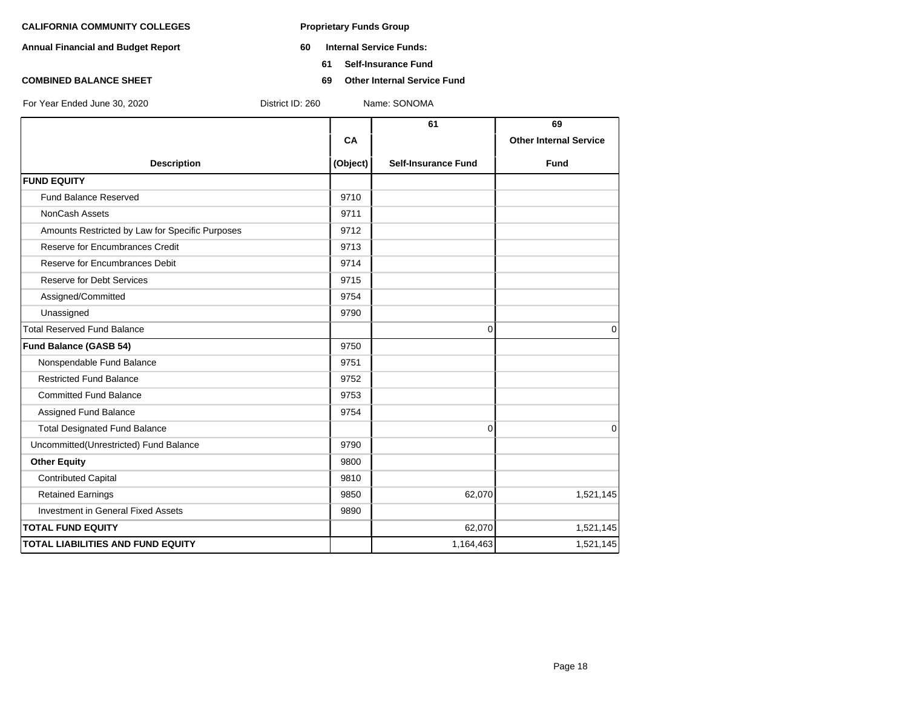**CALIFORNIA COMMUNITY COLLEGES**

**Annual Financial and Budget Report**

**COMBINED BALANCE SHEET**

**Proprietary Funds Group**

**60 Internal Service Funds:**

**61 Self-Insurance Fund**

**69 Other Internal Service Fund**

For Year Ended June 30, 2020 District ID: 260 Name: SONOMA

| Description | CA (Object) | 61 Self-Insurance Fund | 69 Other Internal Service Fund |
|---|---|---|---|
| **FUND EQUITY** | | | |
| Fund Balance Reserved | 9710 | | |
| NonCash Assets | 9711 | | |
| Amounts Restricted by Law for Specific Purposes | 9712 | | |
| Reserve for Encumbrances Credit | 9713 | | |
| Reserve for Encumbrances Debit | 9714 | | |
| Reserve for Debt Services | 9715 | | |
| Assigned/Committed | 9754 | | |
| Unassigned | 9790 | | |
| Total Reserved Fund Balance | | 0 | 0 |
| **Fund Balance (GASB 54)** | 9750 | | |
| Nonspendable Fund Balance | 9751 | | |
| Restricted Fund Balance | 9752 | | |
| Committed Fund Balance | 9753 | | |
| Assigned Fund Balance | 9754 | | |
| Total Designated Fund Balance | | 0 | 0 |
| Uncommitted(Unrestricted) Fund Balance | 9790 | | |
| **Other Equity** | 9800 | | |
| Contributed Capital | 9810 | | |
| Retained Earnings | 9850 | 62,070 | 1,521,145 |
| Investment in General Fixed Assets | 9890 | | |
| **TOTAL FUND EQUITY** | | 62,070 | 1,521,145 |
| **TOTAL LIABILITIES AND FUND EQUITY** | | 1,164,463 | 1,521,145 |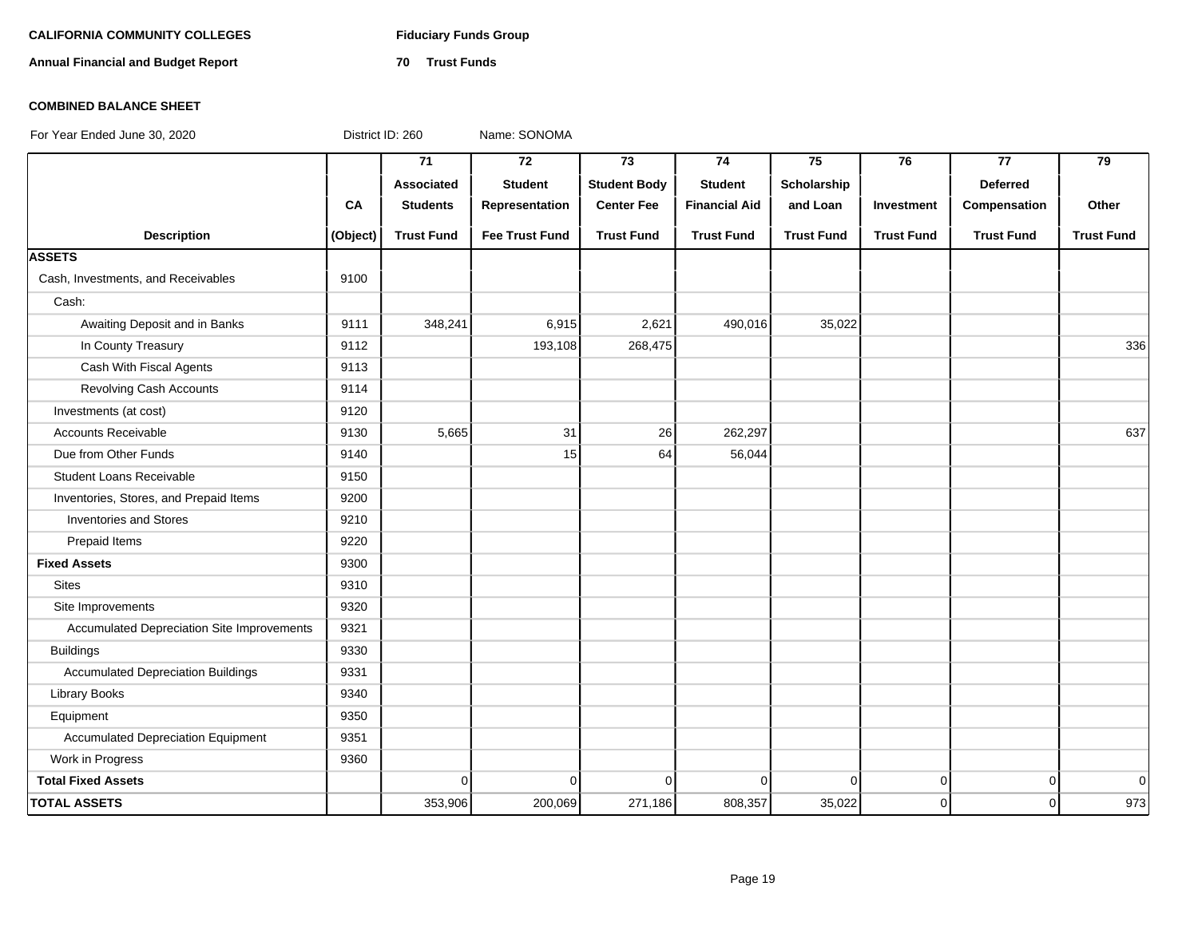**CALIFORNIA COMMUNITY COLLEGES** **Fiduciary Funds Group**

**Annual Financial and Budget Report** **70 Trust Funds**

**COMBINED BALANCE SHEET**

For Year Ended June 30, 2020 District ID: 260 Name: SONOMA

| Description | CA (Object) | 71 Associated Students Trust Fund | 72 Student Representation Fee Trust Fund | 73 Student Body Center Fee Trust Fund | 74 Student Financial Aid Trust Fund | 75 Scholarship and Loan Trust Fund | 76 Investment Trust Fund | 77 Deferred Compensation Trust Fund | 79 Other Trust Fund |
|---|---|---|---|---|---|---|---|---|---|
| **ASSETS** | | | | | | | | | |
| Cash, Investments, and Receivables | 9100 | | | | | | | | |
| Cash: | | | | | | | | | |
| Awaiting Deposit and in Banks | 9111 | 348,241 | 6,915 | 2,621 | 490,016 | 35,022 | | | |
| In County Treasury | 9112 | | 193,108 | 268,475 | | | | | 336 |
| Cash With Fiscal Agents | 9113 | | | | | | | | |
| Revolving Cash Accounts | 9114 | | | | | | | | |
| Investments (at cost) | 9120 | | | | | | | | |
| Accounts Receivable | 9130 | 5,665 | 31 | 26 | 262,297 | | | | 637 |
| Due from Other Funds | 9140 | | 15 | 64 | 56,044 | | | | |
| Student Loans Receivable | 9150 | | | | | | | | |
| Inventories, Stores, and Prepaid Items | 9200 | | | | | | | | |
| Inventories and Stores | 9210 | | | | | | | | |
| Prepaid Items | 9220 | | | | | | | | |
| **Fixed Assets** | 9300 | | | | | | | | |
| Sites | 9310 | | | | | | | | |
| Site Improvements | 9320 | | | | | | | | |
| Accumulated Depreciation Site Improvements | 9321 | | | | | | | | |
| Buildings | 9330 | | | | | | | | |
| Accumulated Depreciation Buildings | 9331 | | | | | | | | |
| Library Books | 9340 | | | | | | | | |
| Equipment | 9350 | | | | | | | | |
| Accumulated Depreciation Equipment | 9351 | | | | | | | | |
| Work in Progress | 9360 | | | | | | | | |
| **Total Fixed Assets** | | 0 | 0 | 0 | 0 | 0 | 0 | 0 | 0 |
| **TOTAL ASSETS** | | 353,906 | 200,069 | 271,186 | 808,357 | 35,022 | 0 | 0 | 973 |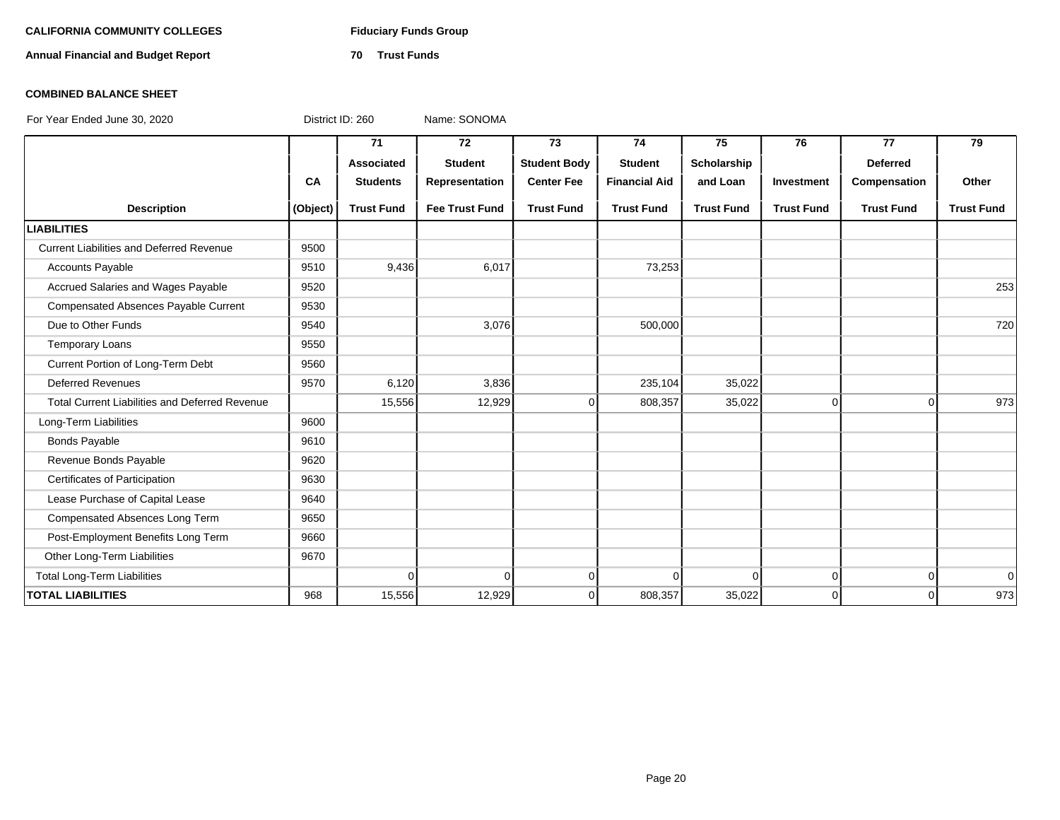**CALIFORNIA COMMUNITY COLLEGES** **Fiduciary Funds Group**

**Annual Financial and Budget Report** **70 Trust Funds**

**COMBINED BALANCE SHEET**

For Year Ended June 30, 2020 District ID: 260 Name: SONOMA

| Description | CA (Object) | 71 Associated Students Trust Fund | 72 Student Representation Fee Trust Fund | 73 Student Body Center Fee Trust Fund | 74 Student Financial Aid Trust Fund | 75 Scholarship and Loan Trust Fund | 76 Investment Trust Fund | 77 Deferred Compensation Trust Fund | 79 Other Trust Fund |
|---|---|---|---|---|---|---|---|---|---|
| **LIABILITIES** | | | | | | | | | |
| Current Liabilities and Deferred Revenue | 9500 | | | | | | | | |
| Accounts Payable | 9510 | 9,436 | 6,017 | | 73,253 | | | | |
| Accrued Salaries and Wages Payable | 9520 | | | | | | | | 253 |
| Compensated Absences Payable Current | 9530 | | | | | | | | |
| Due to Other Funds | 9540 | | 3,076 | | 500,000 | | | | 720 |
| Temporary Loans | 9550 | | | | | | | | |
| Current Portion of Long-Term Debt | 9560 | | | | | | | | |
| Deferred Revenues | 9570 | 6,120 | 3,836 | | 235,104 | 35,022 | | | |
| Total Current Liabilities and Deferred Revenue | | 15,556 | 12,929 | 0 | 808,357 | 35,022 | 0 | 0 | 973 |
| Long-Term Liabilities | 9600 | | | | | | | | |
| Bonds Payable | 9610 | | | | | | | | |
| Revenue Bonds Payable | 9620 | | | | | | | | |
| Certificates of Participation | 9630 | | | | | | | | |
| Lease Purchase of Capital Lease | 9640 | | | | | | | | |
| Compensated Absences Long Term | 9650 | | | | | | | | |
| Post-Employment Benefits Long Term | 9660 | | | | | | | | |
| Other Long-Term Liabilities | 9670 | | | | | | | | |
| Total Long-Term Liabilities | | 0 | 0 | 0 | 0 | 0 | 0 | 0 | 0 |
| **TOTAL LIABILITIES** | 968 | 15,556 | 12,929 | 0 | 808,357 | 35,022 | 0 | 0 | 973 |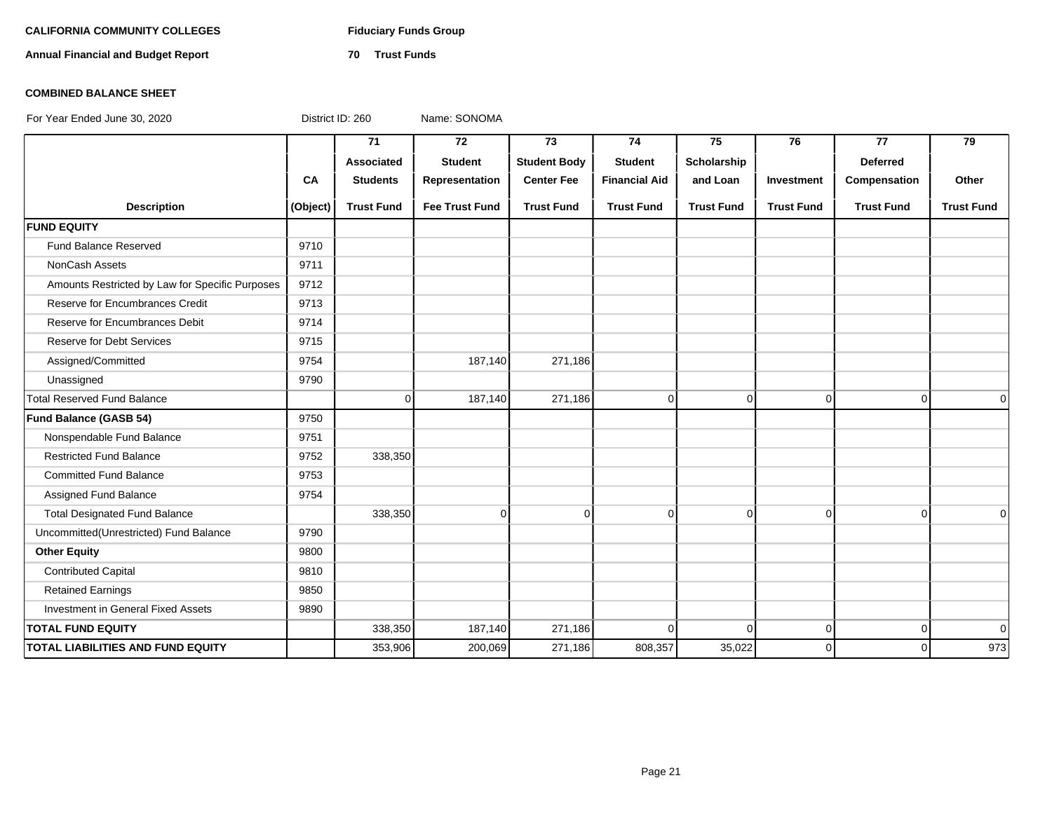**CALIFORNIA COMMUNITY COLLEGES** **Fiduciary Funds Group**

**Annual Financial and Budget Report** **70 Trust Funds**

**COMBINED BALANCE SHEET**

For Year Ended June 30, 2020 District ID: 260 Name: SONOMA

| Description | CA (Object) | 71 Associated Students Trust Fund | 72 Student Representation Fee Trust Fund | 73 Student Body Center Fee Trust Fund | 74 Student Financial Aid Trust Fund | 75 Scholarship and Loan Trust Fund | 76 Investment Trust Fund | 77 Deferred Compensation Trust Fund | 79 Other Trust Fund |
|---|---|---|---|---|---|---|---|---|---|
| **FUND EQUITY** | | | | | | | | | |
| Fund Balance Reserved | 9710 | | | | | | | | |
| NonCash Assets | 9711 | | | | | | | | |
| Amounts Restricted by Law for Specific Purposes | 9712 | | | | | | | | |
| Reserve for Encumbrances Credit | 9713 | | | | | | | | |
| Reserve for Encumbrances Debit | 9714 | | | | | | | | |
| Reserve for Debt Services | 9715 | | | | | | | | |
| Assigned/Committed | 9754 | | 187,140 | 271,186 | | | | | |
| Unassigned | 9790 | | | | | | | | |
| Total Reserved Fund Balance | | 0 | 187,140 | 271,186 | 0 | 0 | 0 | 0 | 0 |
| **Fund Balance (GASB 54)** | 9750 | | | | | | | | |
| Nonspendable Fund Balance | 9751 | | | | | | | | |
| Restricted Fund Balance | 9752 | 338,350 | | | | | | | |
| Committed Fund Balance | 9753 | | | | | | | | |
| Assigned Fund Balance | 9754 | | | | | | | | |
| Total Designated Fund Balance | | 338,350 | 0 | 0 | 0 | 0 | 0 | 0 | 0 |
| Uncommitted(Unrestricted) Fund Balance | 9790 | | | | | | | | |
| **Other Equity** | 9800 | | | | | | | | |
| Contributed Capital | 9810 | | | | | | | | |
| Retained Earnings | 9850 | | | | | | | | |
| Investment in General Fixed Assets | 9890 | | | | | | | | |
| **TOTAL FUND EQUITY** | | 338,350 | 187,140 | 271,186 | 0 | 0 | 0 | 0 | 0 |
| **TOTAL LIABILITIES AND FUND EQUITY** | | 353,906 | 200,069 | 271,186 | 808,357 | 35,022 | 0 | 0 | 973 |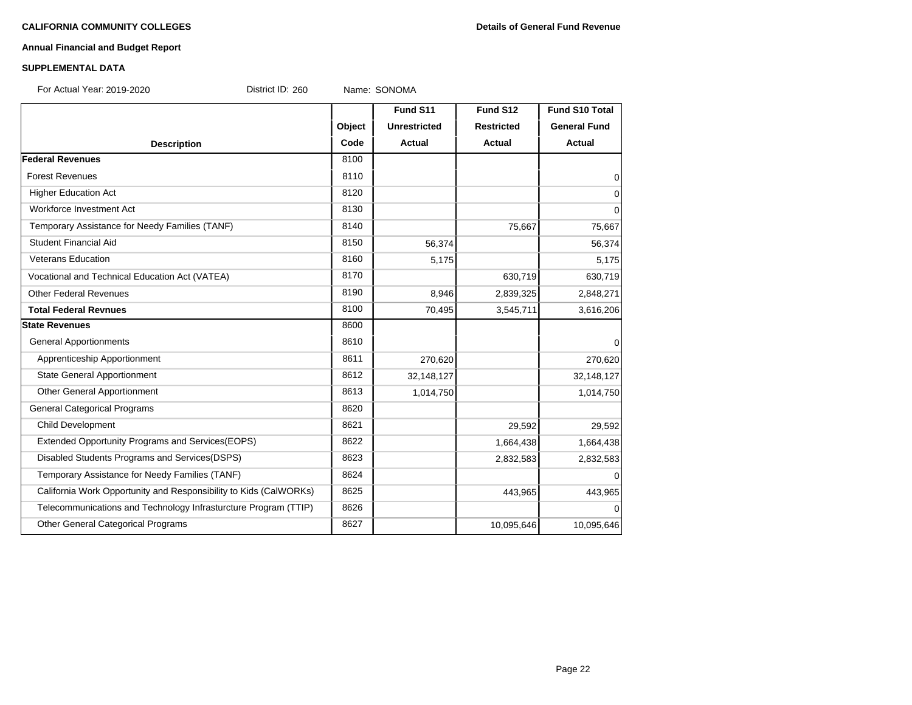**CALIFORNIA COMMUNITY COLLEGES** **Details of General Fund Revenue**

**Annual Financial and Budget Report**

**SUPPLEMENTAL DATA**

For Actual Year: 2019-2020 District ID: 260 Name: SONOMA

| Description | Object Code | Fund S11 Unrestricted Actual | Fund S12 Restricted Actual | Fund S10 Total General Fund Actual |
|---|---|---|---|---|
| **Federal Revenues** | 8100 | | | |
| Forest Revenues | 8110 | | | 0 |
| Higher Education Act | 8120 | | | 0 |
| Workforce Investment Act | 8130 | | | 0 |
| Temporary Assistance for Needy Families (TANF) | 8140 | | 75,667 | 75,667 |
| Student Financial Aid | 8150 | 56,374 | | 56,374 |
| Veterans Education | 8160 | 5,175 | | 5,175 |
| Vocational and Technical Education Act (VATEA) | 8170 | | 630,719 | 630,719 |
| Other Federal Revenues | 8190 | 8,946 | 2,839,325 | 2,848,271 |
| **Total Federal Revnues** | 8100 | 70,495 | 3,545,711 | 3,616,206 |
| **State Revenues** | 8600 | | | |
| General Apportionments | 8610 | | | 0 |
| Apprenticeship Apportionment | 8611 | 270,620 | | 270,620 |
| State General Apportionment | 8612 | 32,148,127 | | 32,148,127 |
| Other General Apportionment | 8613 | 1,014,750 | | 1,014,750 |
| General Categorical Programs | 8620 | | | |
| Child Development | 8621 | | 29,592 | 29,592 |
| Extended Opportunity Programs and Services(EOPS) | 8622 | | 1,664,438 | 1,664,438 |
| Disabled Students Programs and Services(DSPS) | 8623 | | 2,832,583 | 2,832,583 |
| Temporary Assistance for Needy Families (TANF) | 8624 | | | 0 |
| California Work Opportunity and Responsibility to Kids (CalWORKs) | 8625 | | 443,965 | 443,965 |
| Telecommunications and Technology Infrasturcture Program (TTIP) | 8626 | | | 0 |
| Other General Categorical Programs | 8627 | | 10,095,646 | 10,095,646 |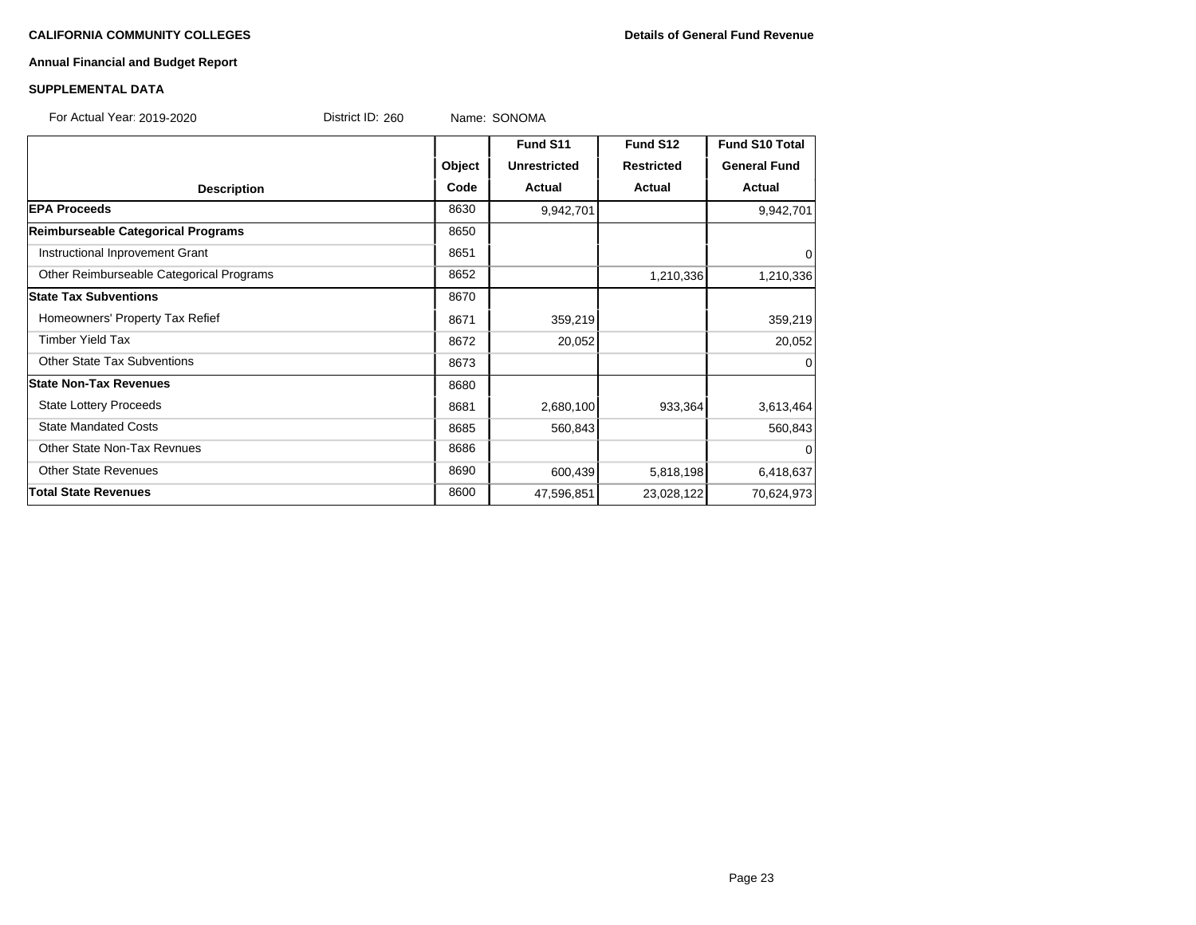**CALIFORNIA COMMUNITY COLLEGES**

**Details of General Fund Revenue**

**Annual Financial and Budget Report**

**SUPPLEMENTAL DATA**

For Actual Year: 2019-2020 District ID: 260 Name: SONOMA

| Description | Object Code | Fund S11 Unrestricted Actual | Fund S12 Restricted Actual | Fund S10 Total General Fund Actual |
|---|---|---|---|---|
| **EPA Proceeds** | 8630 | 9,942,701 | | 9,942,701 |
| **Reimburseable Categorical Programs** | 8650 | | | |
| Instructional Inprovement Grant | 8651 | | | 0 |
| Other Reimburseable Categorical Programs | 8652 | | 1,210,336 | 1,210,336 |
| **State Tax Subventions** | 8670 | | | |
| Homeowners' Property Tax Refief | 8671 | 359,219 | | 359,219 |
| Timber Yield Tax | 8672 | 20,052 | | 20,052 |
| Other State Tax Subventions | 8673 | | | 0 |
| **State Non-Tax Revenues** | 8680 | | | |
| State Lottery Proceeds | 8681 | 2,680,100 | 933,364 | 3,613,464 |
| State Mandated Costs | 8685 | 560,843 | | 560,843 |
| Other State Non-Tax Revnues | 8686 | | | 0 |
| Other State Revenues | 8690 | 600,439 | 5,818,198 | 6,418,637 |
| **Total State Revenues** | 8600 | 47,596,851 | 23,028,122 | 70,624,973 |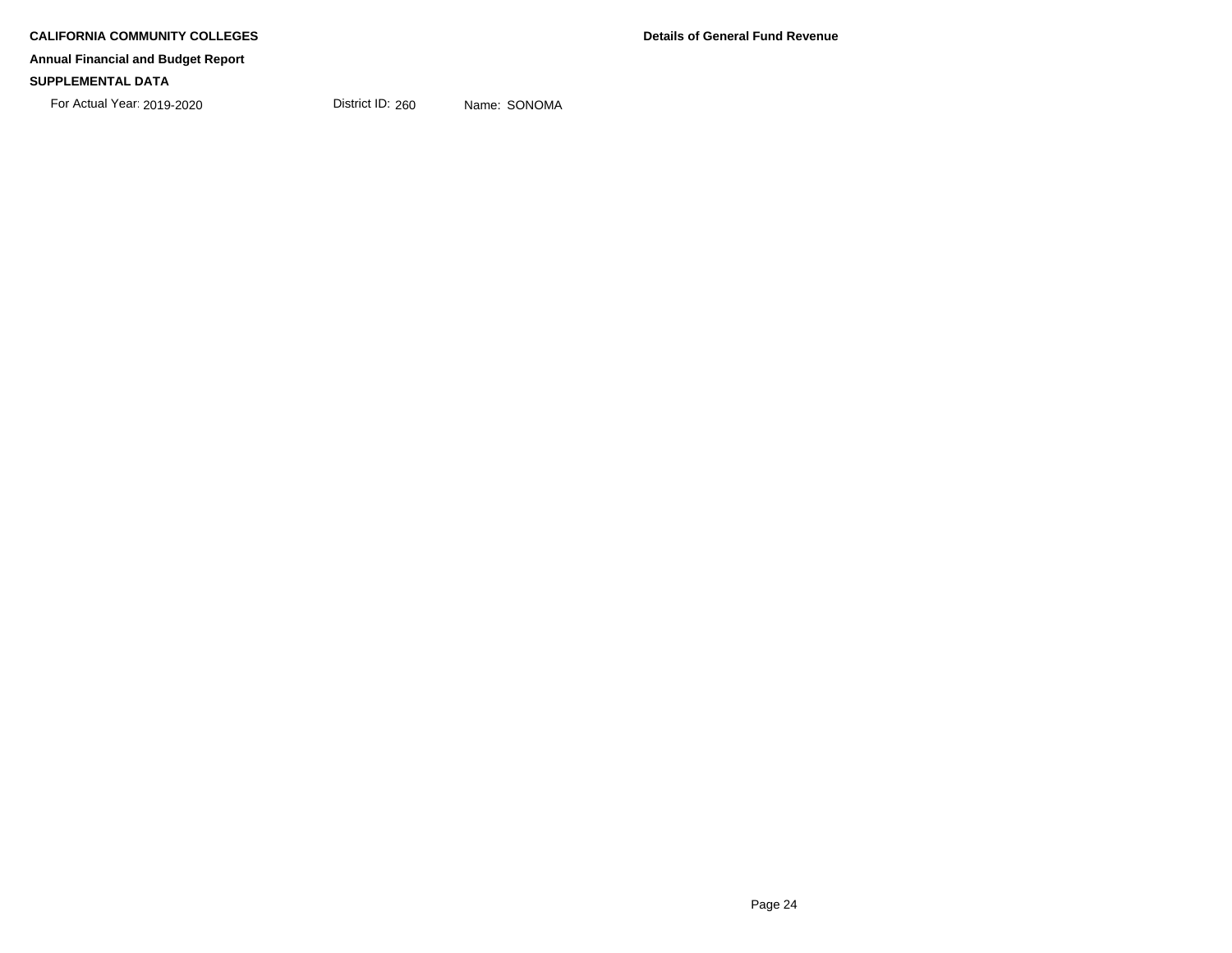**CALIFORNIA COMMUNITY COLLEGES**

**Annual Financial and Budget Report**

**SUPPLEMENTAL DATA**

For Actual Year: 2019-2020 District ID: 260 Name: SONOMA

**Details of General Fund Revenue**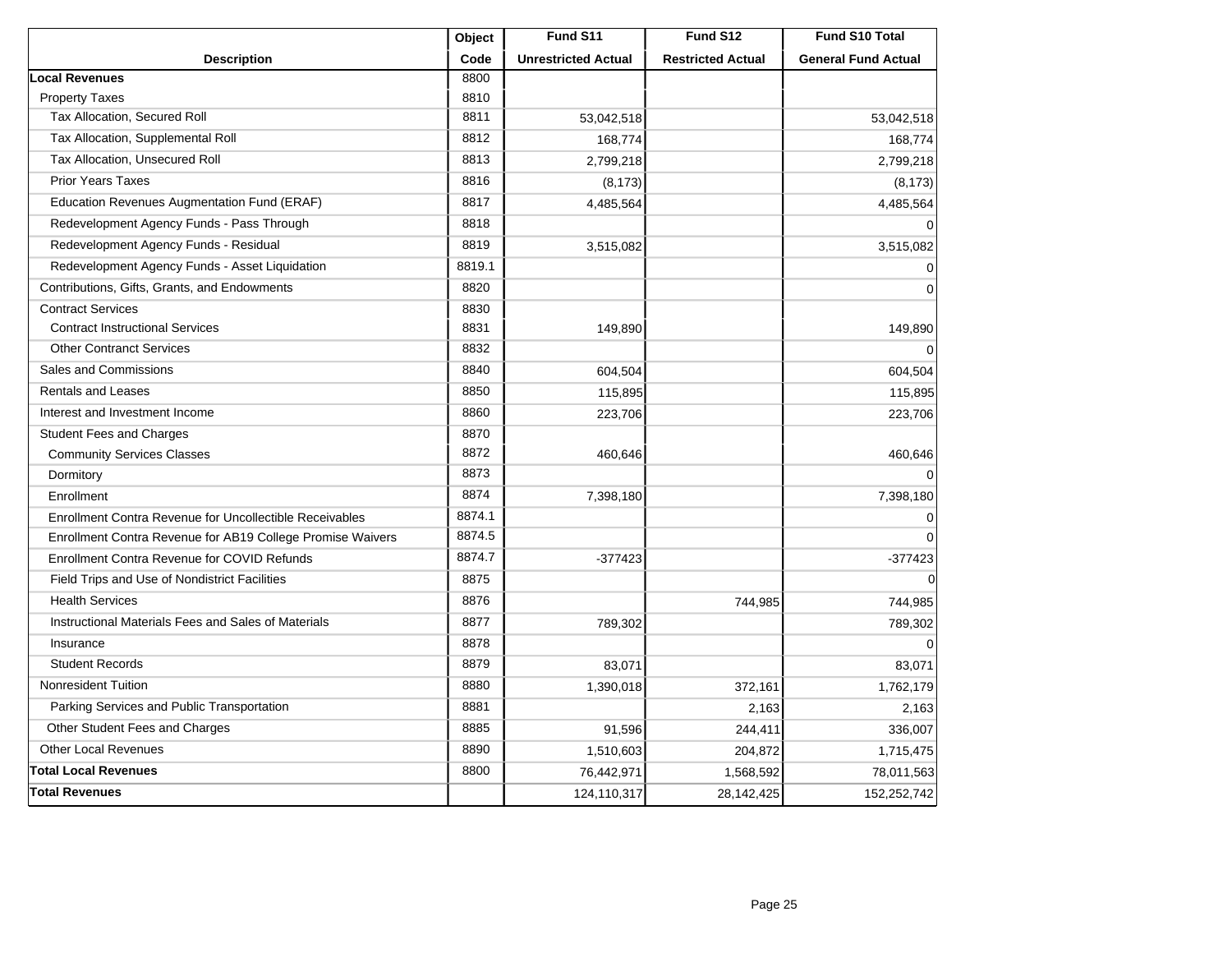| Description | Object Code | Fund S11 Unrestricted Actual | Fund S12 Restricted Actual | Fund S10 Total General Fund Actual |
|---|---|---|---|---|
| **Local Revenues** | 8800 | | | |
| Property Taxes | 8810 | | | |
| Tax Allocation, Secured Roll | 8811 | 53,042,518 | | 53,042,518 |
| Tax Allocation, Supplemental Roll | 8812 | 168,774 | | 168,774 |
| Tax Allocation, Unsecured Roll | 8813 | 2,799,218 | | 2,799,218 |
| Prior Years Taxes | 8816 | (8,173) | | (8,173) |
| Education Revenues Augmentation Fund (ERAF) | 8817 | 4,485,564 | | 4,485,564 |
| Redevelopment Agency Funds - Pass Through | 8818 | | | 0 |
| Redevelopment Agency Funds - Residual | 8819 | 3,515,082 | | 3,515,082 |
| Redevelopment Agency Funds - Asset Liquidation | 8819.1 | | | 0 |
| Contributions, Gifts, Grants, and Endowments | 8820 | | | 0 |
| Contract Services | 8830 | | | |
| Contract Instructional Services | 8831 | 149,890 | | 149,890 |
| Other Contranct Services | 8832 | | | 0 |
| Sales and Commissions | 8840 | 604,504 | | 604,504 |
| Rentals and Leases | 8850 | 115,895 | | 115,895 |
| Interest and Investment Income | 8860 | 223,706 | | 223,706 |
| Student Fees and Charges | 8870 | | | |
| Community Services Classes | 8872 | 460,646 | | 460,646 |
| Dormitory | 8873 | | | 0 |
| Enrollment | 8874 | 7,398,180 | | 7,398,180 |
| Enrollment Contra Revenue for Uncollectible Receivables | 8874.1 | | | 0 |
| Enrollment Contra Revenue for AB19 College Promise Waivers | 8874.5 | | | 0 |
| Enrollment Contra Revenue for COVID Refunds | 8874.7 | -377423 | | -377423 |
| Field Trips and Use of Nondistrict Facilities | 8875 | | | 0 |
| Health Services | 8876 | | 744,985 | 744,985 |
| Instructional Materials Fees and Sales of Materials | 8877 | 789,302 | | 789,302 |
| Insurance | 8878 | | | 0 |
| Student Records | 8879 | 83,071 | | 83,071 |
| Nonresident Tuition | 8880 | 1,390,018 | 372,161 | 1,762,179 |
| Parking Services and Public Transportation | 8881 | | 2,163 | 2,163 |
| Other Student Fees and Charges | 8885 | 91,596 | 244,411 | 336,007 |
| Other Local Revenues | 8890 | 1,510,603 | 204,872 | 1,715,475 |
| **Total Local Revenues** | 8800 | 76,442,971 | 1,568,592 | 78,011,563 |
| **Total Revenues** | | 124,110,317 | 28,142,425 | 152,252,742 |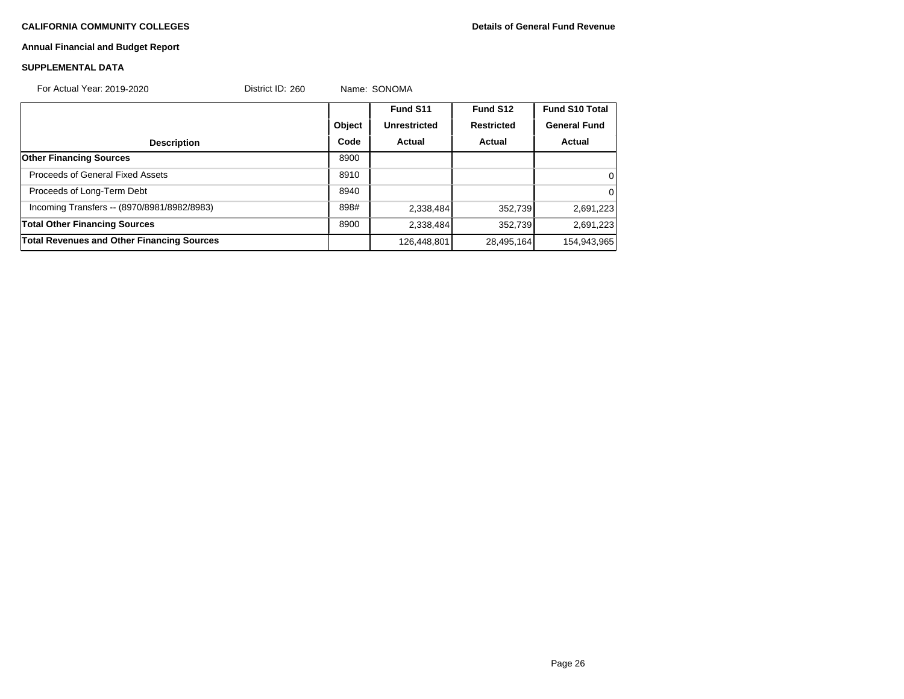**CALIFORNIA COMMUNITY COLLEGES** **Details of General Fund Revenue**

**Annual Financial and Budget Report**

**SUPPLEMENTAL DATA**

For Actual Year: 2019-2020 District ID: 260 Name: SONOMA

| Description | Object Code | Fund S11 Unrestricted Actual | Fund S12 Restricted Actual | Fund S10 Total General Fund Actual |
|---|---|---|---|---|
| **Other Financing Sources** | 8900 | | | |
| Proceeds of General Fixed Assets | 8910 | | | 0 |
| Proceeds of Long-Term Debt | 8940 | | | 0 |
| Incoming Transfers -- (8970/8981/8982/8983) | 898# | 2,338,484 | 352,739 | 2,691,223 |
| **Total Other Financing Sources** | 8900 | 2,338,484 | 352,739 | 2,691,223 |
| **Total Revenues and Other Financing Sources** | | 126,448,801 | 28,495,164 | 154,943,965 |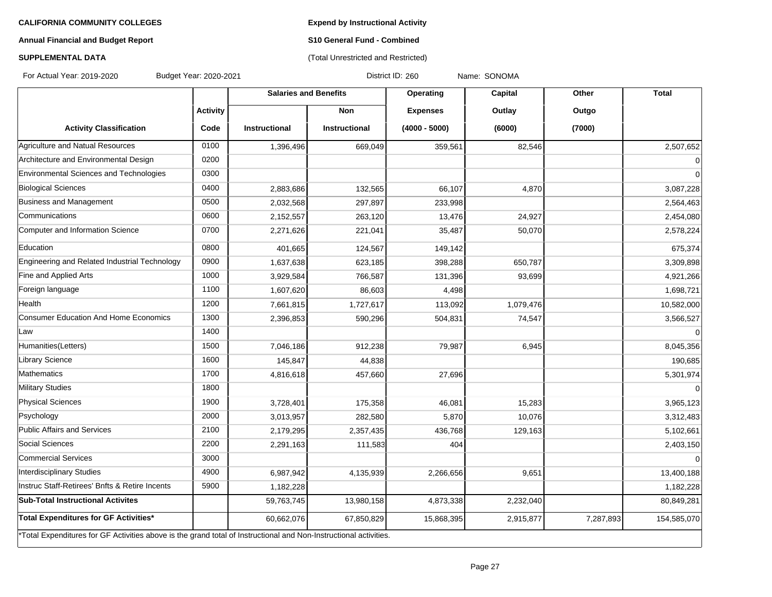**CALIFORNIA COMMUNITY COLLEGES**

**Annual Financial and Budget Report**

**SUPPLEMENTAL DATA**

**Expend by Instructional Activity**

**S10 General Fund - Combined**

(Total Unrestricted and Restricted)

For Actual Year: 2019-2020 Budget Year: 2020-2021 District ID: 260 Name: SONOMA

| Activity Classification | Activity Code | Salaries and Benefits | | Operating | Capital | Other | Total |
|---|---|---|---|---|---|---|---|
| | | Instructional | Non Instructional | Expenses (4000 - 5000) | Outlay (6000) | Outgo (7000) | |
| Agriculture and Natual Resources | 0100 | 1,396,496 | 669,049 | 359,561 | 82,546 | | 2,507,652 |
| Architecture and Environmental Design | 0200 | | | | | | 0 |
| Environmental Sciences and Technologies | 0300 | | | | | | 0 |
| Biological Sciences | 0400 | 2,883,686 | 132,565 | 66,107 | 4,870 | | 3,087,228 |
| Business and Management | 0500 | 2,032,568 | 297,897 | 233,998 | | | 2,564,463 |
| Communications | 0600 | 2,152,557 | 263,120 | 13,476 | 24,927 | | 2,454,080 |
| Computer and Information Science | 0700 | 2,271,626 | 221,041 | 35,487 | 50,070 | | 2,578,224 |
| Education | 0800 | 401,665 | 124,567 | 149,142 | | | 675,374 |
| Engineering and Related Industrial Technology | 0900 | 1,637,638 | 623,185 | 398,288 | 650,787 | | 3,309,898 |
| Fine and Applied Arts | 1000 | 3,929,584 | 766,587 | 131,396 | 93,699 | | 4,921,266 |
| Foreign language | 1100 | 1,607,620 | 86,603 | 4,498 | | | 1,698,721 |
| Health | 1200 | 7,661,815 | 1,727,617 | 113,092 | 1,079,476 | | 10,582,000 |
| Consumer Education And Home Economics | 1300 | 2,396,853 | 590,296 | 504,831 | 74,547 | | 3,566,527 |
| Law | 1400 | | | | | | 0 |
| Humanities(Letters) | 1500 | 7,046,186 | 912,238 | 79,987 | 6,945 | | 8,045,356 |
| Library Science | 1600 | 145,847 | 44,838 | | | | 190,685 |
| Mathematics | 1700 | 4,816,618 | 457,660 | 27,696 | | | 5,301,974 |
| Military Studies | 1800 | | | | | | 0 |
| Physical Sciences | 1900 | 3,728,401 | 175,358 | 46,081 | 15,283 | | 3,965,123 |
| Psychology | 2000 | 3,013,957 | 282,580 | 5,870 | 10,076 | | 3,312,483 |
| Public Affairs and Services | 2100 | 2,179,295 | 2,357,435 | 436,768 | 129,163 | | 5,102,661 |
| Social Sciences | 2200 | 2,291,163 | 111,583 | 404 | | | 2,403,150 |
| Commercial Services | 3000 | | | | | | 0 |
| Interdisciplinary Studies | 4900 | 6,987,942 | 4,135,939 | 2,266,656 | 9,651 | | 13,400,188 |
| Instruc Staff-Retirees' Bnfts & Retire Incents | 5900 | 1,182,228 | | | | | 1,182,228 |
| **Sub-Total Instructional Activites** | | 59,763,745 | 13,980,158 | 4,873,338 | 2,232,040 | | 80,849,281 |
| **Total Expenditures for GF Activities*** | | 60,662,076 | 67,850,829 | 15,868,395 | 2,915,877 | 7,287,893 | 154,585,070 |

*Total Expenditures for GF Activities above is the grand total of Instructional and Non-Instructional activities.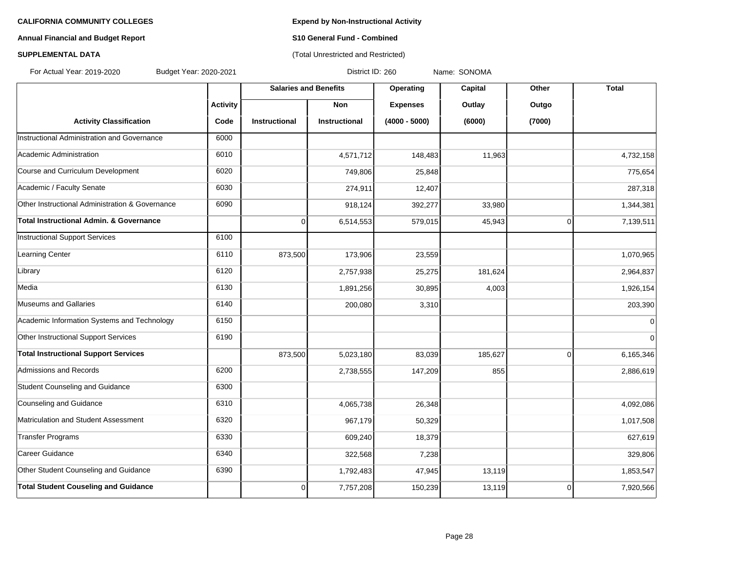**CALIFORNIA COMMUNITY COLLEGES** **Expend by Non-Instructional Activity**

**Annual Financial and Budget Report** **S10 General Fund - Combined**

**SUPPLEMENTAL DATA** (Total Unrestricted and Restricted)

For Actual Year: 2019-2020 Budget Year: 2020-2021 District ID: 260 Name: SONOMA

| | | Salaries and Benefits | | Operating | Capital | Other | Total |
|---|---|---|---|---|---|---|---|
| | Activity | | Non | Expenses | Outlay | Outgo | |
| Activity Classification | Code | Instructional | Instructional | (4000 - 5000) | (6000) | (7000) | |
| Instructional Administration and Governance | 6000 | | | | | | |
| Academic Administration | 6010 | | 4,571,712 | 148,483 | 11,963 | | 4,732,158 |
| Course and Curriculum Development | 6020 | | 749,806 | 25,848 | | | 775,654 |
| Academic / Faculty Senate | 6030 | | 274,911 | 12,407 | | | 287,318 |
| Other Instructional Administration & Governance | 6090 | | 918,124 | 392,277 | 33,980 | | 1,344,381 |
| **Total Instructional Admin. & Governance** | | 0 | 6,514,553 | 579,015 | 45,943 | 0 | 7,139,511 |
| Instructional Support Services | 6100 | | | | | | |
| Learning Center | 6110 | 873,500 | 173,906 | 23,559 | | | 1,070,965 |
| Library | 6120 | | 2,757,938 | 25,275 | 181,624 | | 2,964,837 |
| Media | 6130 | | 1,891,256 | 30,895 | 4,003 | | 1,926,154 |
| Museums and Gallaries | 6140 | | 200,080 | 3,310 | | | 203,390 |
| Academic Information Systems and Technology | 6150 | | | | | | 0 |
| Other Instructional Support Services | 6190 | | | | | | 0 |
| **Total Instructional Support Services** | | 873,500 | 5,023,180 | 83,039 | 185,627 | 0 | 6,165,346 |
| Admissions and Records | 6200 | | 2,738,555 | 147,209 | 855 | | 2,886,619 |
| Student Counseling and Guidance | 6300 | | | | | | |
| Counseling and Guidance | 6310 | | 4,065,738 | 26,348 | | | 4,092,086 |
| Matriculation and Student Assessment | 6320 | | 967,179 | 50,329 | | | 1,017,508 |
| Transfer Programs | 6330 | | 609,240 | 18,379 | | | 627,619 |
| Career Guidance | 6340 | | 322,568 | 7,238 | | | 329,806 |
| Other Student Counseling and Guidance | 6390 | | 1,792,483 | 47,945 | 13,119 | | 1,853,547 |
| **Total Student Couseling and Guidance** | | 0 | 7,757,208 | 150,239 | 13,119 | 0 | 7,920,566 |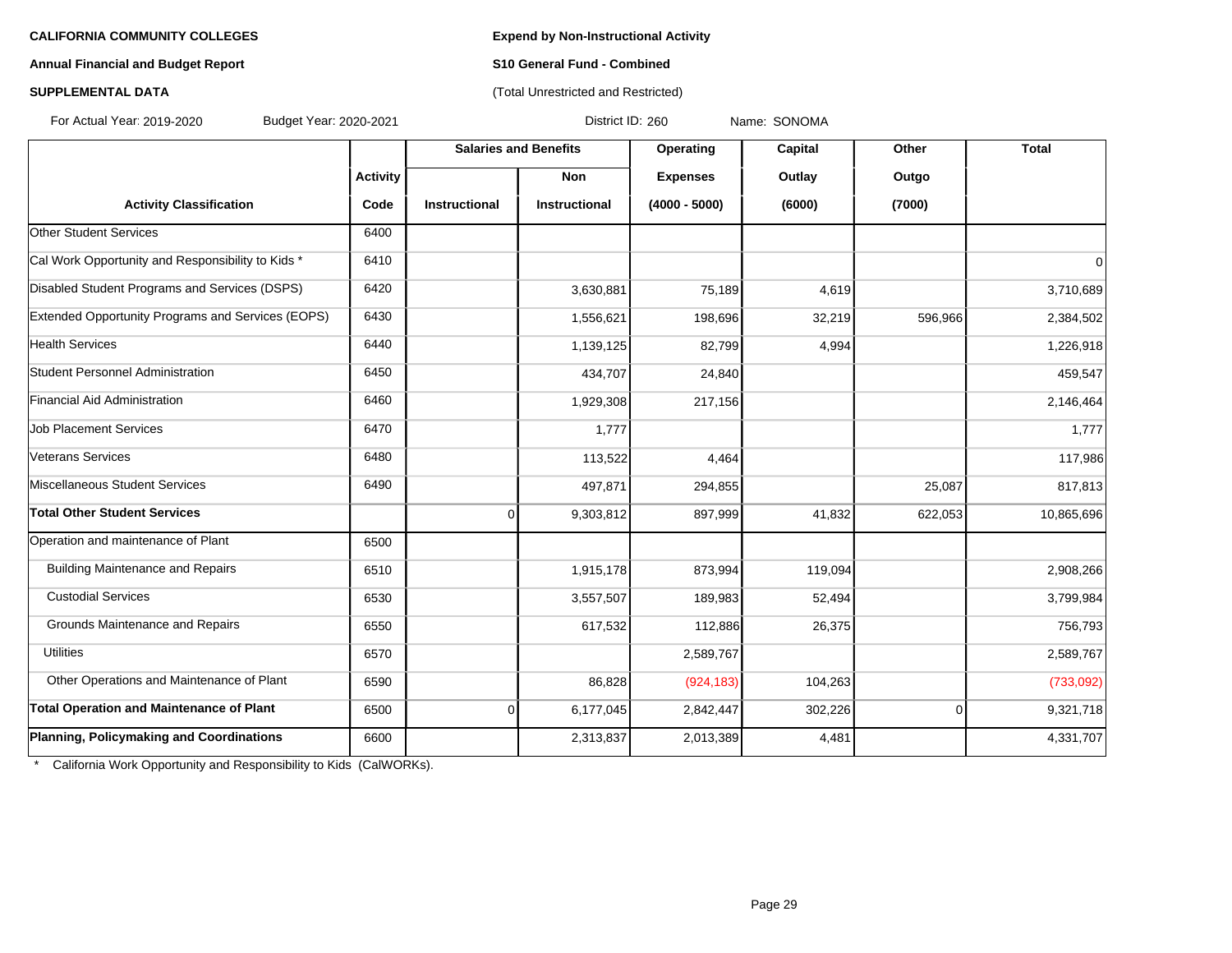**CALIFORNIA COMMUNITY COLLEGES**

**Annual Financial and Budget Report**

**SUPPLEMENTAL DATA**

**Expend by Non-Instructional Activity**

**S10 General Fund - Combined**

(Total Unrestricted and Restricted)

For Actual Year: 2019-2020 Budget Year: 2020-2021 District ID: 260 Name: SONOMA

| | Activity | Salaries and Benefits | | Operating | Capital | Other | Total |
|---|---|---|---|---|---|---|---|
| | | | Non | Expenses | Outlay | Outgo | |
| **Activity Classification** | **Code** | **Instructional** | **Instructional** | **(4000 - 5000)** | **(6000)** | **(7000)** | |
| Other Student Services | 6400 | | | | | | |
| Cal Work Opportunity and Responsibility to Kids * | 6410 | | | | | | 0 |
| Disabled Student Programs and Services (DSPS) | 6420 | | 3,630,881 | 75,189 | 4,619 | | 3,710,689 |
| Extended Opportunity Programs and Services (EOPS) | 6430 | | 1,556,621 | 198,696 | 32,219 | 596,966 | 2,384,502 |
| Health Services | 6440 | | 1,139,125 | 82,799 | 4,994 | | 1,226,918 |
| Student Personnel Administration | 6450 | | 434,707 | 24,840 | | | 459,547 |
| Financial Aid Administration | 6460 | | 1,929,308 | 217,156 | | | 2,146,464 |
| Job Placement Services | 6470 | | 1,777 | | | | 1,777 |
| Veterans Services | 6480 | | 113,522 | 4,464 | | | 117,986 |
| Miscellaneous Student Services | 6490 | | 497,871 | 294,855 | | 25,087 | 817,813 |
| **Total Other Student Services** | | 0 | 9,303,812 | 897,999 | 41,832 | 622,053 | 10,865,696 |
| Operation and maintenance of Plant | 6500 | | | | | | |
| Building Maintenance and Repairs | 6510 | | 1,915,178 | 873,994 | 119,094 | | 2,908,266 |
| Custodial Services | 6530 | | 3,557,507 | 189,983 | 52,494 | | 3,799,984 |
| Grounds Maintenance and Repairs | 6550 | | 617,532 | 112,886 | 26,375 | | 756,793 |
| Utilities | 6570 | | | 2,589,767 | | | 2,589,767 |
| Other Operations and Maintenance of Plant | 6590 | | 86,828 | (924,183) | 104,263 | | (733,092) |
| **Total Operation and Maintenance of Plant** | 6500 | 0 | 6,177,045 | 2,842,447 | 302,226 | 0 | 9,321,718 |
| **Planning, Policymaking and Coordinations** | 6600 | | 2,313,837 | 2,013,389 | 4,481 | | 4,331,707 |

* California Work Opportunity and Responsibility to Kids (CalWORKs).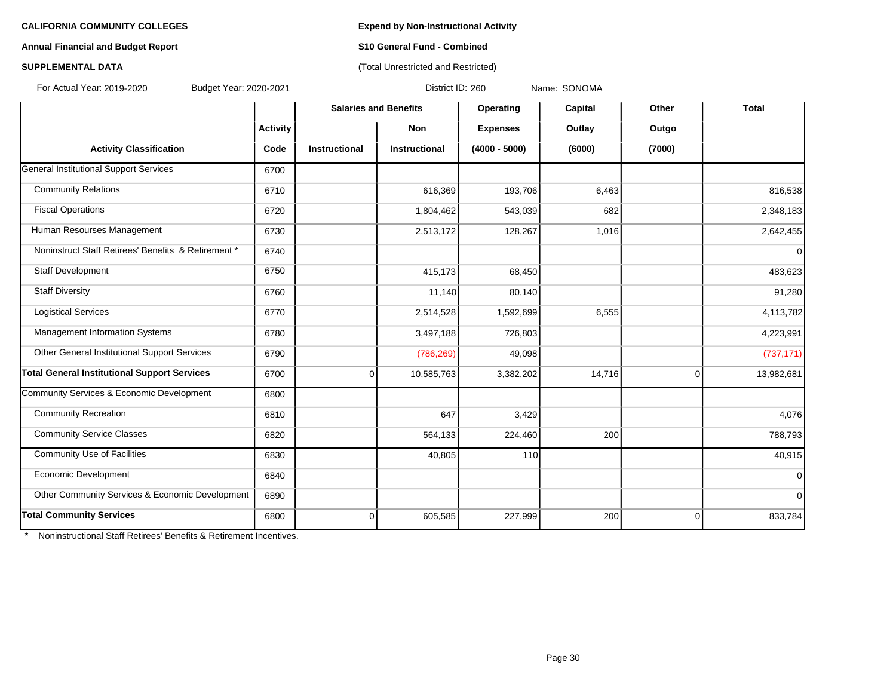**CALIFORNIA COMMUNITY COLLEGES**

**Annual Financial and Budget Report**

**SUPPLEMENTAL DATA**

**Expend by Non-Instructional Activity**

**S10 General Fund - Combined**

(Total Unrestricted and Restricted)

For Actual Year: 2019-2020 Budget Year: 2020-2021 District ID: 260 Name: SONOMA

| | Activity | Salaries and Benefits | | Operating | Capital | Other | Total |
|---|---|---|---|---|---|---|---|
| | | | Non | Expenses | Outlay | Outgo | |
| **Activity Classification** | **Code** | **Instructional** | **Instructional** | **(4000 - 5000)** | **(6000)** | **(7000)** | |
| General Institutional Support Services | 6700 | | | | | | |
| Community Relations | 6710 | | 616,369 | 193,706 | 6,463 | | 816,538 |
| Fiscal Operations | 6720 | | 1,804,462 | 543,039 | 682 | | 2,348,183 |
| Human Resourses Management | 6730 | | 2,513,172 | 128,267 | 1,016 | | 2,642,455 |
| Noninstruct Staff Retirees' Benefits & Retirement * | 6740 | | | | | | 0 |
| Staff Development | 6750 | | 415,173 | 68,450 | | | 483,623 |
| Staff Diversity | 6760 | | 11,140 | 80,140 | | | 91,280 |
| Logistical Services | 6770 | | 2,514,528 | 1,592,699 | 6,555 | | 4,113,782 |
| Management Information Systems | 6780 | | 3,497,188 | 726,803 | | | 4,223,991 |
| Other General Institutional Support Services | 6790 | | (786,269) | 49,098 | | | (737,171) |
| **Total General Institutional Support Services** | 6700 | 0 | 10,585,763 | 3,382,202 | 14,716 | 0 | 13,982,681 |
| Community Services & Economic Development | 6800 | | | | | | |
| Community Recreation | 6810 | | 647 | 3,429 | | | 4,076 |
| Community Service Classes | 6820 | | 564,133 | 224,460 | 200 | | 788,793 |
| Community Use of Facilities | 6830 | | 40,805 | 110 | | | 40,915 |
| Economic Development | 6840 | | | | | | 0 |
| Other Community Services & Economic Development | 6890 | | | | | | 0 |
| **Total Community Services** | 6800 | 0 | 605,585 | 227,999 | 200 | 0 | 833,784 |

* Noninstructional Staff Retirees' Benefits & Retirement Incentives.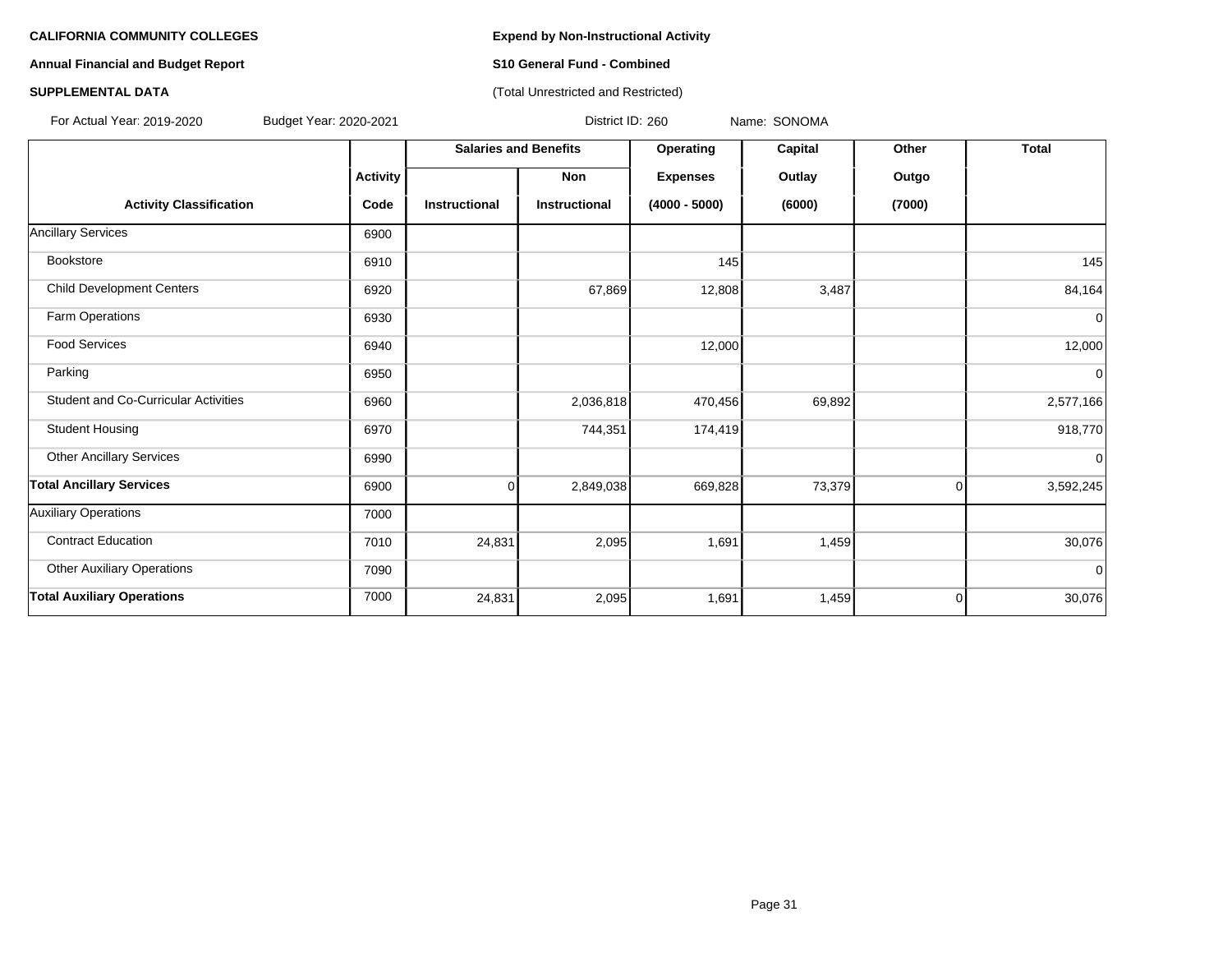**CALIFORNIA COMMUNITY COLLEGES**

**Annual Financial and Budget Report**

**SUPPLEMENTAL DATA**

**Expend by Non-Instructional Activity**

**S10 General Fund - Combined**

(Total Unrestricted and Restricted)

For Actual Year: 2019-2020 Budget Year: 2020-2021 District ID: 260 Name: SONOMA

| | | Salaries and Benefits | | Operating | Capital | Other | Total |
|---|---|---|---|---|---|---|---|
| | Activity | | Non | Expenses | Outlay | Outgo | |
| Activity Classification | Code | Instructional | Instructional | (4000 - 5000) | (6000) | (7000) | |
| Ancillary Services | 6900 | | | | | | |
| Bookstore | 6910 | | | 145 | | | 145 |
| Child Development Centers | 6920 | | 67,869 | 12,808 | 3,487 | | 84,164 |
| Farm Operations | 6930 | | | | | | 0 |
| Food Services | 6940 | | | 12,000 | | | 12,000 |
| Parking | 6950 | | | | | | 0 |
| Student and Co-Curricular Activities | 6960 | | 2,036,818 | 470,456 | 69,892 | | 2,577,166 |
| Student Housing | 6970 | | 744,351 | 174,419 | | | 918,770 |
| Other Ancillary Services | 6990 | | | | | | 0 |
| **Total Ancillary Services** | 6900 | 0 | 2,849,038 | 669,828 | 73,379 | 0 | 3,592,245 |
| Auxiliary Operations | 7000 | | | | | | |
| Contract Education | 7010 | 24,831 | 2,095 | 1,691 | 1,459 | | 30,076 |
| Other Auxiliary Operations | 7090 | | | | | | 0 |
| **Total Auxiliary Operations** | 7000 | 24,831 | 2,095 | 1,691 | 1,459 | 0 | 30,076 |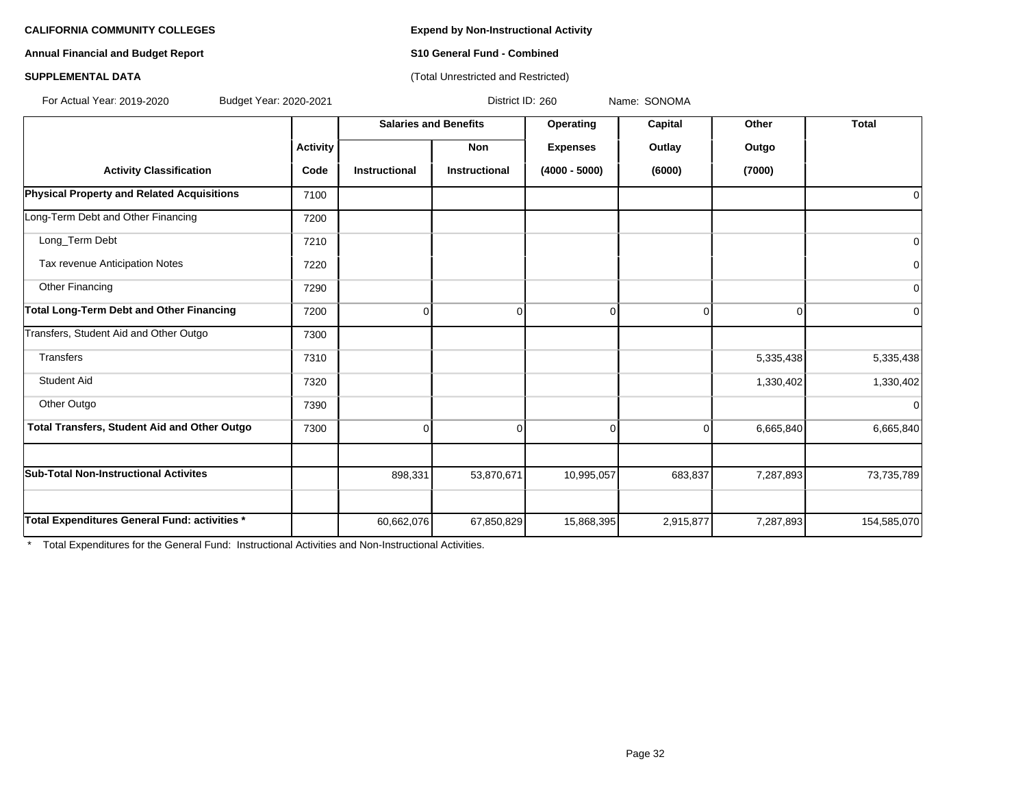**CALIFORNIA COMMUNITY COLLEGES**

**Annual Financial and Budget Report**

**SUPPLEMENTAL DATA**

**Expend by Non-Instructional Activity**

**S10 General Fund - Combined**

(Total Unrestricted and Restricted)

For Actual Year: 2019-2020 Budget Year: 2020-2021 District ID: 260 Name: SONOMA

| Activity Classification | Activity Code | Salaries and Benefits | | Operating | Capital | Other | Total |
|---|---|---|---|---|---|---|---|
| | | Instructional | Non Instructional | Expenses (4000 - 5000) | Outlay (6000) | Outgo (7000) | |
| **Physical Property and Related Acquisitions** | 7100 | | | | | | 0 |
| Long-Term Debt and Other Financing | 7200 | | | | | | |
| Long_Term Debt | 7210 | | | | | | 0 |
| Tax revenue Anticipation Notes | 7220 | | | | | | 0 |
| Other Financing | 7290 | | | | | | 0 |
| **Total Long-Term Debt and Other Financing** | 7200 | 0 | 0 | 0 | 0 | 0 | 0 |
| Transfers, Student Aid and Other Outgo | 7300 | | | | | | |
| Transfers | 7310 | | | | | 5,335,438 | 5,335,438 |
| Student Aid | 7320 | | | | | 1,330,402 | 1,330,402 |
| Other Outgo | 7390 | | | | | | 0 |
| **Total Transfers, Student Aid and Other Outgo** | 7300 | 0 | 0 | 0 | 0 | 6,665,840 | 6,665,840 |
| | | | | | | | |
| **Sub-Total Non-Instructional Activites** | | 898,331 | 53,870,671 | 10,995,057 | 683,837 | 7,287,893 | 73,735,789 |
| | | | | | | | |
| **Total Expenditures General Fund: activities *** | | 60,662,076 | 67,850,829 | 15,868,395 | 2,915,877 | 7,287,893 | 154,585,070 |

* Total Expenditures for the General Fund: Instructional Activities and Non-Instructional Activities.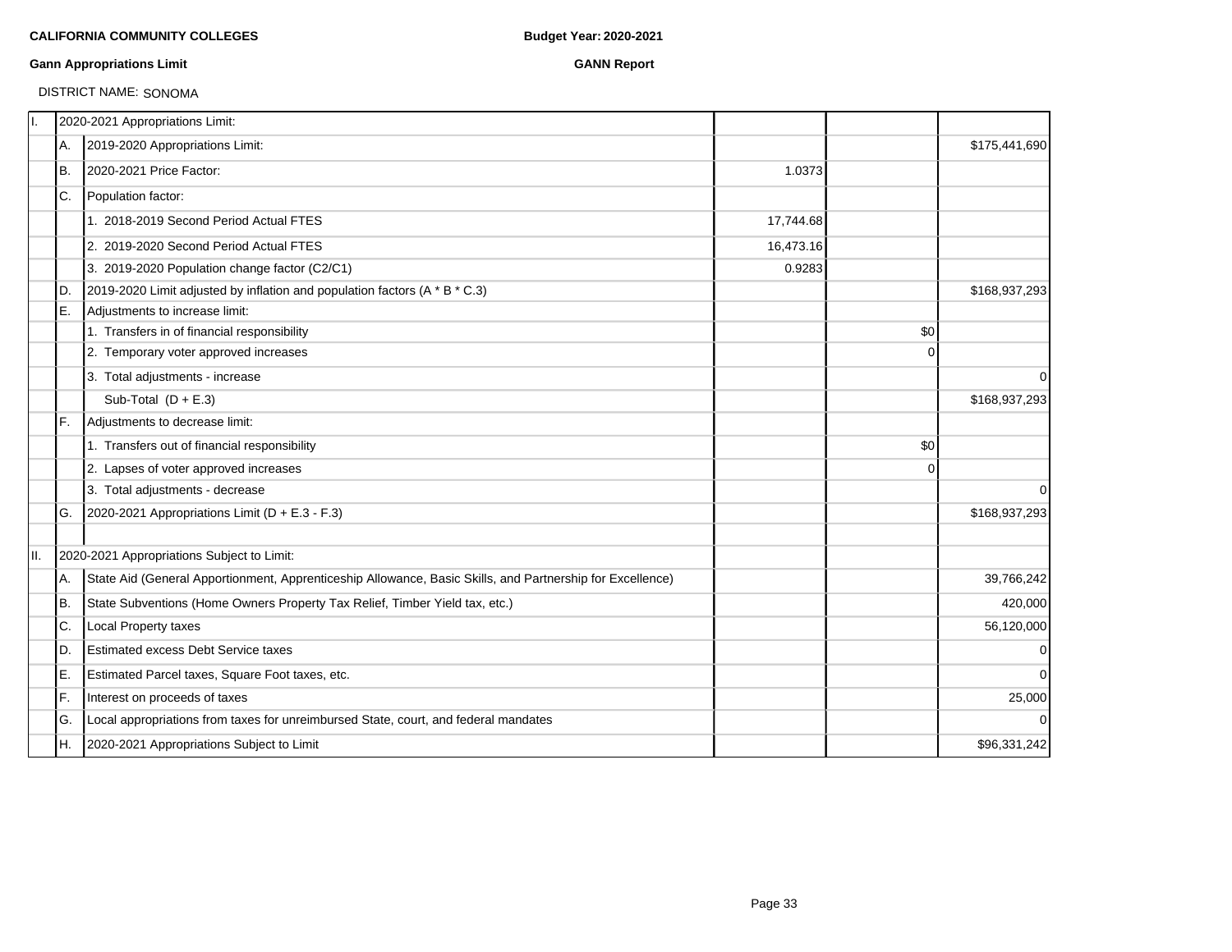**CALIFORNIA COMMUNITY COLLEGES** **Budget Year: 2020-2021**

**Gann Appropriations Limit** **GANN Report**

DISTRICT NAME: SONOMA

| | | | | | |
|---|---|---|---|---|---|
| I. | | 2020-2021 Appropriations Limit: | | | |
| | A. | 2019-2020 Appropriations Limit: | | | $175,441,690 |
| | B. | 2020-2021 Price Factor: | 1.0373 | | |
| | C. | Population factor: | | | |
| | | 1. 2018-2019 Second Period Actual FTES | 17,744.68 | | |
| | | 2. 2019-2020 Second Period Actual FTES | 16,473.16 | | |
| | | 3. 2019-2020 Population change factor (C2/C1) | 0.9283 | | |
| | D. | 2019-2020 Limit adjusted by inflation and population factors (A * B * C.3) | | | $168,937,293 |
| | E. | Adjustments to increase limit: | | | |
| | | 1. Transfers in of financial responsibility | | $0 | |
| | | 2. Temporary voter approved increases | | 0 | |
| | | 3. Total adjustments - increase | | | 0 |
| | | Sub-Total (D + E.3) | | | $168,937,293 |
| | F. | Adjustments to decrease limit: | | | |
| | | 1. Transfers out of financial responsibility | | $0 | |
| | | 2. Lapses of voter approved increases | | 0 | |
| | | 3. Total adjustments - decrease | | | 0 |
| | G. | 2020-2021 Appropriations Limit (D + E.3 - F.3) | | | $168,937,293 |
| | | | | | |
| II. | | 2020-2021 Appropriations Subject to Limit: | | | |
| | A. | State Aid (General Apportionment, Apprenticeship Allowance, Basic Skills, and Partnership for Excellence) | | | 39,766,242 |
| | B. | State Subventions (Home Owners Property Tax Relief, Timber Yield tax, etc.) | | | 420,000 |
| | C. | Local Property taxes | | | 56,120,000 |
| | D. | Estimated excess Debt Service taxes | | | 0 |
| | E. | Estimated Parcel taxes, Square Foot taxes, etc. | | | 0 |
| | F. | Interest on proceeds of taxes | | | 25,000 |
| | G. | Local appropriations from taxes for unreimbursed State, court, and federal mandates | | | 0 |
| | H. | 2020-2021 Appropriations Subject to Limit | | | $96,331,242 |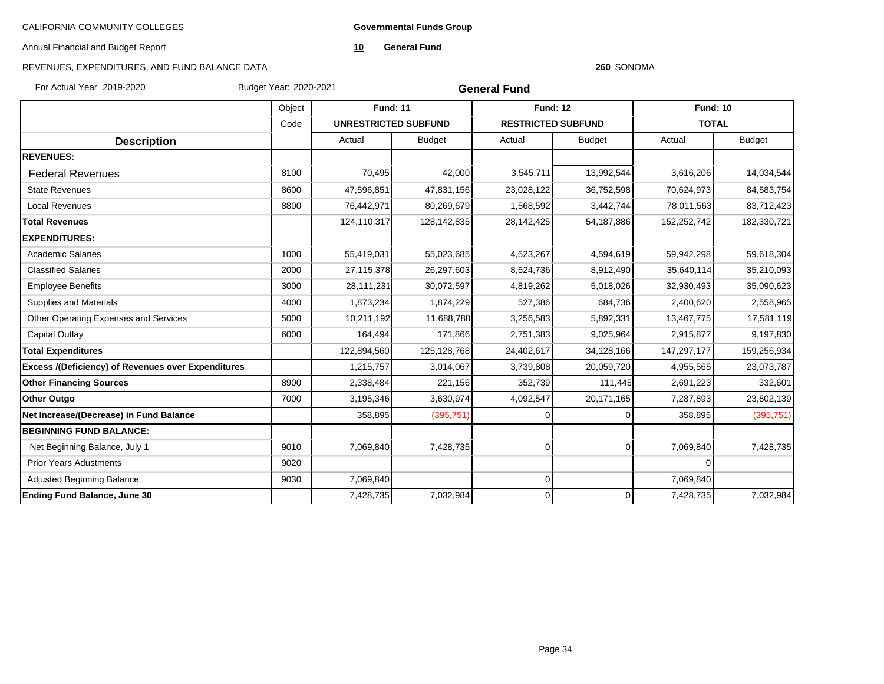CALIFORNIA COMMUNITY COLLEGES

**Governmental Funds Group**

Annual Financial and Budget Report

**10 General Fund**

REVENUES, EXPENDITURES, AND FUND BALANCE DATA

**260** SONOMA

For Actual Year: 2019-2020 Budget Year: 2020-2021

## General Fund

| Description | Object Code | Fund: 11 UNRESTRICTED SUBFUND | | Fund: 12 RESTRICTED SUBFUND | | Fund: 10 TOTAL | |
|---|---|---|---|---|---|---|---|
| | | Actual | Budget | Actual | Budget | Actual | Budget |
| **REVENUES:** | | | | | | | |
| Federal Revenues | 8100 | 70,495 | 42,000 | 3,545,711 | 13,992,544 | 3,616,206 | 14,034,544 |
| State Revenues | 8600 | 47,596,851 | 47,831,156 | 23,028,122 | 36,752,598 | 70,624,973 | 84,583,754 |
| Local Revenues | 8800 | 76,442,971 | 80,269,679 | 1,568,592 | 3,442,744 | 78,011,563 | 83,712,423 |
| **Total Revenues** | | 124,110,317 | 128,142,835 | 28,142,425 | 54,187,886 | 152,252,742 | 182,330,721 |
| **EXPENDITURES:** | | | | | | | |
| Academic Salaries | 1000 | 55,419,031 | 55,023,685 | 4,523,267 | 4,594,619 | 59,942,298 | 59,618,304 |
| Classified Salaries | 2000 | 27,115,378 | 26,297,603 | 8,524,736 | 8,912,490 | 35,640,114 | 35,210,093 |
| Employee Benefits | 3000 | 28,111,231 | 30,072,597 | 4,819,262 | 5,018,026 | 32,930,493 | 35,090,623 |
| Supplies and Materials | 4000 | 1,873,234 | 1,874,229 | 527,386 | 684,736 | 2,400,620 | 2,558,965 |
| Other Operating Expenses and Services | 5000 | 10,211,192 | 11,688,788 | 3,256,583 | 5,892,331 | 13,467,775 | 17,581,119 |
| Capital Outlay | 6000 | 164,494 | 171,866 | 2,751,383 | 9,025,964 | 2,915,877 | 9,197,830 |
| **Total Expenditures** | | 122,894,560 | 125,128,768 | 24,402,617 | 34,128,166 | 147,297,177 | 159,256,934 |
| **Excess /(Deficiency) of Revenues over Expenditures** | | 1,215,757 | 3,014,067 | 3,739,808 | 20,059,720 | 4,955,565 | 23,073,787 |
| **Other Financing Sources** | 8900 | 2,338,484 | 221,156 | 352,739 | 111,445 | 2,691,223 | 332,601 |
| **Other Outgo** | 7000 | 3,195,346 | 3,630,974 | 4,092,547 | 20,171,165 | 7,287,893 | 23,802,139 |
| **Net Increase/(Decrease) in Fund Balance** | | 358,895 | (395,751) | 0 | 0 | 358,895 | (395,751) |
| **BEGINNING FUND BALANCE:** | | | | | | | |
| Net Beginning Balance, July 1 | 9010 | 7,069,840 | 7,428,735 | 0 | 0 | 7,069,840 | 7,428,735 |
| Prior Years Adustments | 9020 | | | | | 0 | |
| Adjusted Beginning Balance | 9030 | 7,069,840 | | 0 | | 7,069,840 | |
| **Ending Fund Balance, June 30** | | 7,428,735 | 7,032,984 | 0 | 0 | 7,428,735 | 7,032,984 |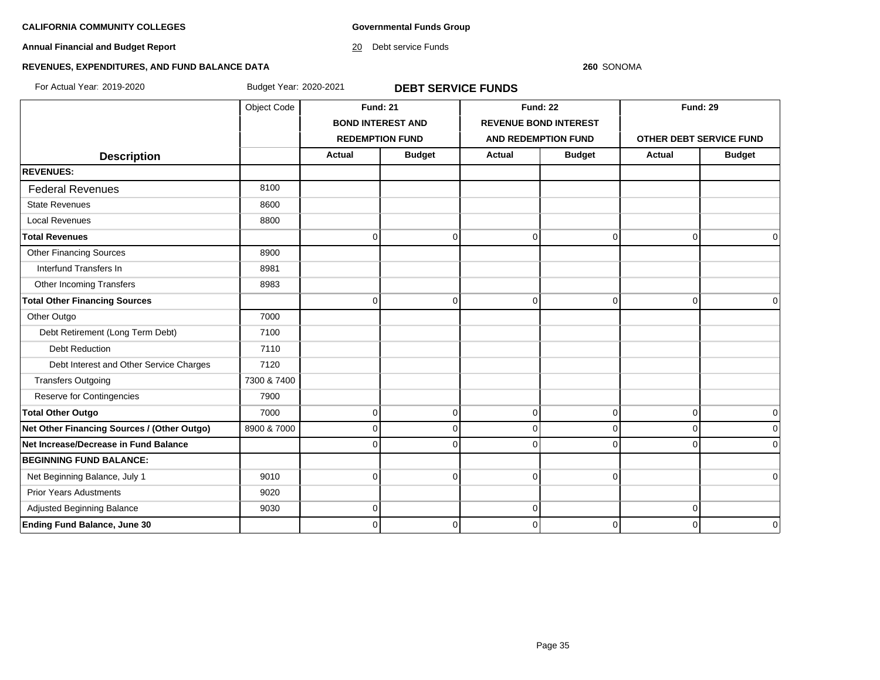**CALIFORNIA COMMUNITY COLLEGES**

**Governmental Funds Group**

**Annual Financial and Budget Report**

20 Debt service Funds

**REVENUES, EXPENDITURES, AND FUND BALANCE DATA**

**260** SONOMA

For Actual Year: 2019-2020 Budget Year: 2020-2021

## DEBT SERVICE FUNDS

| Description | Object Code | Fund: 21 BOND INTEREST AND REDEMPTION FUND | | Fund: 22 REVENUE BOND INTEREST AND REDEMPTION FUND | | Fund: 29 OTHER DEBT SERVICE FUND | |
|---|---|---|---|---|---|---|---|
| | | Actual | Budget | Actual | Budget | Actual | Budget |
| **REVENUES:** | | | | | | | |
| Federal Revenues | 8100 | | | | | | |
| State Revenues | 8600 | | | | | | |
| Local Revenues | 8800 | | | | | | |
| **Total Revenues** | | 0 | 0 | 0 | 0 | 0 | 0 |
| Other Financing Sources | 8900 | | | | | | |
| Interfund Transfers In | 8981 | | | | | | |
| Other Incoming Transfers | 8983 | | | | | | |
| **Total Other Financing Sources** | | 0 | 0 | 0 | 0 | 0 | 0 |
| Other Outgo | 7000 | | | | | | |
| Debt Retirement (Long Term Debt) | 7100 | | | | | | |
| Debt Reduction | 7110 | | | | | | |
| Debt Interest and Other Service Charges | 7120 | | | | | | |
| Transfers Outgoing | 7300 & 7400 | | | | | | |
| Reserve for Contingencies | 7900 | | | | | | |
| **Total Other Outgo** | 7000 | 0 | 0 | 0 | 0 | 0 | 0 |
| **Net Other Financing Sources / (Other Outgo)** | 8900 & 7000 | 0 | 0 | 0 | 0 | 0 | 0 |
| **Net Increase/Decrease in Fund Balance** | | 0 | 0 | 0 | 0 | 0 | 0 |
| **BEGINNING FUND BALANCE:** | | | | | | | |
| Net Beginning Balance, July 1 | 9010 | 0 | 0 | 0 | 0 | | 0 |
| Prior Years Adustments | 9020 | | | | | | |
| Adjusted Beginning Balance | 9030 | 0 | | 0 | | 0 | |
| **Ending Fund Balance, June 30** | | 0 | 0 | 0 | 0 | 0 | 0 |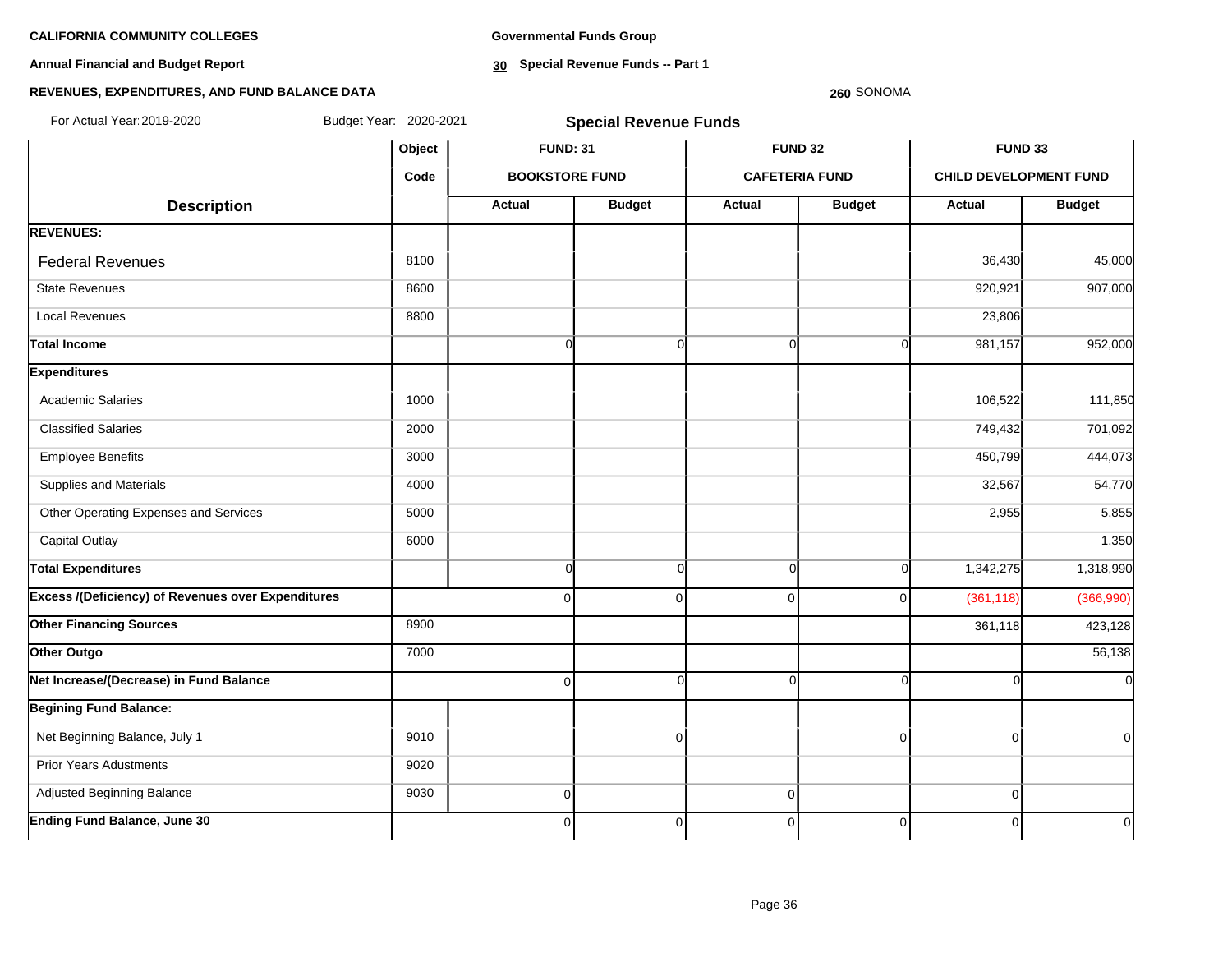**CALIFORNIA COMMUNITY COLLEGES** **Governmental Funds Group**

**Annual Financial and Budget Report** **30 Special Revenue Funds -- Part 1**

**REVENUES, EXPENDITURES, AND FUND BALANCE DATA** **260** SONOMA

For Actual Year: 2019-2020 Budget Year: 2020-2021

## Special Revenue Funds

| Description | Object Code | FUND: 31 BOOKSTORE FUND | | FUND 32 CAFETERIA FUND | | FUND 33 CHILD DEVELOPMENT FUND | |
|---|---|---|---|---|---|---|---|
| | | Actual | Budget | Actual | Budget | Actual | Budget |
| **REVENUES:** | | | | | | | |
| Federal Revenues | 8100 | | | | | 36,430 | 45,000 |
| State Revenues | 8600 | | | | | 920,921 | 907,000 |
| Local Revenues | 8800 | | | | | 23,806 | |
| **Total Income** | | 0 | 0 | 0 | 0 | 981,157 | 952,000 |
| **Expenditures** | | | | | | | |
| Academic Salaries | 1000 | | | | | 106,522 | 111,850 |
| Classified Salaries | 2000 | | | | | 749,432 | 701,092 |
| Employee Benefits | 3000 | | | | | 450,799 | 444,073 |
| Supplies and Materials | 4000 | | | | | 32,567 | 54,770 |
| Other Operating Expenses and Services | 5000 | | | | | 2,955 | 5,855 |
| Capital Outlay | 6000 | | | | | | 1,350 |
| **Total Expenditures** | | 0 | 0 | 0 | 0 | 1,342,275 | 1,318,990 |
| **Excess /(Deficiency) of Revenues over Expenditures** | | 0 | 0 | 0 | 0 | (361,118) | (366,990) |
| **Other Financing Sources** | 8900 | | | | | 361,118 | 423,128 |
| **Other Outgo** | 7000 | | | | | | 56,138 |
| **Net Increase/(Decrease) in Fund Balance** | | 0 | 0 | 0 | 0 | 0 | 0 |
| **Begining Fund Balance:** | | | | | | | |
| Net Beginning Balance, July 1 | 9010 | | 0 | | 0 | 0 | 0 |
| Prior Years Adustments | 9020 | | | | | | |
| Adjusted Beginning Balance | 9030 | 0 | | 0 | | 0 | |
| **Ending Fund Balance, June 30** | | 0 | 0 | 0 | 0 | 0 | 0 |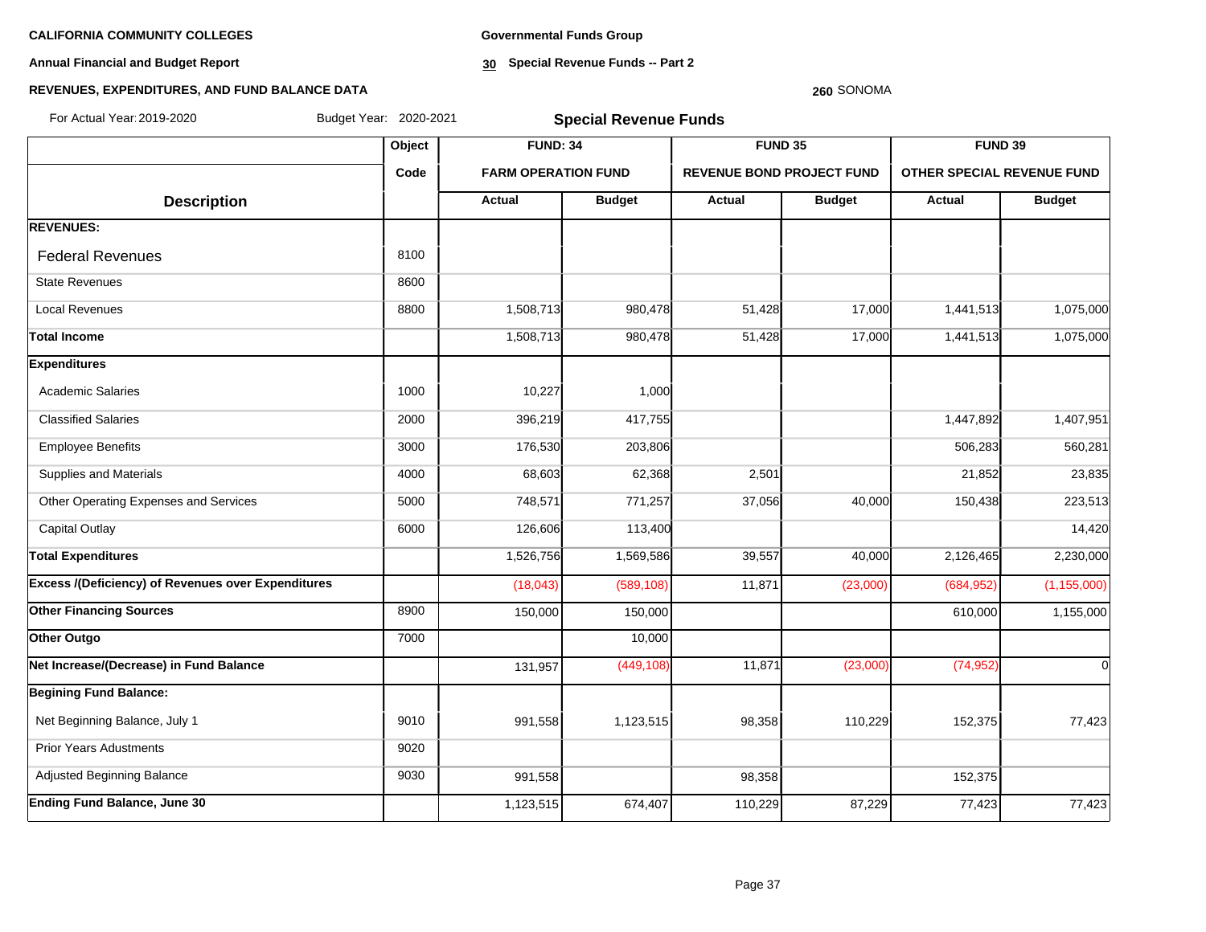**CALIFORNIA COMMUNITY COLLEGES**

**Annual Financial and Budget Report**

**REVENUES, EXPENDITURES, AND FUND BALANCE DATA**

**Governmental Funds Group**

**30 Special Revenue Funds -- Part 2**

**260** SONOMA

For Actual Year: 2019-2020 Budget Year: 2020-2021

## Special Revenue Funds

| | Object | FUND: 34 | | FUND 35 | | FUND 39 | |
|---|---|---|---|---|---|---|---|
| | Code | FARM OPERATION FUND | | REVENUE BOND PROJECT FUND | | OTHER SPECIAL REVENUE FUND | |
| **Description** | | **Actual** | **Budget** | **Actual** | **Budget** | **Actual** | **Budget** |
| **REVENUES:** | | | | | | | |
| Federal Revenues | 8100 | | | | | | |
| State Revenues | 8600 | | | | | | |
| Local Revenues | 8800 | 1,508,713 | 980,478 | 51,428 | 17,000 | 1,441,513 | 1,075,000 |
| **Total Income** | | 1,508,713 | 980,478 | 51,428 | 17,000 | 1,441,513 | 1,075,000 |
| **Expenditures** | | | | | | | |
| Academic Salaries | 1000 | 10,227 | 1,000 | | | | |
| Classified Salaries | 2000 | 396,219 | 417,755 | | | 1,447,892 | 1,407,951 |
| Employee Benefits | 3000 | 176,530 | 203,806 | | | 506,283 | 560,281 |
| Supplies and Materials | 4000 | 68,603 | 62,368 | 2,501 | | 21,852 | 23,835 |
| Other Operating Expenses and Services | 5000 | 748,571 | 771,257 | 37,056 | 40,000 | 150,438 | 223,513 |
| Capital Outlay | 6000 | 126,606 | 113,400 | | | | 14,420 |
| **Total Expenditures** | | 1,526,756 | 1,569,586 | 39,557 | 40,000 | 2,126,465 | 2,230,000 |
| **Excess /(Deficiency) of Revenues over Expenditures** | | (18,043) | (589,108) | 11,871 | (23,000) | (684,952) | (1,155,000) |
| **Other Financing Sources** | 8900 | 150,000 | 150,000 | | | 610,000 | 1,155,000 |
| **Other Outgo** | 7000 | | 10,000 | | | | |
| **Net Increase/(Decrease) in Fund Balance** | | 131,957 | (449,108) | 11,871 | (23,000) | (74,952) | 0 |
| **Begining Fund Balance:** | | | | | | | |
| Net Beginning Balance, July 1 | 9010 | 991,558 | 1,123,515 | 98,358 | 110,229 | 152,375 | 77,423 |
| Prior Years Adustments | 9020 | | | | | | |
| Adjusted Beginning Balance | 9030 | 991,558 | | 98,358 | | 152,375 | |
| **Ending Fund Balance, June 30** | | 1,123,515 | 674,407 | 110,229 | 87,229 | 77,423 | 77,423 |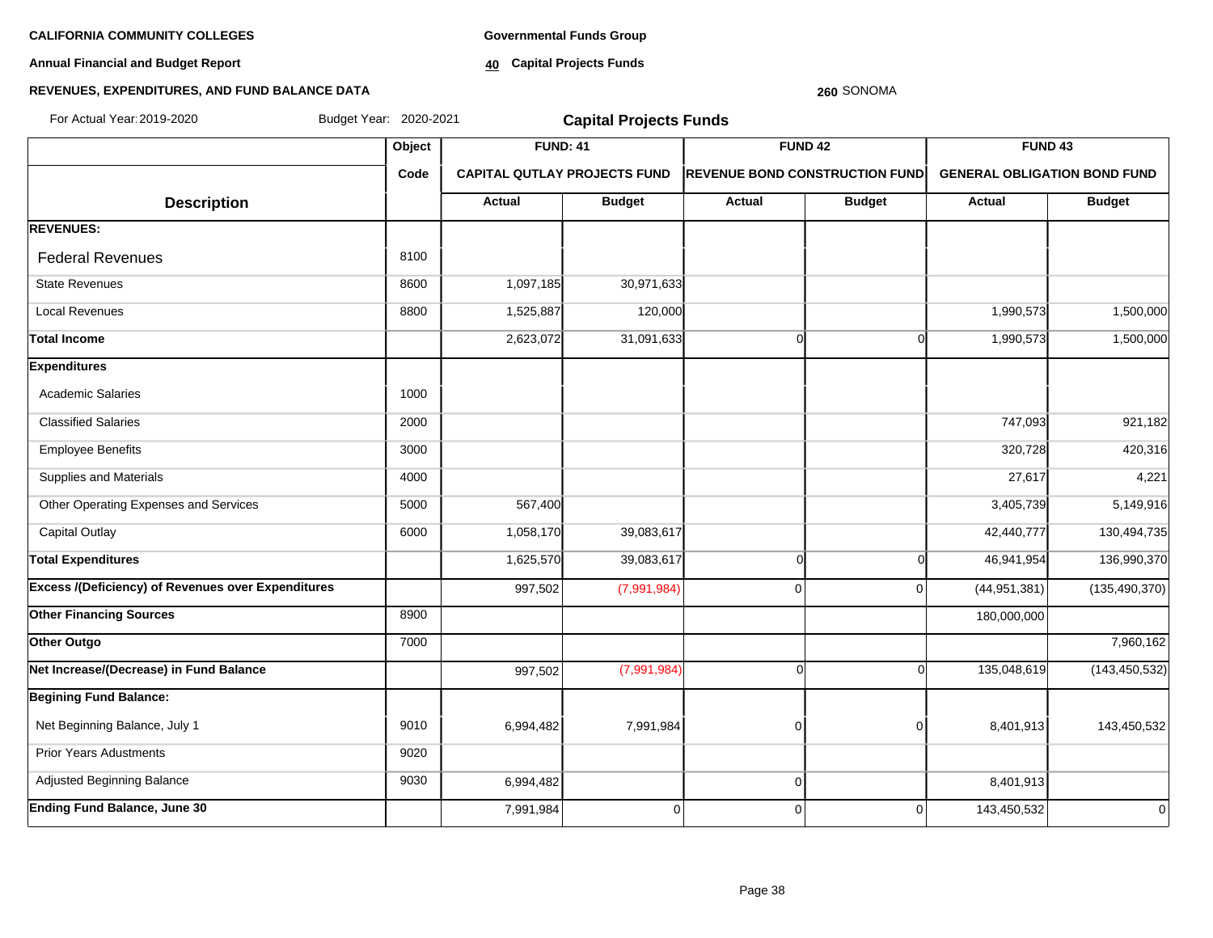**CALIFORNIA COMMUNITY COLLEGES**

**Annual Financial and Budget Report**

**REVENUES, EXPENDITURES, AND FUND BALANCE DATA**

**Governmental Funds Group**

**40 Capital Projects Funds**

**260** SONOMA

For Actual Year: 2019-2020 Budget Year: 2020-2021

## Capital Projects Funds

| | Object | FUND: 41 | | FUND 42 | | FUND 43 | |
|---|---|---|---|---|---|---|---|
| | Code | CAPITAL QUTLAY PROJECTS FUND | | REVENUE BOND CONSTRUCTION FUND | | GENERAL OBLIGATION BOND FUND | |
| **Description** | | **Actual** | **Budget** | **Actual** | **Budget** | **Actual** | **Budget** |
| **REVENUES:** | | | | | | | |
| Federal Revenues | 8100 | | | | | | |
| State Revenues | 8600 | 1,097,185 | 30,971,633 | | | | |
| Local Revenues | 8800 | 1,525,887 | 120,000 | | | 1,990,573 | 1,500,000 |
| **Total Income** | | 2,623,072 | 31,091,633 | 0 | 0 | 1,990,573 | 1,500,000 |
| **Expenditures** | | | | | | | |
| Academic Salaries | 1000 | | | | | | |
| Classified Salaries | 2000 | | | | | 747,093 | 921,182 |
| Employee Benefits | 3000 | | | | | 320,728 | 420,316 |
| Supplies and Materials | 4000 | | | | | 27,617 | 4,221 |
| Other Operating Expenses and Services | 5000 | 567,400 | | | | 3,405,739 | 5,149,916 |
| Capital Outlay | 6000 | 1,058,170 | 39,083,617 | | | 42,440,777 | 130,494,735 |
| **Total Expenditures** | | 1,625,570 | 39,083,617 | 0 | 0 | 46,941,954 | 136,990,370 |
| **Excess /(Deficiency) of Revenues over Expenditures** | | 997,502 | (7,991,984) | 0 | 0 | (44,951,381) | (135,490,370) |
| **Other Financing Sources** | 8900 | | | | | 180,000,000 | |
| **Other Outgo** | 7000 | | | | | | 7,960,162 |
| **Net Increase/(Decrease) in Fund Balance** | | 997,502 | (7,991,984) | 0 | 0 | 135,048,619 | (143,450,532) |
| **Begining Fund Balance:** | | | | | | | |
| Net Beginning Balance, July 1 | 9010 | 6,994,482 | 7,991,984 | 0 | 0 | 8,401,913 | 143,450,532 |
| Prior Years Adustments | 9020 | | | | | | |
| Adjusted Beginning Balance | 9030 | 6,994,482 | | 0 | | 8,401,913 | |
| **Ending Fund Balance, June 30** | | 7,991,984 | 0 | 0 | 0 | 143,450,532 | 0 |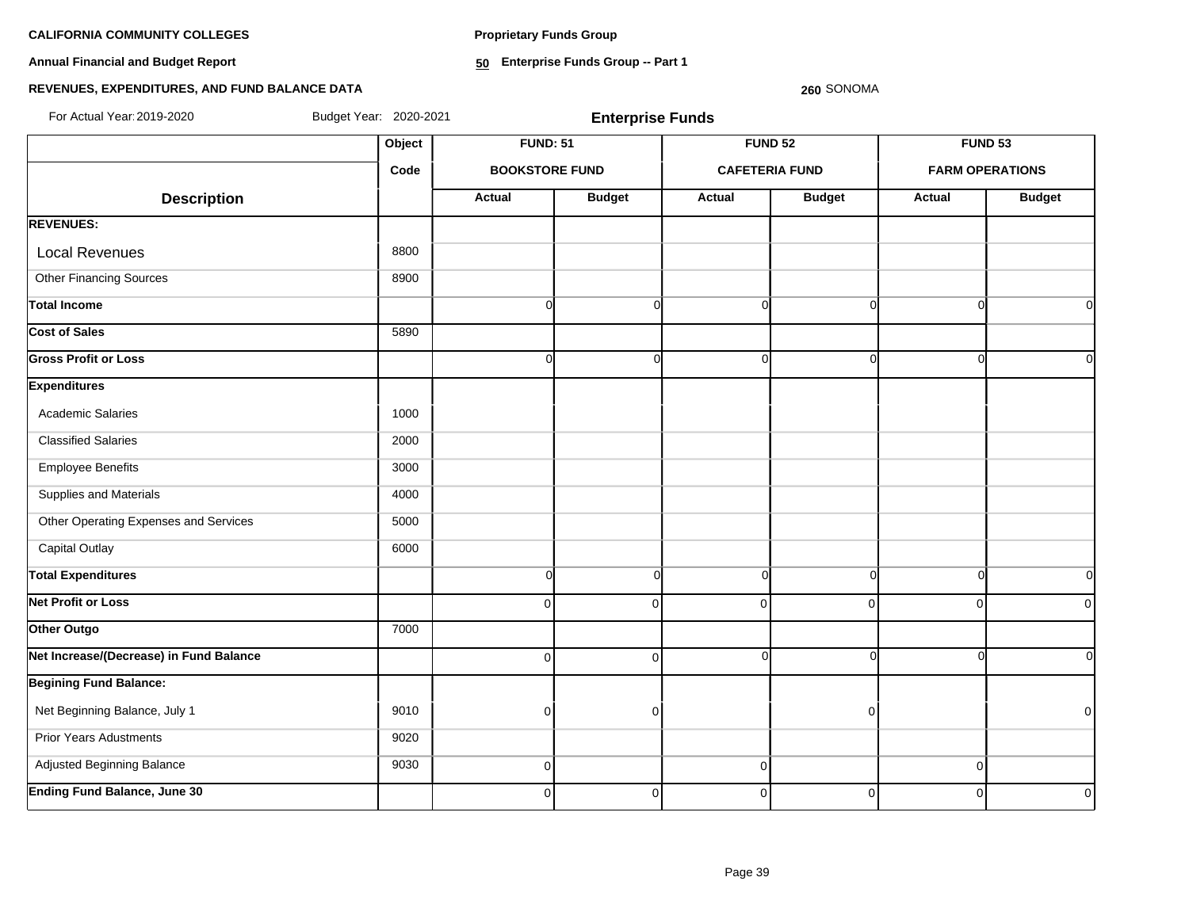**CALIFORNIA COMMUNITY COLLEGES**

**Annual Financial and Budget Report**

**REVENUES, EXPENDITURES, AND FUND BALANCE DATA**

**Proprietary Funds Group**

**50 Enterprise Funds Group -- Part 1**

**260** SONOMA

For Actual Year: 2019-2020 Budget Year: 2020-2021

**Enterprise Funds**

| Description | Object Code | FUND: 51 BOOKSTORE FUND | | FUND 52 CAFETERIA FUND | | FUND 53 FARM OPERATIONS | |
|---|---|---|---|---|---|---|---|
| | | Actual | Budget | Actual | Budget | Actual | Budget |
| **REVENUES:** | | | | | | | |
| Local Revenues | 8800 | | | | | | |
| Other Financing Sources | 8900 | | | | | | |
| **Total Income** | | 0 | 0 | 0 | 0 | 0 | 0 |
| **Cost of Sales** | 5890 | | | | | | |
| **Gross Profit or Loss** | | 0 | 0 | 0 | 0 | 0 | 0 |
| **Expenditures** | | | | | | | |
| Academic Salaries | 1000 | | | | | | |
| Classified Salaries | 2000 | | | | | | |
| Employee Benefits | 3000 | | | | | | |
| Supplies and Materials | 4000 | | | | | | |
| Other Operating Expenses and Services | 5000 | | | | | | |
| Capital Outlay | 6000 | | | | | | |
| **Total Expenditures** | | 0 | 0 | 0 | 0 | 0 | 0 |
| **Net Profit or Loss** | | 0 | 0 | 0 | 0 | 0 | 0 |
| **Other Outgo** | 7000 | | | | | | |
| **Net Increase/(Decrease) in Fund Balance** | | 0 | 0 | 0 | 0 | 0 | 0 |
| **Begining Fund Balance:** | | | | | | | |
| Net Beginning Balance, July 1 | 9010 | 0 | 0 | | 0 | | 0 |
| Prior Years Adustments | 9020 | | | | | | |
| Adjusted Beginning Balance | 9030 | 0 | | 0 | | 0 | |
| **Ending Fund Balance, June 30** | | 0 | 0 | 0 | 0 | 0 | 0 |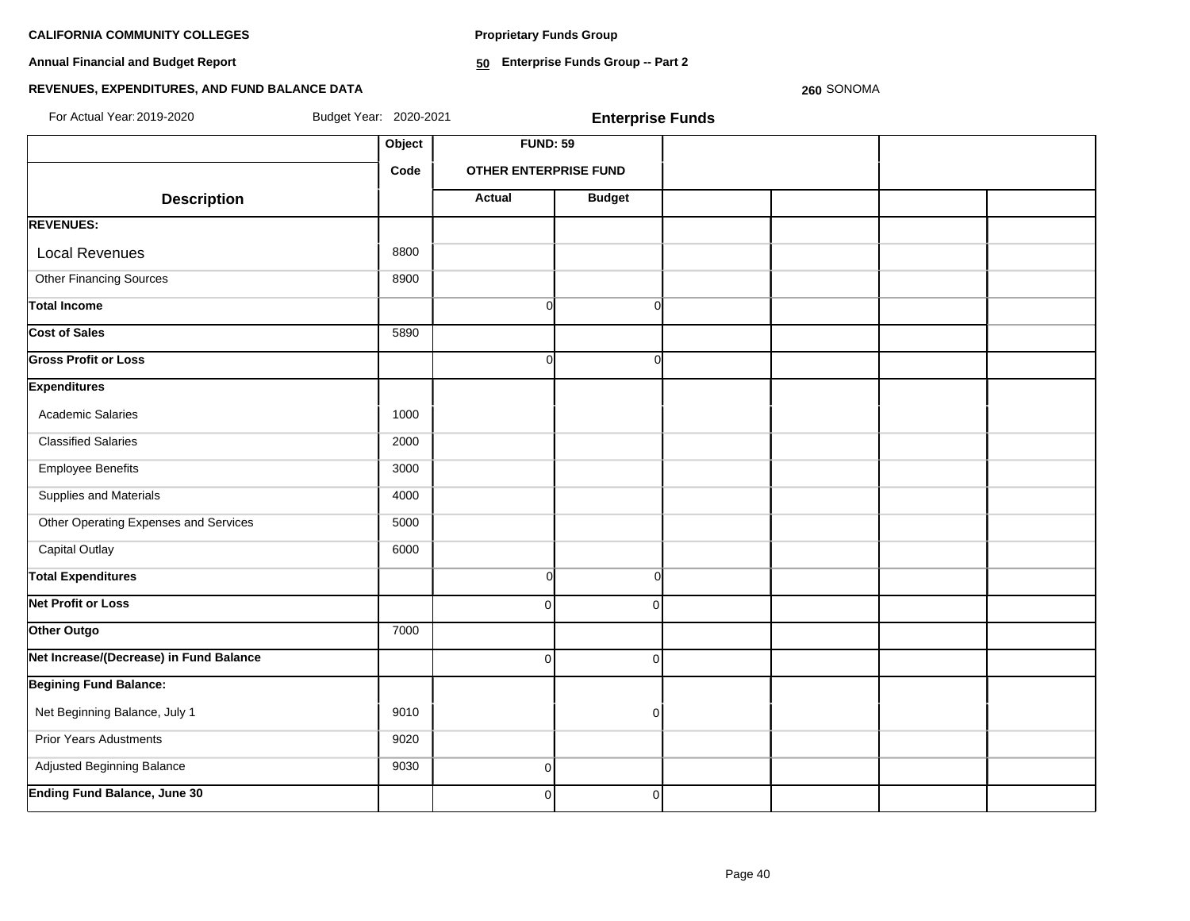**CALIFORNIA COMMUNITY COLLEGES**

**Annual Financial and Budget Report**

**REVENUES, EXPENDITURES, AND FUND BALANCE DATA**

**Proprietary Funds Group**

**50 Enterprise Funds Group -- Part 2**

**260** SONOMA

For Actual Year: 2019-2020 Budget Year: 2020-2021

**Enterprise Funds**

| Description | Object Code | FUND: 59 OTHER ENTERPRISE FUND | | | | | |
|---|---|---|---|---|---|---|---|
| | | Actual | Budget | | | | |
| **REVENUES:** | | | | | | | |
| Local Revenues | 8800 | | | | | | |
| Other Financing Sources | 8900 | | | | | | |
| **Total Income** | | 0 | 0 | | | | |
| **Cost of Sales** | 5890 | | | | | | |
| **Gross Profit or Loss** | | 0 | 0 | | | | |
| **Expenditures** | | | | | | | |
| Academic Salaries | 1000 | | | | | | |
| Classified Salaries | 2000 | | | | | | |
| Employee Benefits | 3000 | | | | | | |
| Supplies and Materials | 4000 | | | | | | |
| Other Operating Expenses and Services | 5000 | | | | | | |
| Capital Outlay | 6000 | | | | | | |
| **Total Expenditures** | | 0 | 0 | | | | |
| **Net Profit or Loss** | | 0 | 0 | | | | |
| **Other Outgo** | 7000 | | | | | | |
| **Net Increase/(Decrease) in Fund Balance** | | 0 | 0 | | | | |
| **Begining Fund Balance:** | | | | | | | |
| Net Beginning Balance, July 1 | 9010 | | 0 | | | | |
| Prior Years Adustments | 9020 | | | | | | |
| Adjusted Beginning Balance | 9030 | 0 | | | | | |
| **Ending Fund Balance, June 30** | | 0 | 0 | | | | |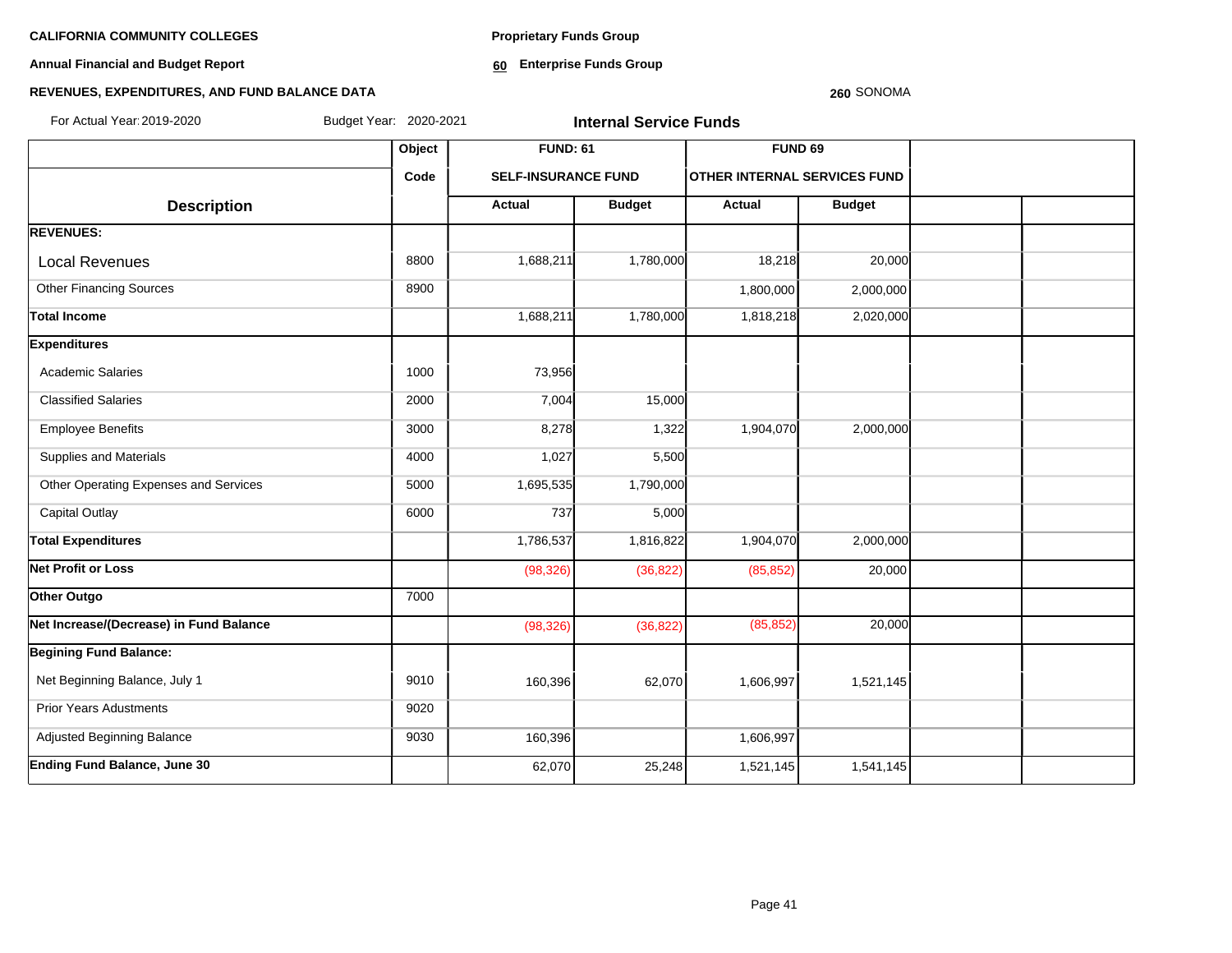**CALIFORNIA COMMUNITY COLLEGES**

**Annual Financial and Budget Report**

**REVENUES, EXPENDITURES, AND FUND BALANCE DATA**

**Proprietary Funds Group**

**60 Enterprise Funds Group**

**260** SONOMA

For Actual Year: 2019-2020 Budget Year: 2020-2021

**Internal Service Funds**

| | Object | FUND: 61 | | FUND 69 | | | |
|---|---|---|---|---|---|---|---|
| | Code | SELF-INSURANCE FUND | | OTHER INTERNAL SERVICES FUND | | | |
| **Description** | | **Actual** | **Budget** | **Actual** | **Budget** | | |
| **REVENUES:** | | | | | | | |
| Local Revenues | 8800 | 1,688,211 | 1,780,000 | 18,218 | 20,000 | | |
| Other Financing Sources | 8900 | | | 1,800,000 | 2,000,000 | | |
| **Total Income** | | 1,688,211 | 1,780,000 | 1,818,218 | 2,020,000 | | |
| **Expenditures** | | | | | | | |
| Academic Salaries | 1000 | 73,956 | | | | | |
| Classified Salaries | 2000 | 7,004 | 15,000 | | | | |
| Employee Benefits | 3000 | 8,278 | 1,322 | 1,904,070 | 2,000,000 | | |
| Supplies and Materials | 4000 | 1,027 | 5,500 | | | | |
| Other Operating Expenses and Services | 5000 | 1,695,535 | 1,790,000 | | | | |
| Capital Outlay | 6000 | 737 | 5,000 | | | | |
| **Total Expenditures** | | 1,786,537 | 1,816,822 | 1,904,070 | 2,000,000 | | |
| **Net Profit or Loss** | | (98,326) | (36,822) | (85,852) | 20,000 | | |
| **Other Outgo** | 7000 | | | | | | |
| **Net Increase/(Decrease) in Fund Balance** | | (98,326) | (36,822) | (85,852) | 20,000 | | |
| **Begining Fund Balance:** | | | | | | | |
| Net Beginning Balance, July 1 | 9010 | 160,396 | 62,070 | 1,606,997 | 1,521,145 | | |
| Prior Years Adustments | 9020 | | | | | | |
| Adjusted Beginning Balance | 9030 | 160,396 | | 1,606,997 | | | |
| **Ending Fund Balance, June 30** | | 62,070 | 25,248 | 1,521,145 | 1,541,145 | | |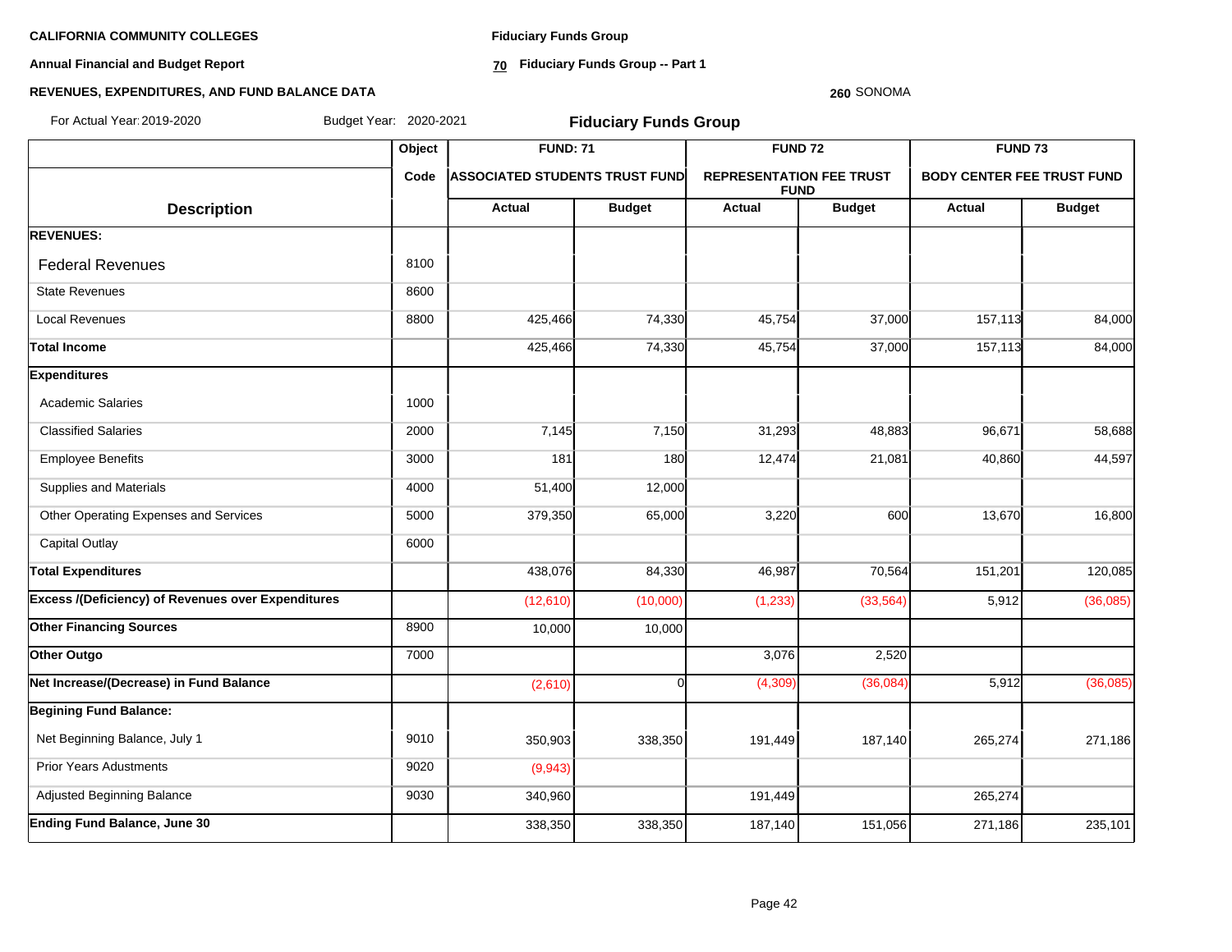**CALIFORNIA COMMUNITY COLLEGES**

**Annual Financial and Budget Report**

**REVENUES, EXPENDITURES, AND FUND BALANCE DATA**

**Fiduciary Funds Group**

**70 Fiduciary Funds Group -- Part 1**

**260** SONOMA

For Actual Year: 2019-2020 Budget Year: 2020-2021

## Fiduciary Funds Group

| Description | Object Code | FUND: 71 ASSOCIATED STUDENTS TRUST FUND Actual | FUND: 71 ASSOCIATED STUDENTS TRUST FUND Budget | FUND 72 REPRESENTATION FEE TRUST FUND Actual | FUND 72 REPRESENTATION FEE TRUST FUND Budget | FUND 73 BODY CENTER FEE TRUST FUND Actual | FUND 73 BODY CENTER FEE TRUST FUND Budget |
|---|---|---|---|---|---|---|---|
| **REVENUES:** | | | | | | | |
| Federal Revenues | 8100 | | | | | | |
| State Revenues | 8600 | | | | | | |
| Local Revenues | 8800 | 425,466 | 74,330 | 45,754 | 37,000 | 157,113 | 84,000 |
| **Total Income** | | 425,466 | 74,330 | 45,754 | 37,000 | 157,113 | 84,000 |
| **Expenditures** | | | | | | | |
| Academic Salaries | 1000 | | | | | | |
| Classified Salaries | 2000 | 7,145 | 7,150 | 31,293 | 48,883 | 96,671 | 58,688 |
| Employee Benefits | 3000 | 181 | 180 | 12,474 | 21,081 | 40,860 | 44,597 |
| Supplies and Materials | 4000 | 51,400 | 12,000 | | | | |
| Other Operating Expenses and Services | 5000 | 379,350 | 65,000 | 3,220 | 600 | 13,670 | 16,800 |
| Capital Outlay | 6000 | | | | | | |
| **Total Expenditures** | | 438,076 | 84,330 | 46,987 | 70,564 | 151,201 | 120,085 |
| **Excess /(Deficiency) of Revenues over Expenditures** | | (12,610) | (10,000) | (1,233) | (33,564) | 5,912 | (36,085) |
| **Other Financing Sources** | 8900 | 10,000 | 10,000 | | | | |
| **Other Outgo** | 7000 | | | 3,076 | 2,520 | | |
| **Net Increase/(Decrease) in Fund Balance** | | (2,610) | 0 | (4,309) | (36,084) | 5,912 | (36,085) |
| **Begining Fund Balance:** | | | | | | | |
| Net Beginning Balance, July 1 | 9010 | 350,903 | 338,350 | 191,449 | 187,140 | 265,274 | 271,186 |
| Prior Years Adustments | 9020 | (9,943) | | | | | |
| Adjusted Beginning Balance | 9030 | 340,960 | | 191,449 | | 265,274 | |
| **Ending Fund Balance, June 30** | | 338,350 | 338,350 | 187,140 | 151,056 | 271,186 | 235,101 |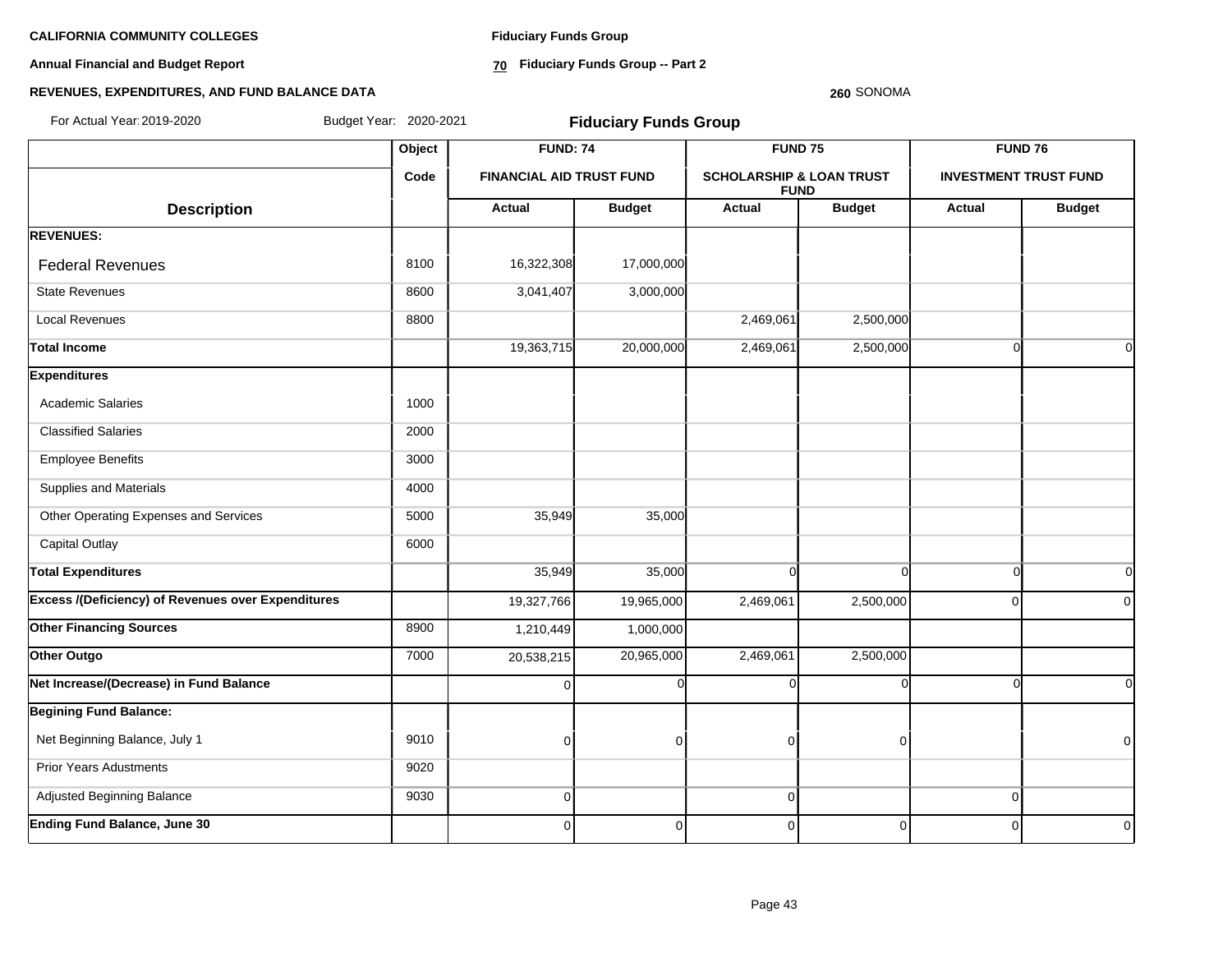**CALIFORNIA COMMUNITY COLLEGES**

**Annual Financial and Budget Report**

**REVENUES, EXPENDITURES, AND FUND BALANCE DATA**

**Fiduciary Funds Group**

**70 Fiduciary Funds Group -- Part 2**

**260** SONOMA

For Actual Year: 2019-2020 Budget Year: 2020-2021

## Fiduciary Funds Group

| Description | Object Code | FUND: 74 FINANCIAL AID TRUST FUND | | FUND 75 SCHOLARSHIP & LOAN TRUST FUND | | FUND 76 INVESTMENT TRUST FUND | |
|---|---|---|---|---|---|---|---|
| | | Actual | Budget | Actual | Budget | Actual | Budget |
| **REVENUES:** | | | | | | | |
| Federal Revenues | 8100 | 16,322,308 | 17,000,000 | | | | |
| State Revenues | 8600 | 3,041,407 | 3,000,000 | | | | |
| Local Revenues | 8800 | | | 2,469,061 | 2,500,000 | | |
| **Total Income** | | 19,363,715 | 20,000,000 | 2,469,061 | 2,500,000 | 0 | 0 |
| **Expenditures** | | | | | | | |
| Academic Salaries | 1000 | | | | | | |
| Classified Salaries | 2000 | | | | | | |
| Employee Benefits | 3000 | | | | | | |
| Supplies and Materials | 4000 | | | | | | |
| Other Operating Expenses and Services | 5000 | 35,949 | 35,000 | | | | |
| Capital Outlay | 6000 | | | | | | |
| **Total Expenditures** | | 35,949 | 35,000 | 0 | 0 | 0 | 0 |
| **Excess /(Deficiency) of Revenues over Expenditures** | | 19,327,766 | 19,965,000 | 2,469,061 | 2,500,000 | 0 | 0 |
| **Other Financing Sources** | 8900 | 1,210,449 | 1,000,000 | | | | |
| **Other Outgo** | 7000 | 20,538,215 | 20,965,000 | 2,469,061 | 2,500,000 | | |
| **Net Increase/(Decrease) in Fund Balance** | | 0 | 0 | 0 | 0 | 0 | 0 |
| **Begining Fund Balance:** | | | | | | | |
| Net Beginning Balance, July 1 | 9010 | 0 | 0 | 0 | 0 | | 0 |
| Prior Years Adustments | 9020 | | | | | | |
| Adjusted Beginning Balance | 9030 | 0 | | 0 | | 0 | |
| **Ending Fund Balance, June 30** | | 0 | 0 | 0 | 0 | 0 | 0 |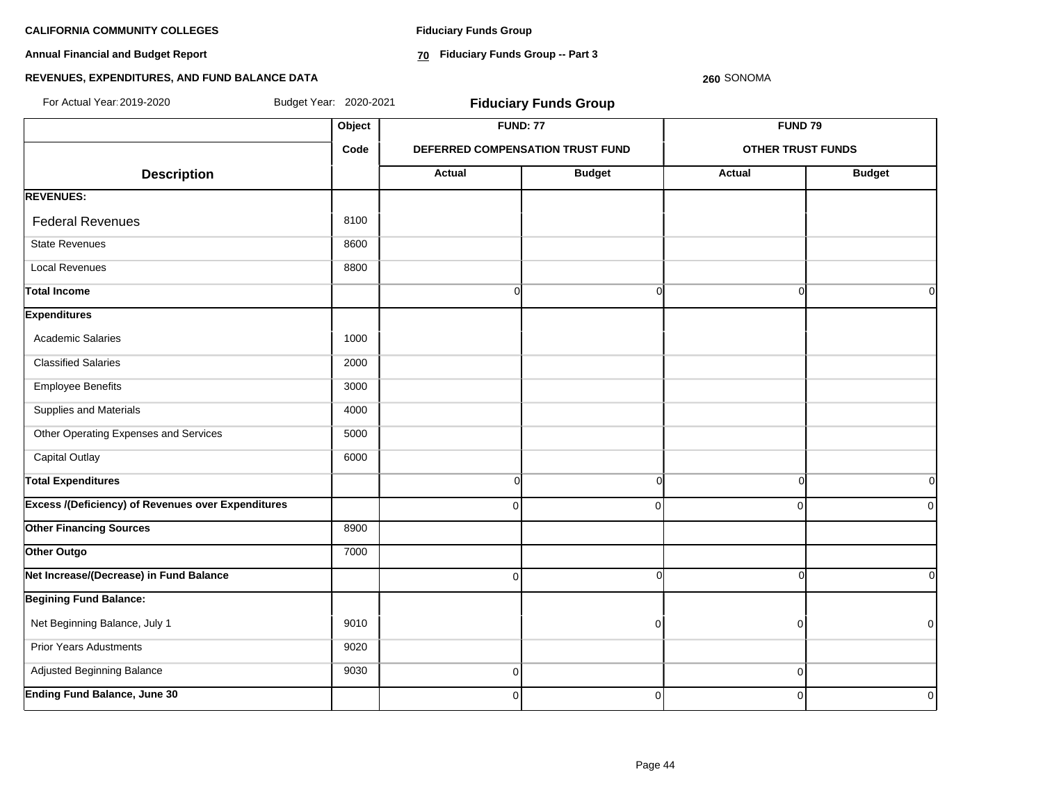**CALIFORNIA COMMUNITY COLLEGES**

**Annual Financial and Budget Report**

**REVENUES, EXPENDITURES, AND FUND BALANCE DATA**

**Fiduciary Funds Group**

**70 Fiduciary Funds Group -- Part 3**

**260** SONOMA

For Actual Year: 2019-2020 Budget Year: 2020-2021

## Fiduciary Funds Group

| | Object | FUND: 77 | | FUND 79 | |
|---|---|---|---|---|---|
| | Code | DEFERRED COMPENSATION TRUST FUND | | OTHER TRUST FUNDS | |
| **Description** | | **Actual** | **Budget** | **Actual** | **Budget** |
| **REVENUES:** | | | | | |
| Federal Revenues | 8100 | | | | |
| State Revenues | 8600 | | | | |
| Local Revenues | 8800 | | | | |
| **Total Income** | | 0 | 0 | 0 | 0 |
| **Expenditures** | | | | | |
| Academic Salaries | 1000 | | | | |
| Classified Salaries | 2000 | | | | |
| Employee Benefits | 3000 | | | | |
| Supplies and Materials | 4000 | | | | |
| Other Operating Expenses and Services | 5000 | | | | |
| Capital Outlay | 6000 | | | | |
| **Total Expenditures** | | 0 | 0 | 0 | 0 |
| **Excess /(Deficiency) of Revenues over Expenditures** | | 0 | 0 | 0 | 0 |
| **Other Financing Sources** | 8900 | | | | |
| **Other Outgo** | 7000 | | | | |
| **Net Increase/(Decrease) in Fund Balance** | | 0 | 0 | 0 | 0 |
| **Begining Fund Balance:** | | | | | |
| Net Beginning Balance, July 1 | 9010 | | 0 | 0 | 0 |
| Prior Years Adustments | 9020 | | | | |
| Adjusted Beginning Balance | 9030 | 0 | | 0 | |
| **Ending Fund Balance, June 30** | | 0 | 0 | 0 | 0 |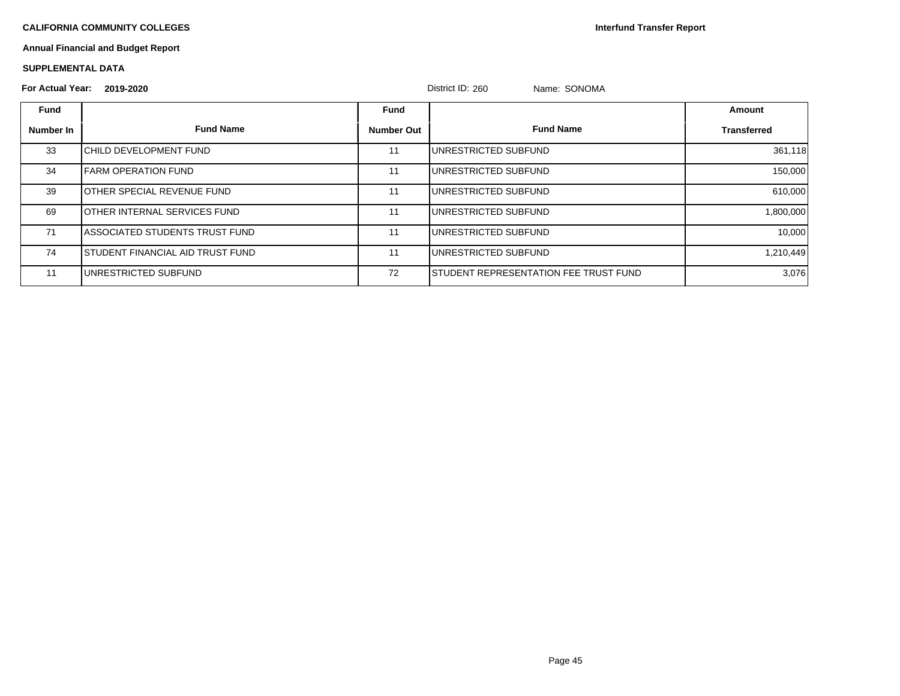**CALIFORNIA COMMUNITY COLLEGES**

**Interfund Transfer Report**

**Annual Financial and Budget Report**

**SUPPLEMENTAL DATA**

**For Actual Year: 2019-2020** District ID: 260 Name: SONOMA

| Fund Number In | Fund Name | Fund Number Out | Fund Name | Amount Transferred |
|---|---|---|---|---|
| 33 | CHILD DEVELOPMENT FUND | 11 | UNRESTRICTED SUBFUND | 361,118 |
| 34 | FARM OPERATION FUND | 11 | UNRESTRICTED SUBFUND | 150,000 |
| 39 | OTHER SPECIAL REVENUE FUND | 11 | UNRESTRICTED SUBFUND | 610,000 |
| 69 | OTHER INTERNAL SERVICES FUND | 11 | UNRESTRICTED SUBFUND | 1,800,000 |
| 71 | ASSOCIATED STUDENTS TRUST FUND | 11 | UNRESTRICTED SUBFUND | 10,000 |
| 74 | STUDENT FINANCIAL AID TRUST FUND | 11 | UNRESTRICTED SUBFUND | 1,210,449 |
| 11 | UNRESTRICTED SUBFUND | 72 | STUDENT REPRESENTATION FEE TRUST FUND | 3,076 |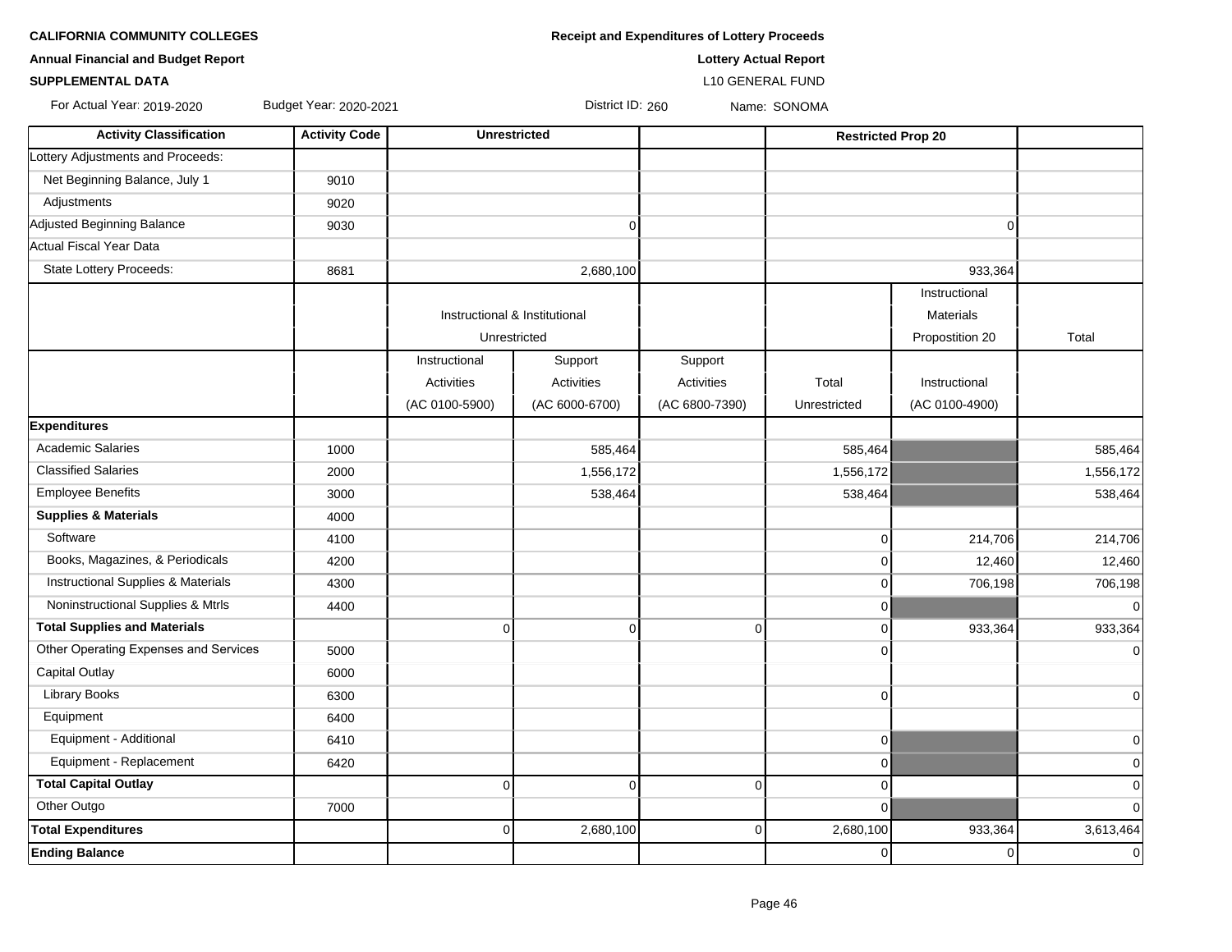**CALIFORNIA COMMUNITY COLLEGES**
**Annual Financial and Budget Report**
**SUPPLEMENTAL DATA**

**Receipt and Expenditures of Lottery Proceeds**
**Lottery Actual Report**
L10 GENERAL FUND

For Actual Year: 2019-2020 Budget Year: 2020-2021 District ID: 260 Name: SONOMA

| Activity Classification | Activity Code | Unrestricted | | | Restricted Prop 20 | | |
|---|---|---|---|---|---|---|---|
| Lottery Adjustments and Proceeds: | | | | | | | |
| Net Beginning Balance, July 1 | 9010 | | | | | | |
| Adjustments | 9020 | | | | | | |
| Adjusted Beginning Balance | 9030 | | 0 | | | 0 | |
| Actual Fiscal Year Data | | | | | | | |
| State Lottery Proceeds: | 8681 | | 2,680,100 | | | 933,364 | |
| | | Instructional & Institutional Unrestricted | | | | Instructional Materials Propostition 20 | Total |
| | | Instructional Activities (AC 0100-5900) | Support Activities (AC 6000-6700) | Support Activities (AC 6800-7390) | Total Unrestricted | Instructional (AC 0100-4900) | |
| **Expenditures** | | | | | | | |
| Academic Salaries | 1000 | | 585,464 | | 585,464 | | 585,464 |
| Classified Salaries | 2000 | | 1,556,172 | | 1,556,172 | | 1,556,172 |
| Employee Benefits | 3000 | | 538,464 | | 538,464 | | 538,464 |
| **Supplies & Materials** | 4000 | | | | | | |
| Software | 4100 | | | | 0 | 214,706 | 214,706 |
| Books, Magazines, & Periodicals | 4200 | | | | 0 | 12,460 | 12,460 |
| Instructional Supplies & Materials | 4300 | | | | 0 | 706,198 | 706,198 |
| Noninstructional Supplies & Mtrls | 4400 | | | | 0 | | 0 |
| **Total Supplies and Materials** | | 0 | 0 | 0 | 0 | 933,364 | 933,364 |
| Other Operating Expenses and Services | 5000 | | | | 0 | | 0 |
| Capital Outlay | 6000 | | | | | | |
| Library Books | 6300 | | | | 0 | | 0 |
| Equipment | 6400 | | | | | | |
| Equipment - Additional | 6410 | | | | 0 | | 0 |
| Equipment - Replacement | 6420 | | | | 0 | | 0 |
| **Total Capital Outlay** | | 0 | 0 | 0 | 0 | | 0 |
| Other Outgo | 7000 | | | | 0 | | 0 |
| **Total Expenditures** | | 0 | 2,680,100 | 0 | 2,680,100 | 933,364 | 3,613,464 |
| **Ending Balance** | | | | | 0 | 0 | 0 |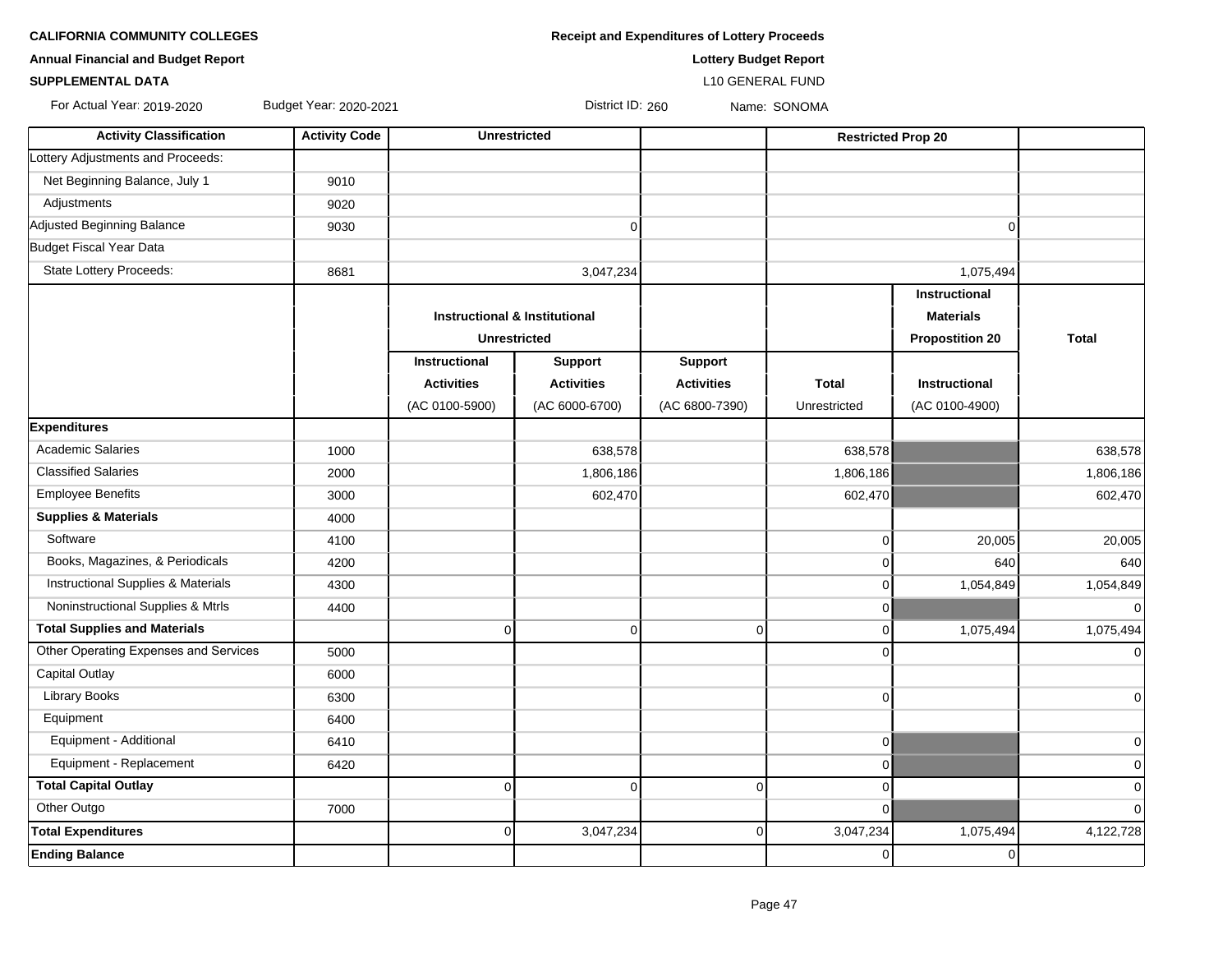**CALIFORNIA COMMUNITY COLLEGES**

**Annual Financial and Budget Report**

**SUPPLEMENTAL DATA**

**Receipt and Expenditures of Lottery Proceeds**

**Lottery Budget Report**

L10 GENERAL FUND

For Actual Year: 2019-2020 Budget Year: 2020-2021 District ID: 260 Name: SONOMA

| Activity Classification | Activity Code | Unrestricted | | | | Restricted Prop 20 | |
|---|---|---|---|---|---|---|---|
| Lottery Adjustments and Proceeds: | | | | | | | |
| Net Beginning Balance, July 1 | 9010 | | | | | | |
| Adjustments | 9020 | | | | | | |
| Adjusted Beginning Balance | 9030 | | 0 | | | 0 | |
| Budget Fiscal Year Data | | | | | | | |
| State Lottery Proceeds: | 8681 | | 3,047,234 | | | 1,075,494 | |
| | | Instructional & Institutional Unrestricted | | | | Instructional Materials Propostition 20 | Total |
| | | Instructional Activities (AC 0100-5900) | Support Activities (AC 6000-6700) | Support Activities (AC 6800-7390) | Total Unrestricted | Instructional (AC 0100-4900) | |
| **Expenditures** | | | | | | | |
| Academic Salaries | 1000 | | 638,578 | | 638,578 | | 638,578 |
| Classified Salaries | 2000 | | 1,806,186 | | 1,806,186 | | 1,806,186 |
| Employee Benefits | 3000 | | 602,470 | | 602,470 | | 602,470 |
| **Supplies & Materials** | 4000 | | | | | | |
| Software | 4100 | | | | 0 | 20,005 | 20,005 |
| Books, Magazines, & Periodicals | 4200 | | | | 0 | 640 | 640 |
| Instructional Supplies & Materials | 4300 | | | | 0 | 1,054,849 | 1,054,849 |
| Noninstructional Supplies & Mtrls | 4400 | | | | 0 | | 0 |
| **Total Supplies and Materials** | | 0 | 0 | 0 | 0 | 1,075,494 | 1,075,494 |
| Other Operating Expenses and Services | 5000 | | | | 0 | | 0 |
| Capital Outlay | 6000 | | | | | | |
| Library Books | 6300 | | | | 0 | | 0 |
| Equipment | 6400 | | | | | | |
| Equipment - Additional | 6410 | | | | 0 | | 0 |
| Equipment - Replacement | 6420 | | | | 0 | | 0 |
| **Total Capital Outlay** | | 0 | 0 | 0 | 0 | | 0 |
| Other Outgo | 7000 | | | | 0 | | 0 |
| **Total Expenditures** | | 0 | 3,047,234 | 0 | 3,047,234 | 1,075,494 | 4,122,728 |
| **Ending Balance** | | | | | 0 | 0 | |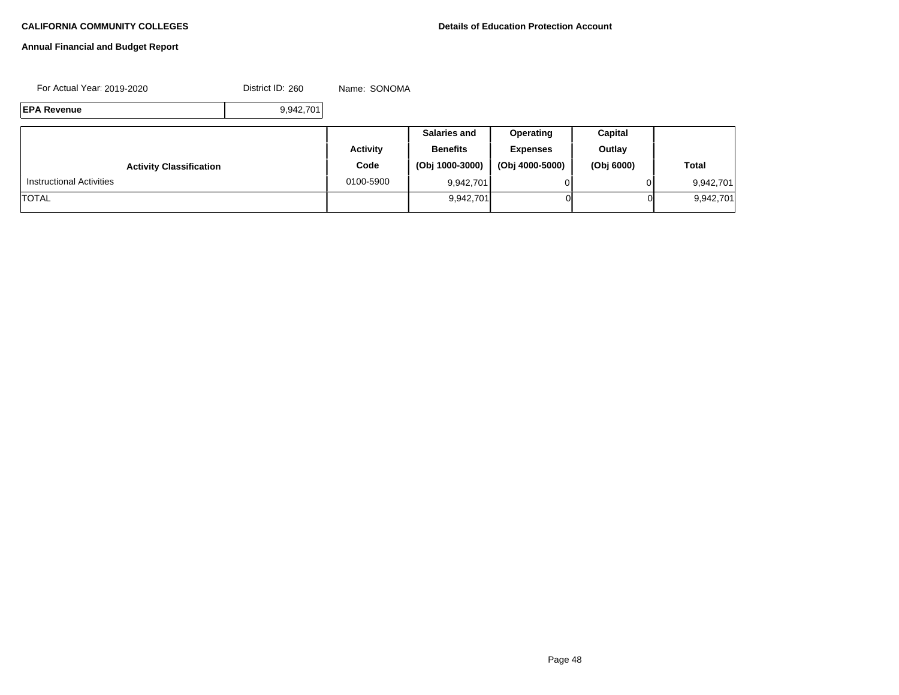**CALIFORNIA COMMUNITY COLLEGES**

**Details of Education Protection Account**

**Annual Financial and Budget Report**

For Actual Year: 2019-2020 District ID: 260 Name: SONOMA

| **EPA Revenue** | 9,942,701 |
|---|---|

| Activity Classification | Activity Code | Salaries and Benefits (Obj 1000-3000) | Operating Expenses (Obj 4000-5000) | Capital Outlay (Obj 6000) | Total |
|---|---|---|---|---|---|
| Instructional Activities | 0100-5900 | 9,942,701 | 0 | 0 | 9,942,701 |
| TOTAL | | 9,942,701 | 0 | 0 | 9,942,701 |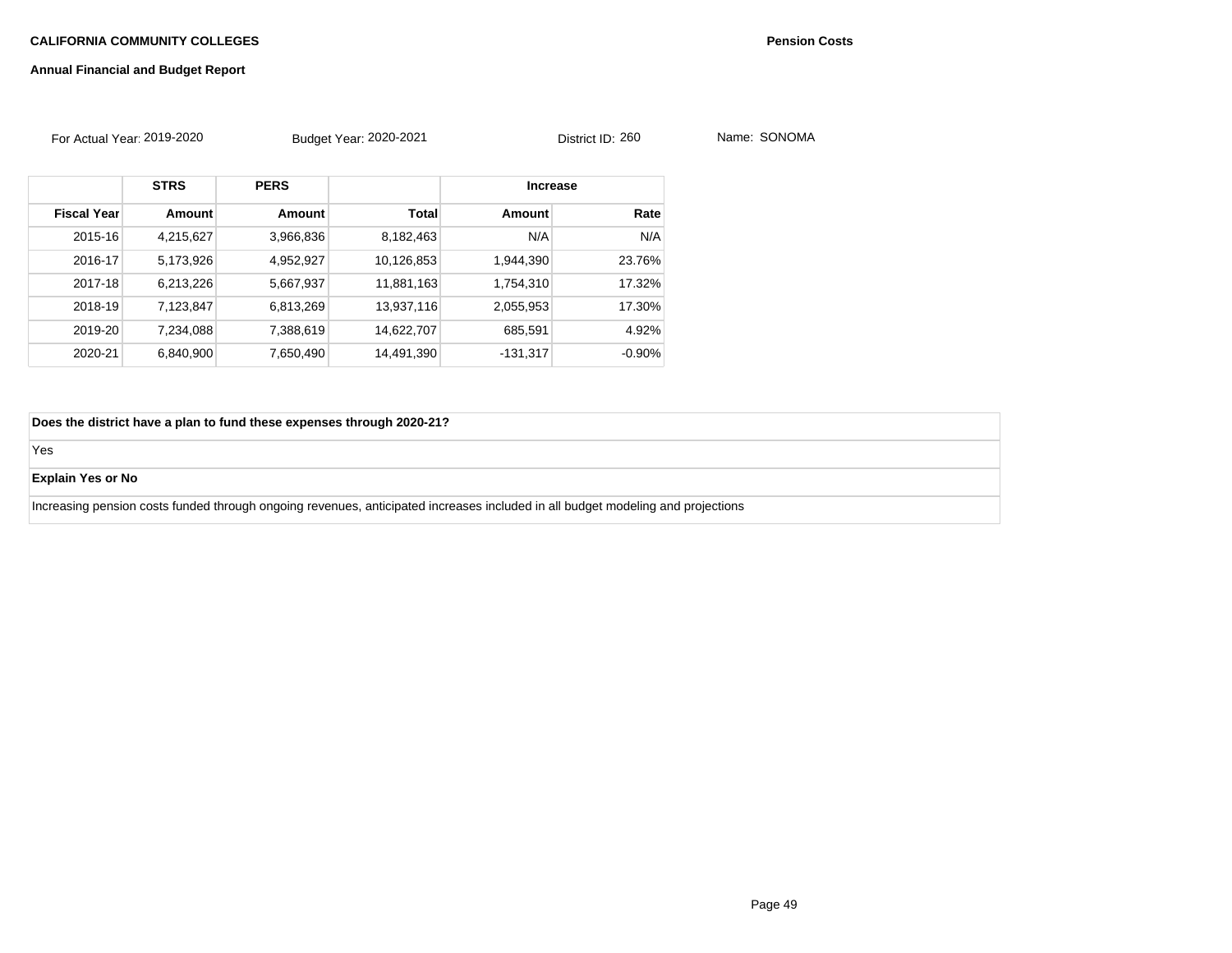**CALIFORNIA COMMUNITY COLLEGES**

**Pension Costs**

**Annual Financial and Budget Report**

For Actual Year: 2019-2020 Budget Year: 2020-2021 District ID: 260 Name: SONOMA

| | STRS | PERS | | Increase | |
|---|---|---|---|---|---|
| Fiscal Year | Amount | Amount | Total | Amount | Rate |
| 2015-16 | 4,215,627 | 3,966,836 | 8,182,463 | N/A | N/A |
| 2016-17 | 5,173,926 | 4,952,927 | 10,126,853 | 1,944,390 | 23.76% |
| 2017-18 | 6,213,226 | 5,667,937 | 11,881,163 | 1,754,310 | 17.32% |
| 2018-19 | 7,123,847 | 6,813,269 | 13,937,116 | 2,055,953 | 17.30% |
| 2019-20 | 7,234,088 | 7,388,619 | 14,622,707 | 685,591 | 4.92% |
| 2020-21 | 6,840,900 | 7,650,490 | 14,491,390 | -131,317 | -0.90% |

**Does the district have a plan to fund these expenses through 2020-21?**

Yes

**Explain Yes or No**

Increasing pension costs funded through ongoing revenues, anticipated increases included in all budget modeling and projections